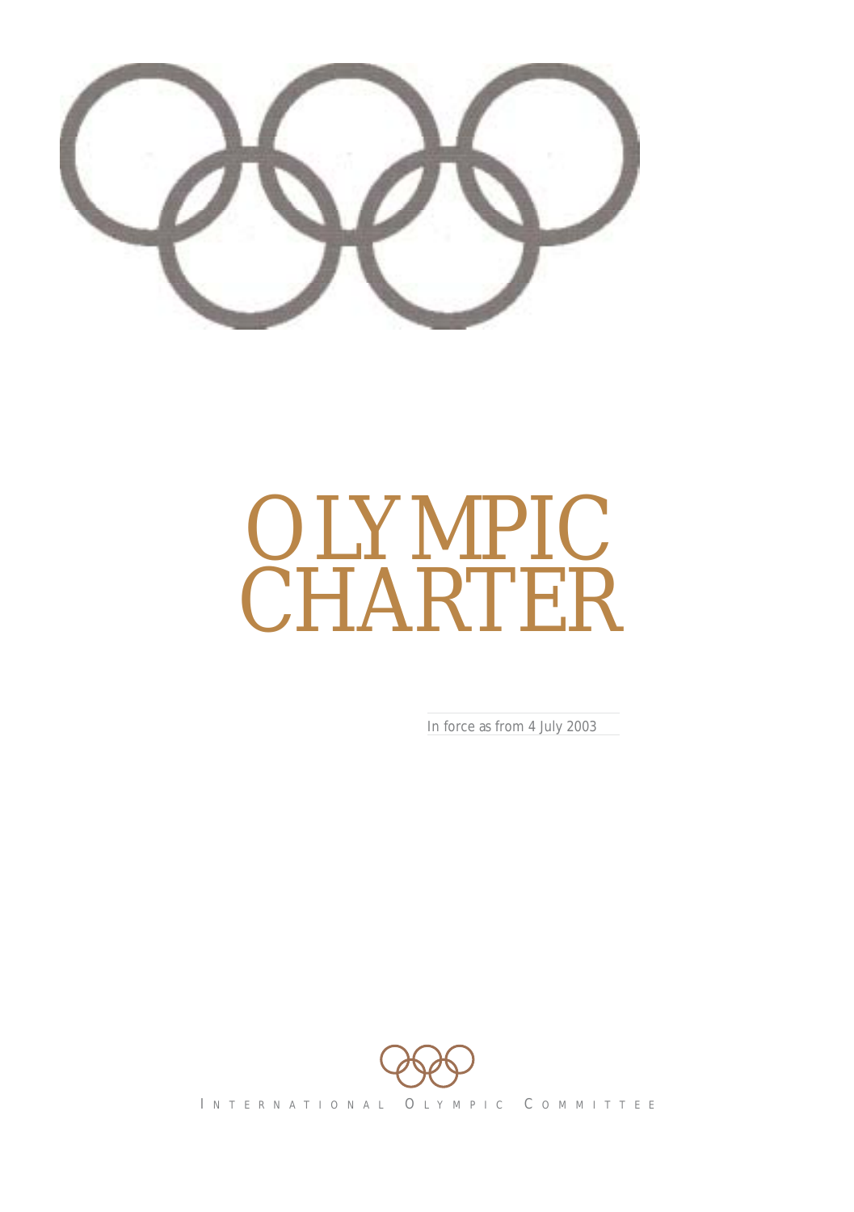# OLYMPIC CHARTER

*In force as from 4 July 2003*

INTERNATIONAL OLYMPIC COMMITTEE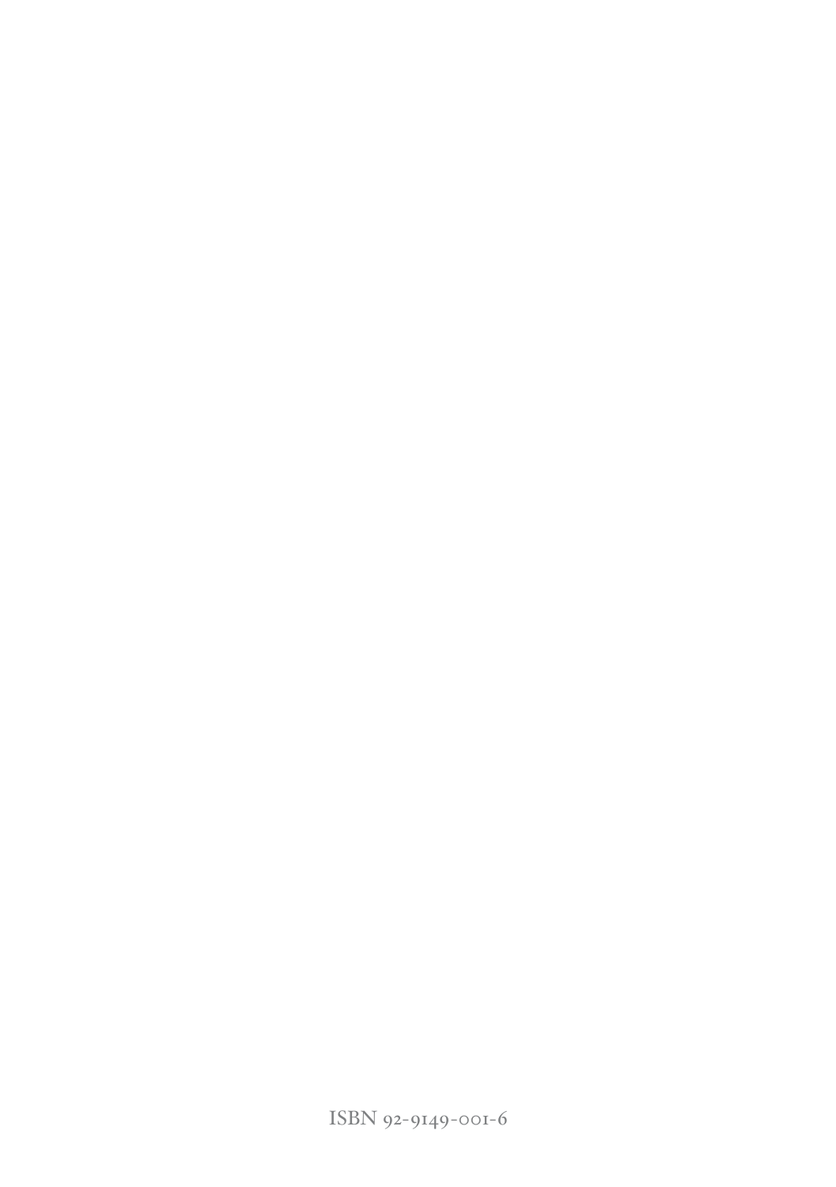ISBN 92-9149-001-6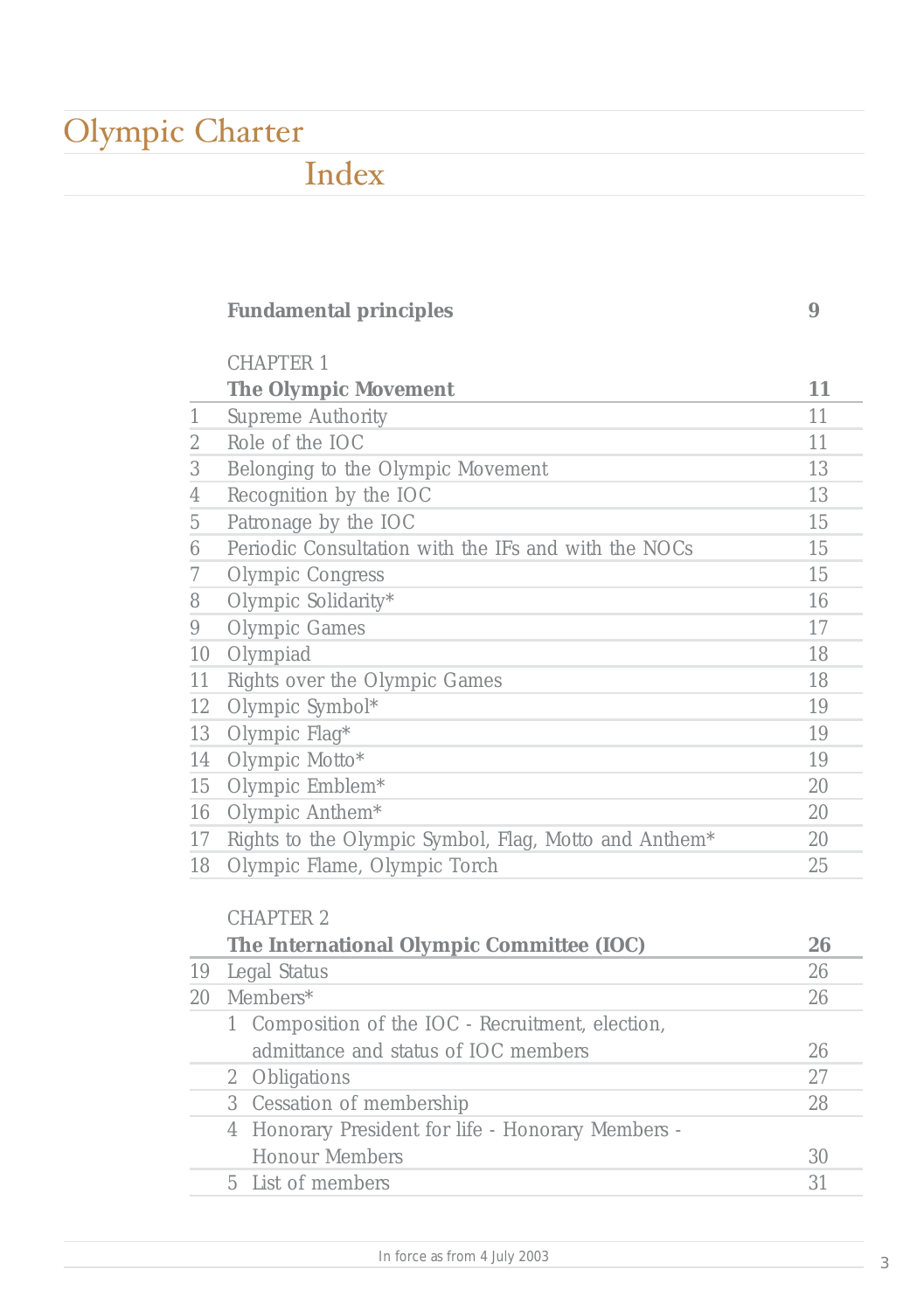# Olympic Charter

## Index

| | | |
|---|---|---|
| | **Fundamental principles** | **9** |
| | CHAPTER 1 **The Olympic Movement** | **11** |
| 1 | Supreme Authority | 11 |
| 2 | Role of the IOC | 11 |
| 3 | Belonging to the Olympic Movement | 13 |
| 4 | Recognition by the IOC | 13 |
| 5 | Patronage by the IOC | 15 |
| 6 | Periodic Consultation with the IFs and with the NOCs | 15 |
| 7 | Olympic Congress | 15 |
| 8 | Olympic Solidarity* | 16 |
| 9 | Olympic Games | 17 |
| 10 | Olympiad | 18 |
| 11 | Rights over the Olympic Games | 18 |
| 12 | Olympic Symbol* | 19 |
| 13 | Olympic Flag* | 19 |
| 14 | Olympic Motto* | 19 |
| 15 | Olympic Emblem* | 20 |
| 16 | Olympic Anthem* | 20 |
| 17 | Rights to the Olympic Symbol, Flag, Motto and Anthem* | 20 |
| 18 | Olympic Flame, Olympic Torch | 25 |
| | CHAPTER 2 **The International Olympic Committee (IOC)** | **26** |
| 19 | Legal Status | 26 |
| 20 | Members* | 26 |
| | 1 Composition of the IOC - Recruitment, election, admittance and status of IOC members | 26 |
| | 2 Obligations | 27 |
| | 3 Cessation of membership | 28 |
| | 4 Honorary President for life - Honorary Members - Honour Members | 30 |
| | 5 List of members | 31 |

In force as from 4 July 2003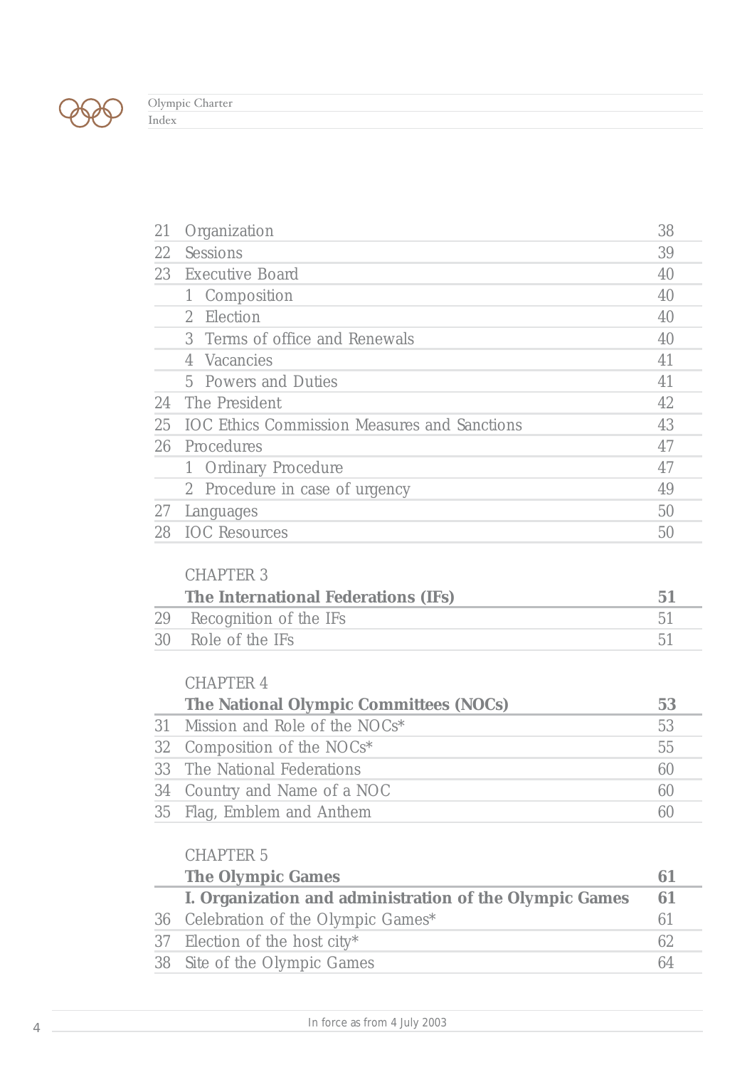| | | |
|---|---|---|
| 21 | Organization | 38 |
| 22 | Sessions | 39 |
| 23 | Executive Board | 40 |
| | 1 Composition | 40 |
| | 2 Election | 40 |
| | 3 Terms of office and Renewals | 40 |
| | 4 Vacancies | 41 |
| | 5 Powers and Duties | 41 |
| 24 | The President | 42 |
| 25 | IOC Ethics Commission Measures and Sanctions | 43 |
| 26 | Procedures | 47 |
| | 1 Ordinary Procedure | 47 |
| | 2 Procedure in case of urgency | 49 |
| 27 | Languages | 50 |
| 28 | IOC Resources | 50 |

CHAPTER 3

| | **The International Federations (IFs)** | **51** |
|---|---|---|
| 29 | Recognition of the IFs | 51 |
| 30 | Role of the IFs | 51 |

CHAPTER 4

| | **The National Olympic Committees (NOCs)** | **53** |
|---|---|---|
| 31 | Mission and Role of the NOCs* | 53 |
| 32 | Composition of the NOCs* | 55 |
| 33 | The National Federations | 60 |
| 34 | Country and Name of a NOC | 60 |
| 35 | Flag, Emblem and Anthem | 60 |

CHAPTER 5

| | **The Olympic Games** | **61** |
|---|---|---|
| | **I. Organization and administration of the Olympic Games** | **61** |
| 36 | Celebration of the Olympic Games* | 61 |
| 37 | Election of the host city* | 62 |
| 38 | Site of the Olympic Games | 64 |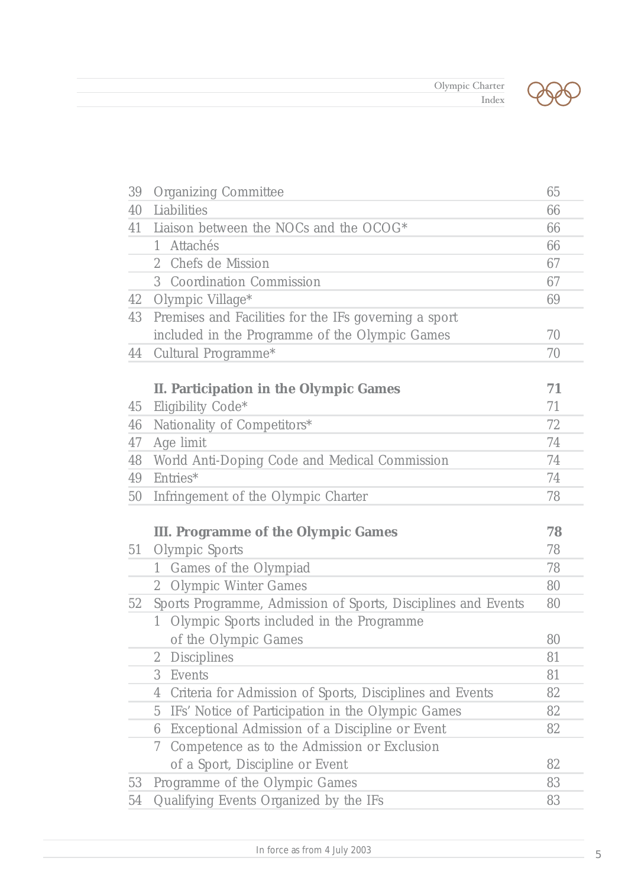| | | |
|---|---|---|
| 39 | Organizing Committee | 65 |
| 40 | Liabilities | 66 |
| 41 | Liaison between the NOCs and the OCOG* | 66 |
| | 1 Attachés | 66 |
| | 2 Chefs de Mission | 67 |
| | 3 Coordination Commission | 67 |
| 42 | Olympic Village* | 69 |
| 43 | Premises and Facilities for the IFs governing a sport included in the Programme of the Olympic Games | 70 |
| 44 | Cultural Programme* | 70 |
| | **II. Participation in the Olympic Games** | **71** |
| 45 | Eligibility Code* | 71 |
| 46 | Nationality of Competitors* | 72 |
| 47 | Age limit | 74 |
| 48 | World Anti-Doping Code and Medical Commission | 74 |
| 49 | Entries* | 74 |
| 50 | Infringement of the Olympic Charter | 78 |
| | **III. Programme of the Olympic Games** | **78** |
| 51 | Olympic Sports | 78 |
| | 1 Games of the Olympiad | 78 |
| | 2 Olympic Winter Games | 80 |
| 52 | Sports Programme, Admission of Sports, Disciplines and Events | 80 |
| | 1 Olympic Sports included in the Programme of the Olympic Games | 80 |
| | 2 Disciplines | 81 |
| | 3 Events | 81 |
| | 4 Criteria for Admission of Sports, Disciplines and Events | 82 |
| | 5 IFs' Notice of Participation in the Olympic Games | 82 |
| | 6 Exceptional Admission of a Discipline or Event | 82 |
| | 7 Competence as to the Admission or Exclusion of a Sport, Discipline or Event | 82 |
| 53 | Programme of the Olympic Games | 83 |
| 54 | Qualifying Events Organized by the IFs | 83 |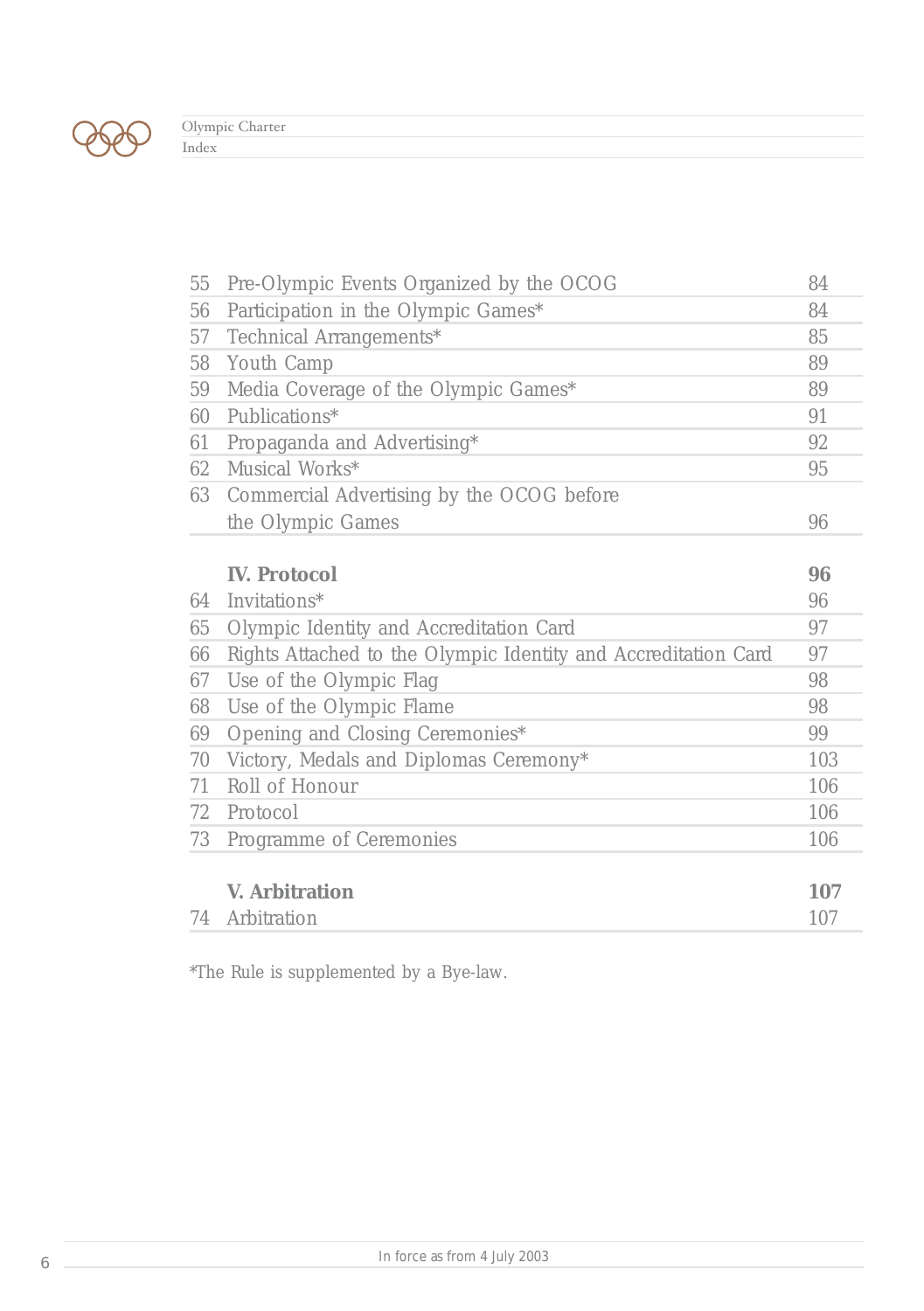| | | |
|---|---|---|
| 55 | Pre-Olympic Events Organized by the OCOG | 84 |
| 56 | Participation in the Olympic Games* | 84 |
| 57 | Technical Arrangements* | 85 |
| 58 | Youth Camp | 89 |
| 59 | Media Coverage of the Olympic Games* | 89 |
| 60 | Publications* | 91 |
| 61 | Propaganda and Advertising* | 92 |
| 62 | Musical Works* | 95 |
| 63 | Commercial Advertising by the OCOG before the Olympic Games | 96 |
| | **IV. Protocol** | **96** |
| 64 | Invitations* | 96 |
| 65 | Olympic Identity and Accreditation Card | 97 |
| 66 | Rights Attached to the Olympic Identity and Accreditation Card | 97 |
| 67 | Use of the Olympic Flag | 98 |
| 68 | Use of the Olympic Flame | 98 |
| 69 | Opening and Closing Ceremonies* | 99 |
| 70 | Victory, Medals and Diplomas Ceremony* | 103 |
| 71 | Roll of Honour | 106 |
| 72 | Protocol | 106 |
| 73 | Programme of Ceremonies | 106 |
| | **V. Arbitration** | **107** |
| 74 | Arbitration | 107 |

*The Rule is supplemented by a Bye-law.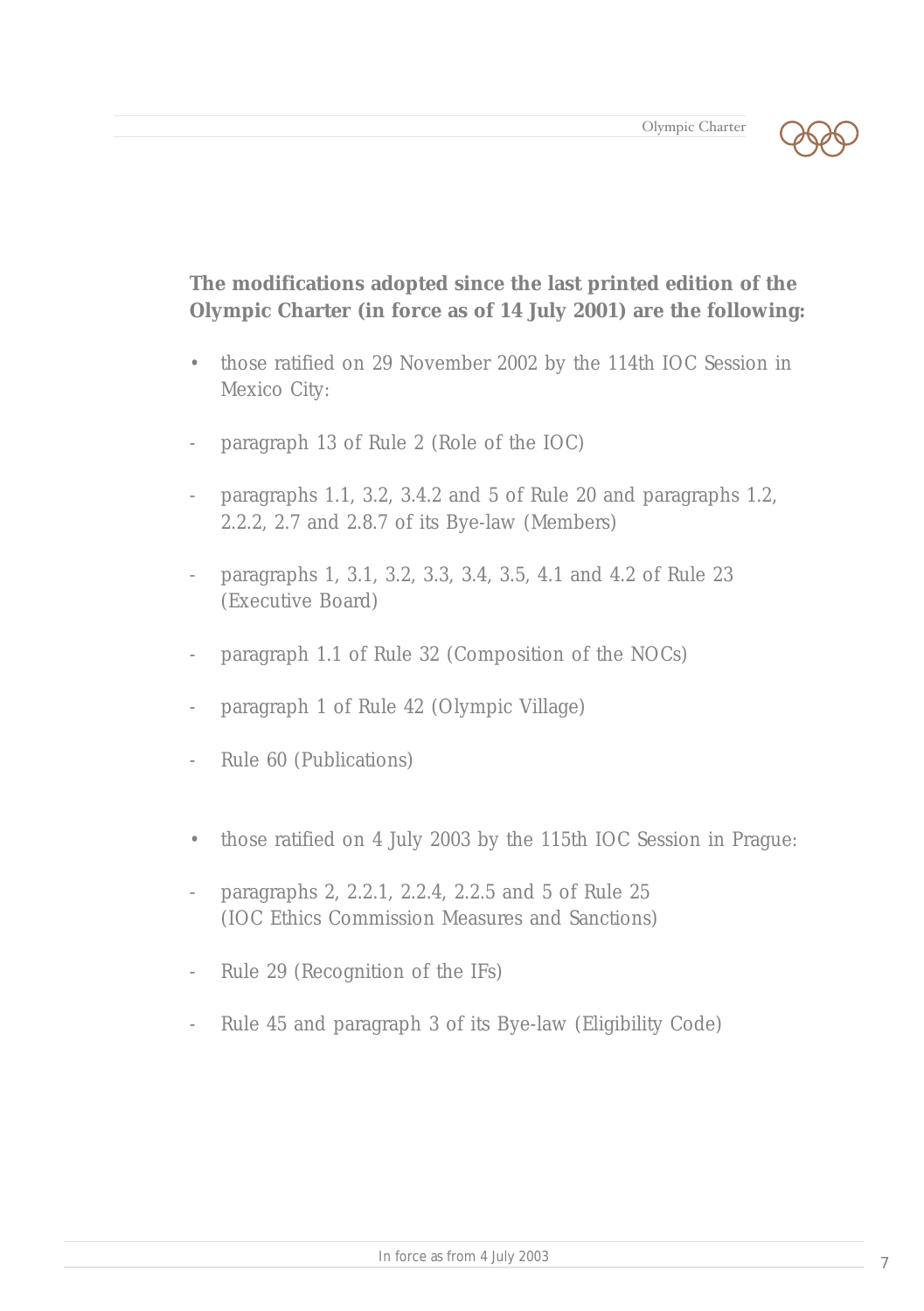**The modifications adopted since the last printed edition of the Olympic Charter (in force as of 14 July 2001) are the following:**

- those ratified on 29 November 2002 by the 114th IOC Session in Mexico City:

  - paragraph 13 of Rule 2 (Role of the IOC)
  - paragraphs 1.1, 3.2, 3.4.2 and 5 of Rule 20 and paragraphs 1.2, 2.2.2, 2.7 and 2.8.7 of its Bye-law (Members)
  - paragraphs 1, 3.1, 3.2, 3.3, 3.4, 3.5, 4.1 and 4.2 of Rule 23 (Executive Board)
  - paragraph 1.1 of Rule 32 (Composition of the NOCs)
  - paragraph 1 of Rule 42 (Olympic Village)
  - Rule 60 (Publications)

- those ratified on 4 July 2003 by the 115th IOC Session in Prague:

  - paragraphs 2, 2.2.1, 2.2.4, 2.2.5 and 5 of Rule 25 (IOC Ethics Commission Measures and Sanctions)
  - Rule 29 (Recognition of the IFs)
  - Rule 45 and paragraph 3 of its Bye-law (Eligibility Code)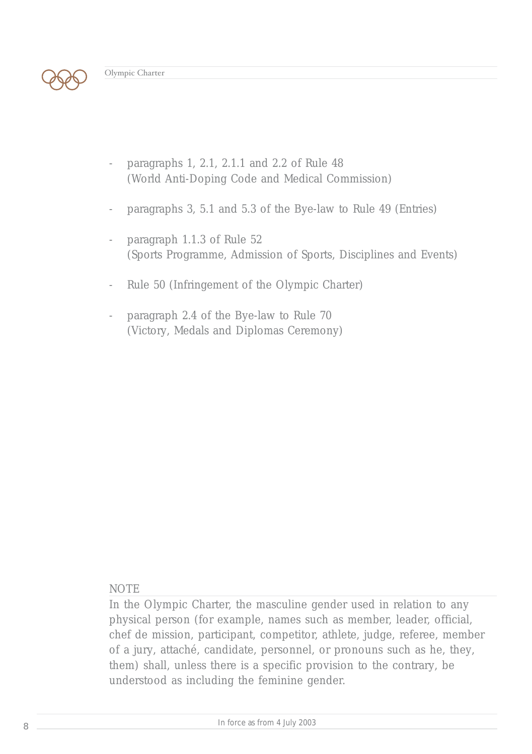- paragraphs 1, 2.1, 2.1.1 and 2.2 of Rule 48 (World Anti-Doping Code and Medical Commission)
- paragraphs 3, 5.1 and 5.3 of the Bye-law to Rule 49 (Entries)
- paragraph 1.1.3 of Rule 52 (Sports Programme, Admission of Sports, Disciplines and Events)
- Rule 50 (Infringement of the Olympic Charter)
- paragraph 2.4 of the Bye-law to Rule 70 (Victory, Medals and Diplomas Ceremony)

NOTE

In the Olympic Charter, the masculine gender used in relation to any physical person (for example, names such as member, leader, official, chef de mission, participant, competitor, athlete, judge, referee, member of a jury, attaché, candidate, personnel, or pronouns such as he, they, them) shall, unless there is a specific provision to the contrary, be understood as including the feminine gender.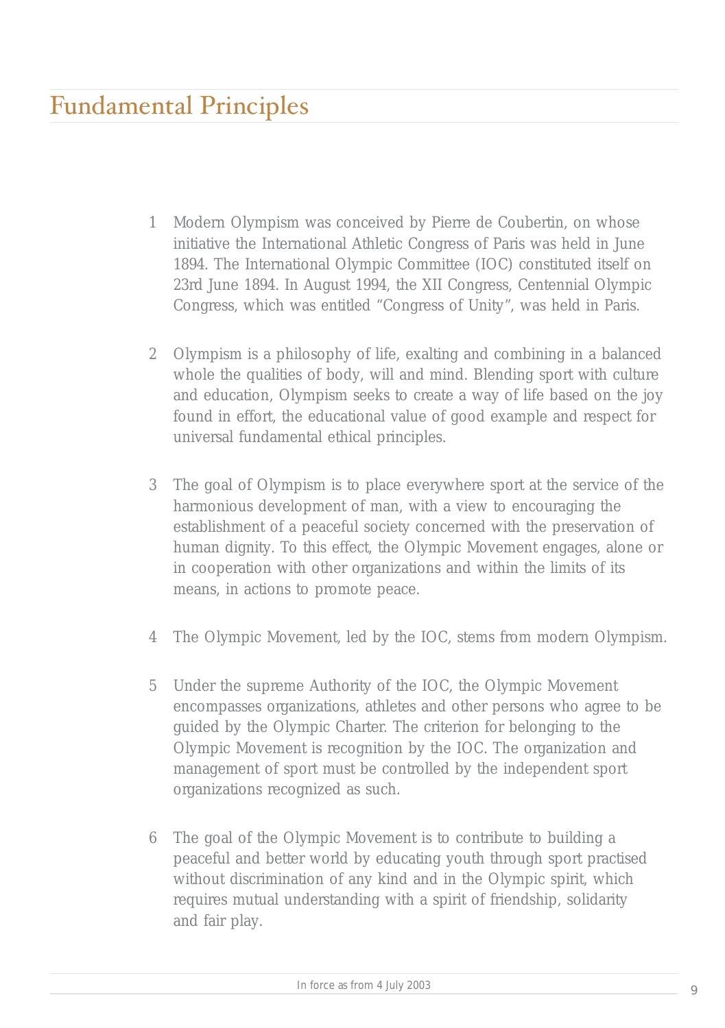# Fundamental Principles

1. Modern Olympism was conceived by Pierre de Coubertin, on whose initiative the International Athletic Congress of Paris was held in June 1894. The International Olympic Committee (IOC) constituted itself on 23rd June 1894. In August 1994, the XII Congress, Centennial Olympic Congress, which was entitled "Congress of Unity", was held in Paris.

2. Olympism is a philosophy of life, exalting and combining in a balanced whole the qualities of body, will and mind. Blending sport with culture and education, Olympism seeks to create a way of life based on the joy found in effort, the educational value of good example and respect for universal fundamental ethical principles.

3. The goal of Olympism is to place everywhere sport at the service of the harmonious development of man, with a view to encouraging the establishment of a peaceful society concerned with the preservation of human dignity. To this effect, the Olympic Movement engages, alone or in cooperation with other organizations and within the limits of its means, in actions to promote peace.

4. The Olympic Movement, led by the IOC, stems from modern Olympism.

5. Under the supreme Authority of the IOC, the Olympic Movement encompasses organizations, athletes and other persons who agree to be guided by the Olympic Charter. The criterion for belonging to the Olympic Movement is recognition by the IOC. The organization and management of sport must be controlled by the independent sport organizations recognized as such.

6. The goal of the Olympic Movement is to contribute to building a peaceful and better world by educating youth through sport practised without discrimination of any kind and in the Olympic spirit, which requires mutual understanding with a spirit of friendship, solidarity and fair play.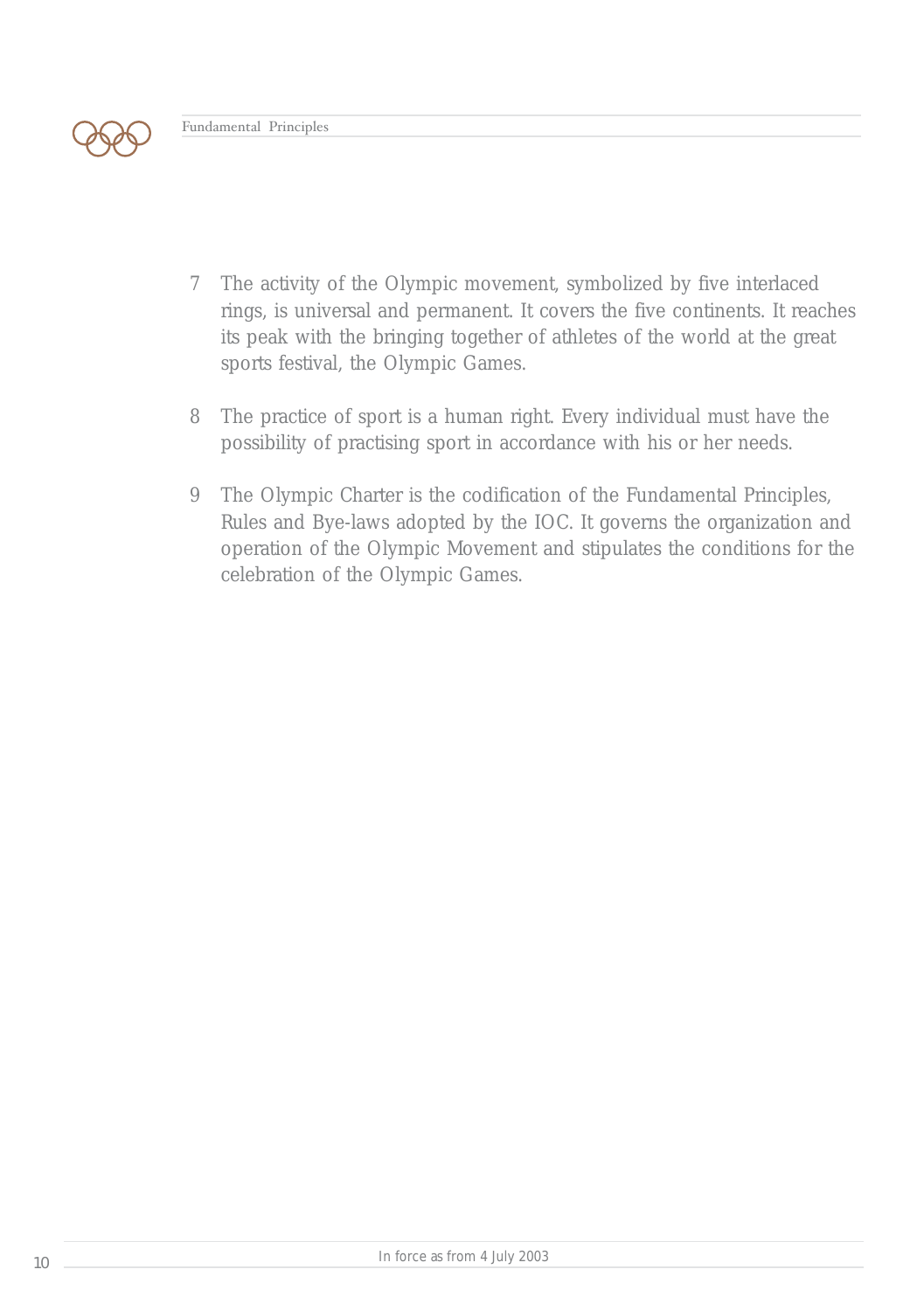7 The activity of the Olympic movement, symbolized by five interlaced rings, is universal and permanent. It covers the five continents. It reaches its peak with the bringing together of athletes of the world at the great sports festival, the Olympic Games.

8 The practice of sport is a human right. Every individual must have the possibility of practising sport in accordance with his or her needs.

9 The Olympic Charter is the codification of the Fundamental Principles, Rules and Bye-laws adopted by the IOC. It governs the organization and operation of the Olympic Movement and stipulates the conditions for the celebration of the Olympic Games.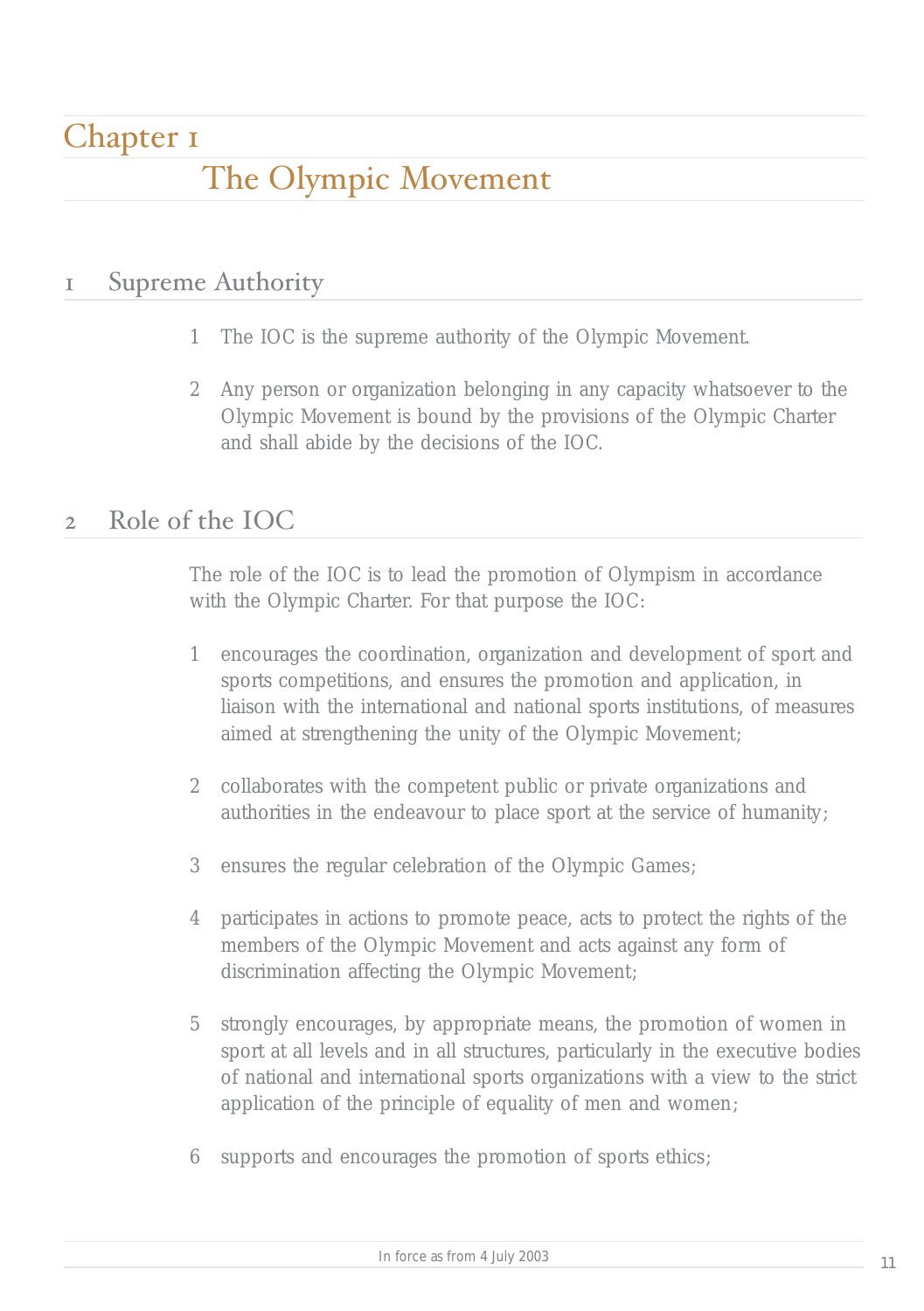# Chapter 1

## The Olympic Movement

### 1 Supreme Authority

1 The IOC is the supreme authority of the Olympic Movement.

2 Any person or organization belonging in any capacity whatsoever to the Olympic Movement is bound by the provisions of the Olympic Charter and shall abide by the decisions of the IOC.

### 2 Role of the IOC

The role of the IOC is to lead the promotion of Olympism in accordance with the Olympic Charter. For that purpose the IOC:

1 encourages the coordination, organization and development of sport and sports competitions, and ensures the promotion and application, in liaison with the international and national sports institutions, of measures aimed at strengthening the unity of the Olympic Movement;

2 collaborates with the competent public or private organizations and authorities in the endeavour to place sport at the service of humanity;

3 ensures the regular celebration of the Olympic Games;

4 participates in actions to promote peace, acts to protect the rights of the members of the Olympic Movement and acts against any form of discrimination affecting the Olympic Movement;

5 strongly encourages, by appropriate means, the promotion of women in sport at all levels and in all structures, particularly in the executive bodies of national and international sports organizations with a view to the strict application of the principle of equality of men and women;

6 supports and encourages the promotion of sports ethics;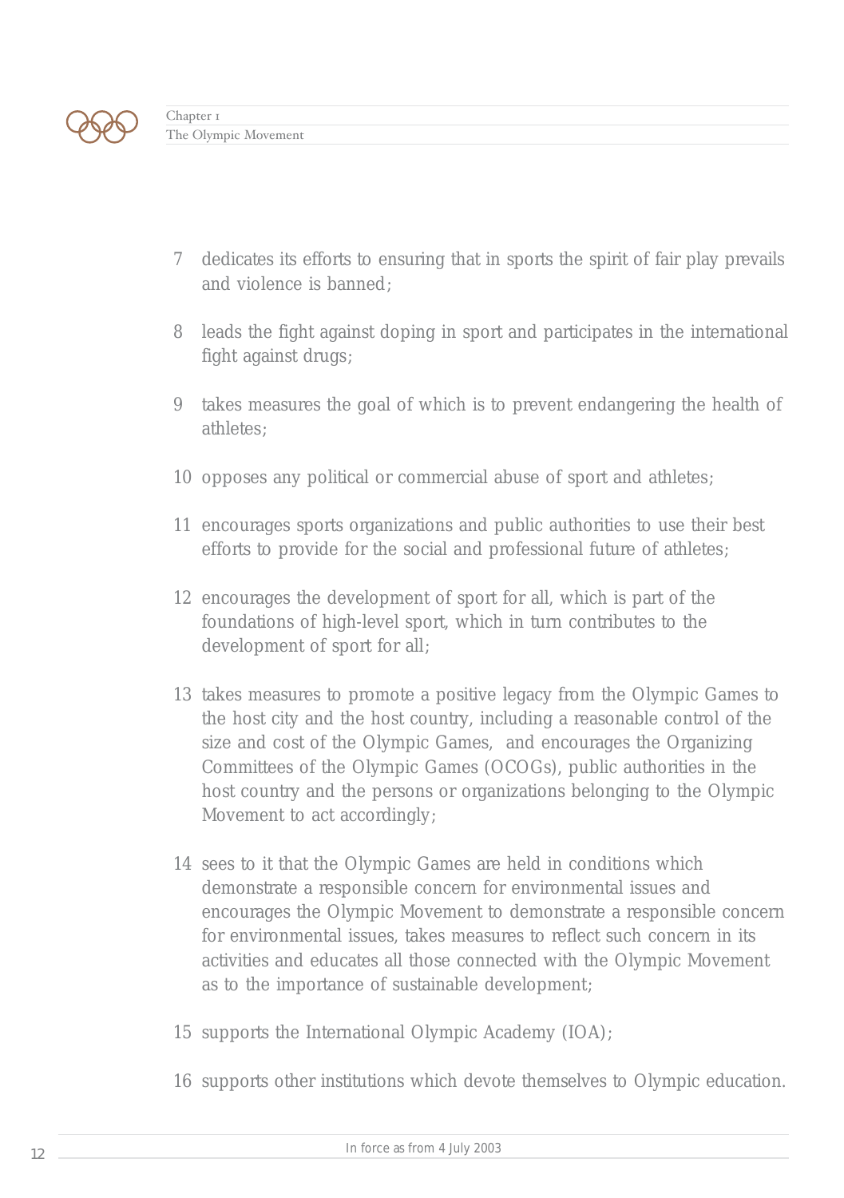7 dedicates its efforts to ensuring that in sports the spirit of fair play prevails and violence is banned;

8 leads the fight against doping in sport and participates in the international fight against drugs;

9 takes measures the goal of which is to prevent endangering the health of athletes;

10 opposes any political or commercial abuse of sport and athletes;

11 encourages sports organizations and public authorities to use their best efforts to provide for the social and professional future of athletes;

12 encourages the development of sport for all, which is part of the foundations of high-level sport, which in turn contributes to the development of sport for all;

13 takes measures to promote a positive legacy from the Olympic Games to the host city and the host country, including a reasonable control of the size and cost of the Olympic Games, and encourages the Organizing Committees of the Olympic Games (OCOGs), public authorities in the host country and the persons or organizations belonging to the Olympic Movement to act accordingly;

14 sees to it that the Olympic Games are held in conditions which demonstrate a responsible concern for environmental issues and encourages the Olympic Movement to demonstrate a responsible concern for environmental issues, takes measures to reflect such concern in its activities and educates all those connected with the Olympic Movement as to the importance of sustainable development;

15 supports the International Olympic Academy (IOA);

16 supports other institutions which devote themselves to Olympic education.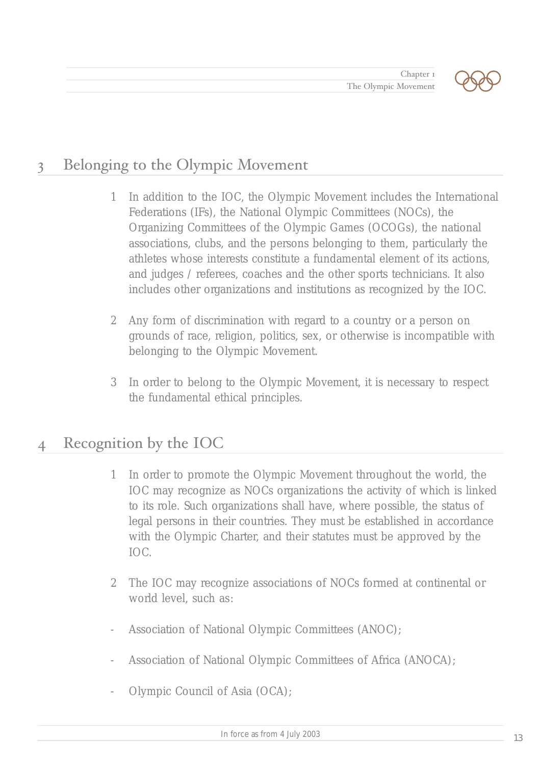## 3 Belonging to the Olympic Movement

1 In addition to the IOC, the Olympic Movement includes the International Federations (IFs), the National Olympic Committees (NOCs), the Organizing Committees of the Olympic Games (OCOGs), the national associations, clubs, and the persons belonging to them, particularly the athletes whose interests constitute a fundamental element of its actions, and judges / referees, coaches and the other sports technicians. It also includes other organizations and institutions as recognized by the IOC.

2 Any form of discrimination with regard to a country or a person on grounds of race, religion, politics, sex, or otherwise is incompatible with belonging to the Olympic Movement.

3 In order to belong to the Olympic Movement, it is necessary to respect the fundamental ethical principles.

## 4 Recognition by the IOC

1 In order to promote the Olympic Movement throughout the world, the IOC may recognize as NOCs organizations the activity of which is linked to its role. Such organizations shall have, where possible, the status of legal persons in their countries. They must be established in accordance with the Olympic Charter, and their statutes must be approved by the IOC.

2 The IOC may recognize associations of NOCs formed at continental or world level, such as:

- Association of National Olympic Committees (ANOC);
- Association of National Olympic Committees of Africa (ANOCA);
- Olympic Council of Asia (OCA);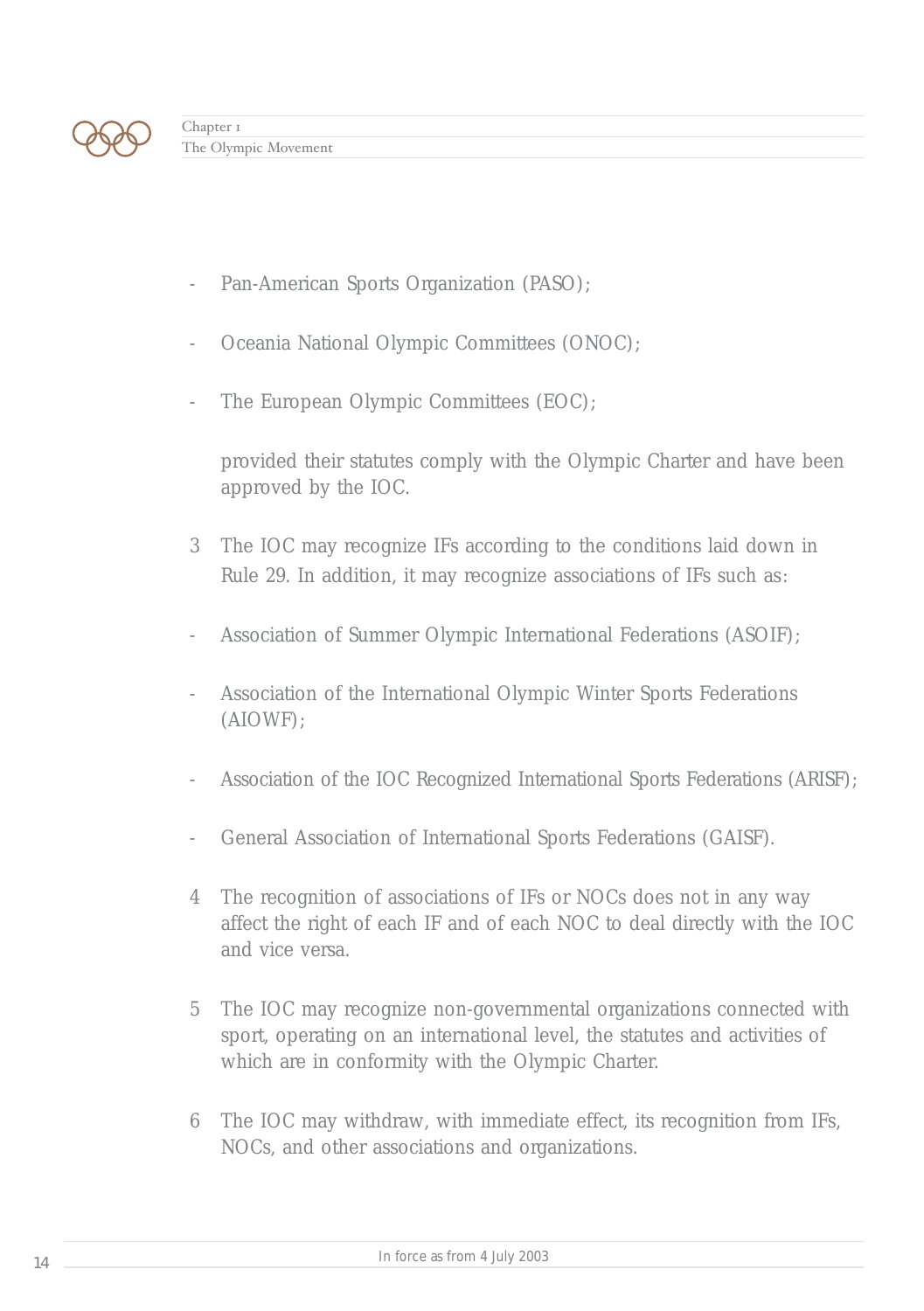- Pan-American Sports Organization (PASO);
- Oceania National Olympic Committees (ONOC);
- The European Olympic Committees (EOC);

provided their statutes comply with the Olympic Charter and have been approved by the IOC.

3 The IOC may recognize IFs according to the conditions laid down in Rule 29. In addition, it may recognize associations of IFs such as:

- Association of Summer Olympic International Federations (ASOIF);
- Association of the International Olympic Winter Sports Federations (AIOWF);
- Association of the IOC Recognized International Sports Federations (ARISF);
- General Association of International Sports Federations (GAISF).

4 The recognition of associations of IFs or NOCs does not in any way affect the right of each IF and of each NOC to deal directly with the IOC and vice versa.

5 The IOC may recognize non-governmental organizations connected with sport, operating on an international level, the statutes and activities of which are in conformity with the Olympic Charter.

6 The IOC may withdraw, with immediate effect, its recognition from IFs, NOCs, and other associations and organizations.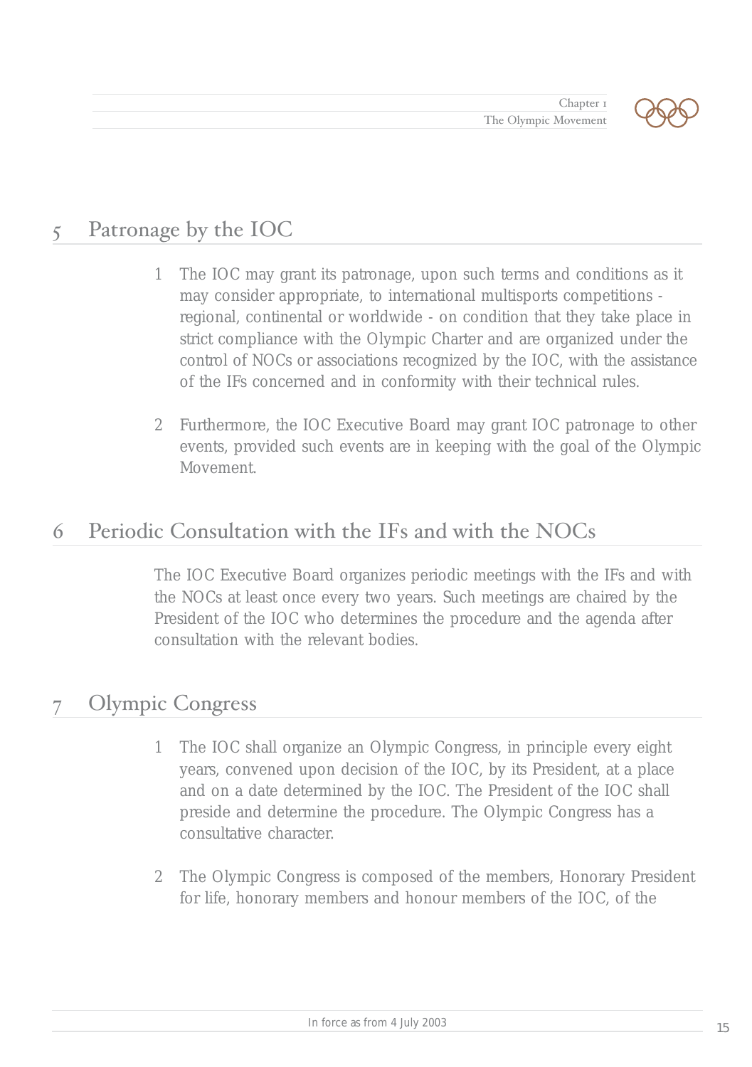## 5 Patronage by the IOC

1. The IOC may grant its patronage, upon such terms and conditions as it may consider appropriate, to international multisports competitions - regional, continental or worldwide - on condition that they take place in strict compliance with the Olympic Charter and are organized under the control of NOCs or associations recognized by the IOC, with the assistance of the IFs concerned and in conformity with their technical rules.

2. Furthermore, the IOC Executive Board may grant IOC patronage to other events, provided such events are in keeping with the goal of the Olympic Movement.

## 6 Periodic Consultation with the IFs and with the NOCs

The IOC Executive Board organizes periodic meetings with the IFs and with the NOCs at least once every two years. Such meetings are chaired by the President of the IOC who determines the procedure and the agenda after consultation with the relevant bodies.

## 7 Olympic Congress

1. The IOC shall organize an Olympic Congress, in principle every eight years, convened upon decision of the IOC, by its President, at a place and on a date determined by the IOC. The President of the IOC shall preside and determine the procedure. The Olympic Congress has a consultative character.

2. The Olympic Congress is composed of the members, Honorary President for life, honorary members and honour members of the IOC, of the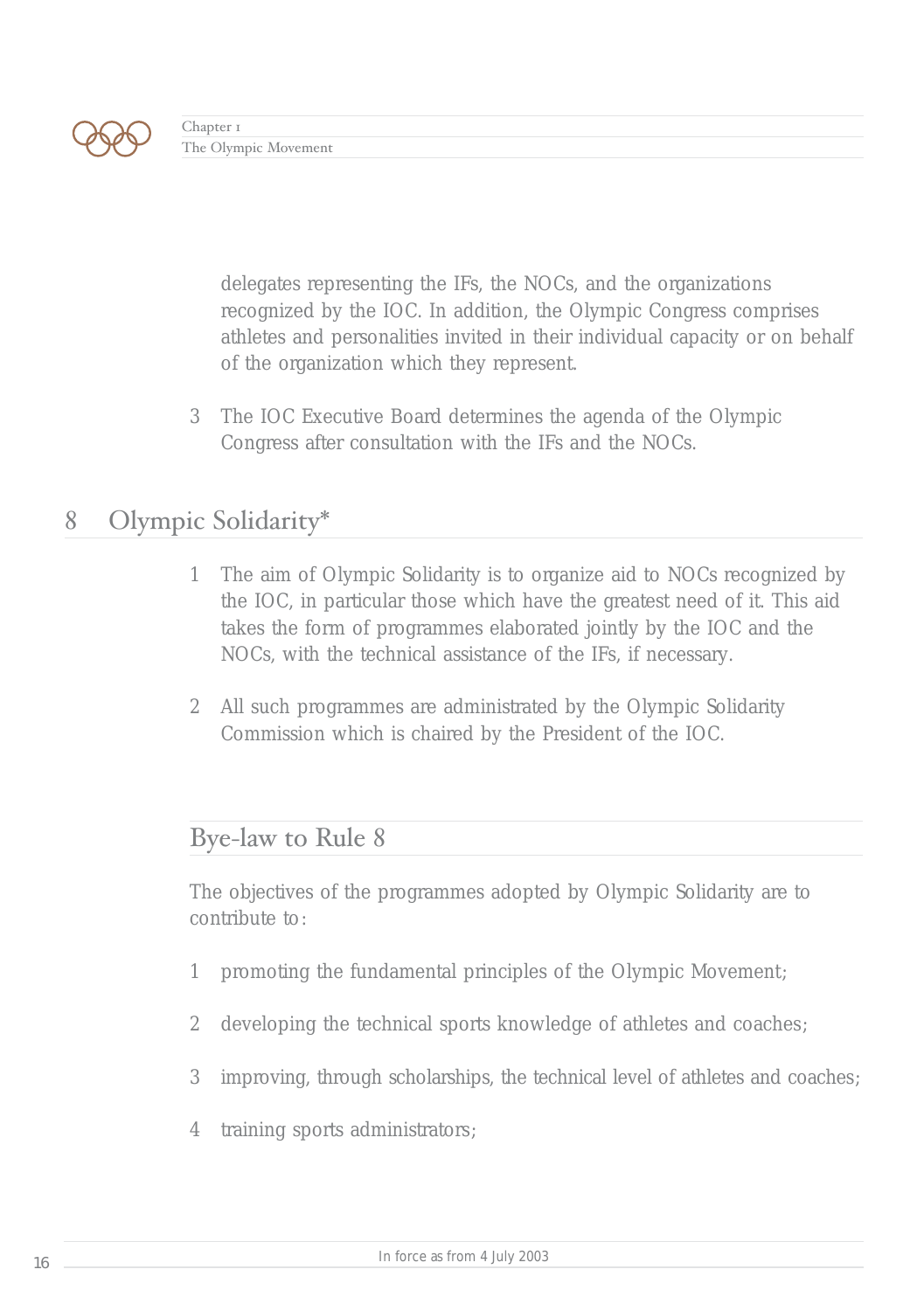delegates representing the IFs, the NOCs, and the organizations recognized by the IOC. In addition, the Olympic Congress comprises athletes and personalities invited in their individual capacity or on behalf of the organization which they represent.

3 The IOC Executive Board determines the agenda of the Olympic Congress after consultation with the IFs and the NOCs.

## 8 Olympic Solidarity*

1 The aim of Olympic Solidarity is to organize aid to NOCs recognized by the IOC, in particular those which have the greatest need of it. This aid takes the form of programmes elaborated jointly by the IOC and the NOCs, with the technical assistance of the IFs, if necessary.

2 All such programmes are administrated by the Olympic Solidarity Commission which is chaired by the President of the IOC.

### Bye-law to Rule 8

The objectives of the programmes adopted by Olympic Solidarity are to contribute to:

1 promoting the fundamental principles of the Olympic Movement;

2 developing the technical sports knowledge of athletes and coaches;

3 improving, through scholarships, the technical level of athletes and coaches;

4 training sports administrators;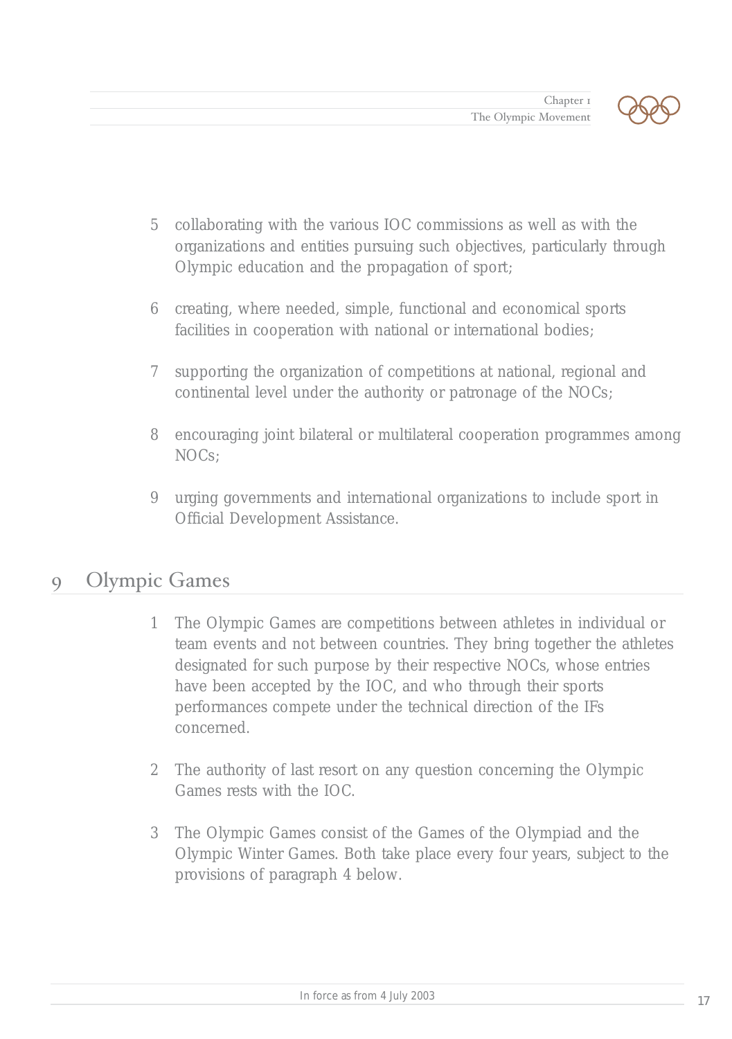5 collaborating with the various IOC commissions as well as with the organizations and entities pursuing such objectives, particularly through Olympic education and the propagation of sport;

6 creating, where needed, simple, functional and economical sports facilities in cooperation with national or international bodies;

7 supporting the organization of competitions at national, regional and continental level under the authority or patronage of the NOCs;

8 encouraging joint bilateral or multilateral cooperation programmes among NOCs;

9 urging governments and international organizations to include sport in Official Development Assistance.

## 9 Olympic Games

1 The Olympic Games are competitions between athletes in individual or team events and not between countries. They bring together the athletes designated for such purpose by their respective NOCs, whose entries have been accepted by the IOC, and who through their sports performances compete under the technical direction of the IFs concerned.

2 The authority of last resort on any question concerning the Olympic Games rests with the IOC.

3 The Olympic Games consist of the Games of the Olympiad and the Olympic Winter Games. Both take place every four years, subject to the provisions of paragraph 4 below.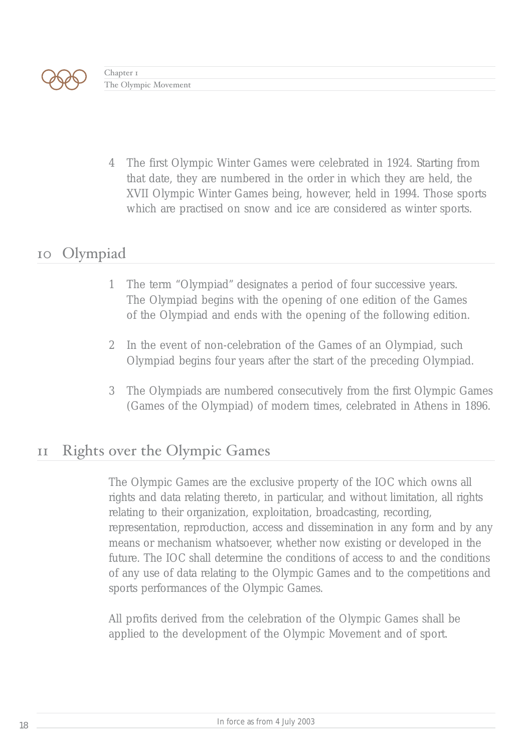4 The first Olympic Winter Games were celebrated in 1924. Starting from that date, they are numbered in the order in which they are held, the XVII Olympic Winter Games being, however, held in 1994. Those sports which are practised on snow and ice are considered as winter sports.

## 10 Olympiad

1 The term "Olympiad" designates a period of four successive years. The Olympiad begins with the opening of one edition of the Games of the Olympiad and ends with the opening of the following edition.

2 In the event of non-celebration of the Games of an Olympiad, such Olympiad begins four years after the start of the preceding Olympiad.

3 The Olympiads are numbered consecutively from the first Olympic Games (Games of the Olympiad) of modern times, celebrated in Athens in 1896.

## 11 Rights over the Olympic Games

The Olympic Games are the exclusive property of the IOC which owns all rights and data relating thereto, in particular, and without limitation, all rights relating to their organization, exploitation, broadcasting, recording, representation, reproduction, access and dissemination in any form and by any means or mechanism whatsoever, whether now existing or developed in the future. The IOC shall determine the conditions of access to and the conditions of any use of data relating to the Olympic Games and to the competitions and sports performances of the Olympic Games.

All profits derived from the celebration of the Olympic Games shall be applied to the development of the Olympic Movement and of sport.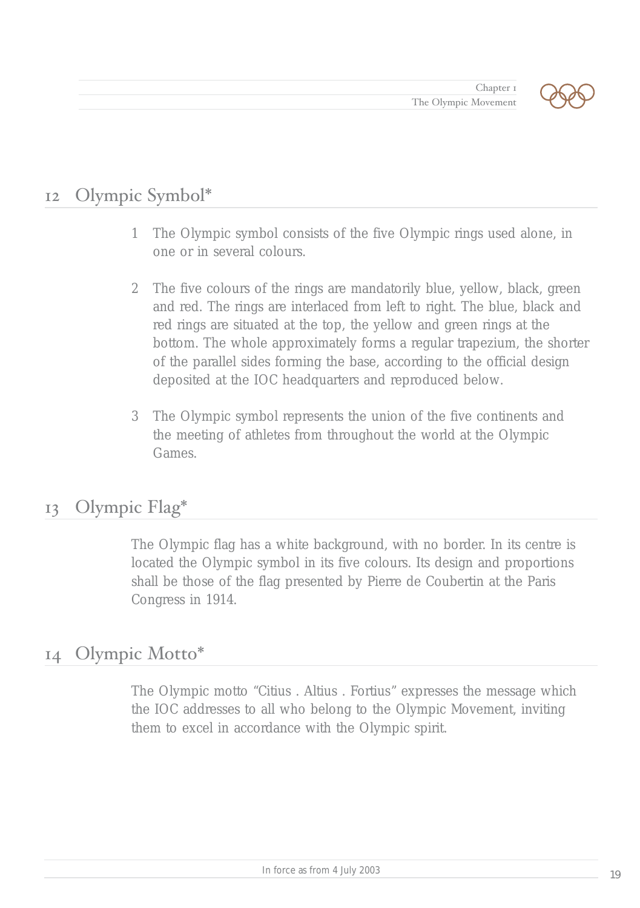## 12 Olympic Symbol*

1. The Olympic symbol consists of the five Olympic rings used alone, in one or in several colours.

2. The five colours of the rings are mandatorily blue, yellow, black, green and red. The rings are interlaced from left to right. The blue, black and red rings are situated at the top, the yellow and green rings at the bottom. The whole approximately forms a regular trapezium, the shorter of the parallel sides forming the base, according to the official design deposited at the IOC headquarters and reproduced below.

3. The Olympic symbol represents the union of the five continents and the meeting of athletes from throughout the world at the Olympic Games.

## 13 Olympic Flag*

The Olympic flag has a white background, with no border. In its centre is located the Olympic symbol in its five colours. Its design and proportions shall be those of the flag presented by Pierre de Coubertin at the Paris Congress in 1914.

## 14 Olympic Motto*

The Olympic motto "Citius . Altius . Fortius" expresses the message which the IOC addresses to all who belong to the Olympic Movement, inviting them to excel in accordance with the Olympic spirit.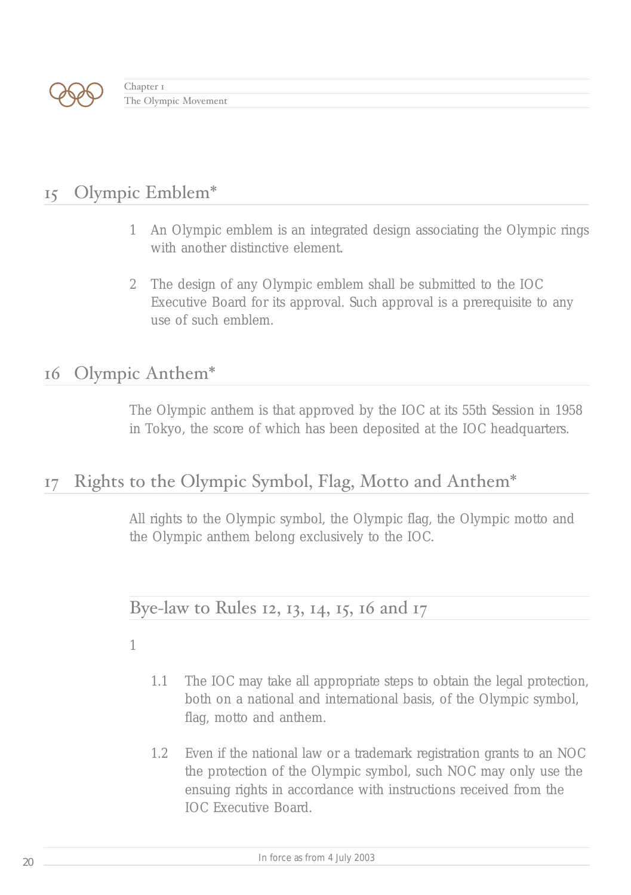## 15 Olympic Emblem*

1 An Olympic emblem is an integrated design associating the Olympic rings with another distinctive element.

2 The design of any Olympic emblem shall be submitted to the IOC Executive Board for its approval. Such approval is a prerequisite to any use of such emblem.

## 16 Olympic Anthem*

The Olympic anthem is that approved by the IOC at its 55th Session in 1958 in Tokyo, the score of which has been deposited at the IOC headquarters.

## 17 Rights to the Olympic Symbol, Flag, Motto and Anthem*

All rights to the Olympic symbol, the Olympic flag, the Olympic motto and the Olympic anthem belong exclusively to the IOC.

### Bye-law to Rules 12, 13, 14, 15, 16 and 17

1

1.1 The IOC may take all appropriate steps to obtain the legal protection, both on a national and international basis, of the Olympic symbol, flag, motto and anthem.

1.2 Even if the national law or a trademark registration grants to an NOC the protection of the Olympic symbol, such NOC may only use the ensuing rights in accordance with instructions received from the IOC Executive Board.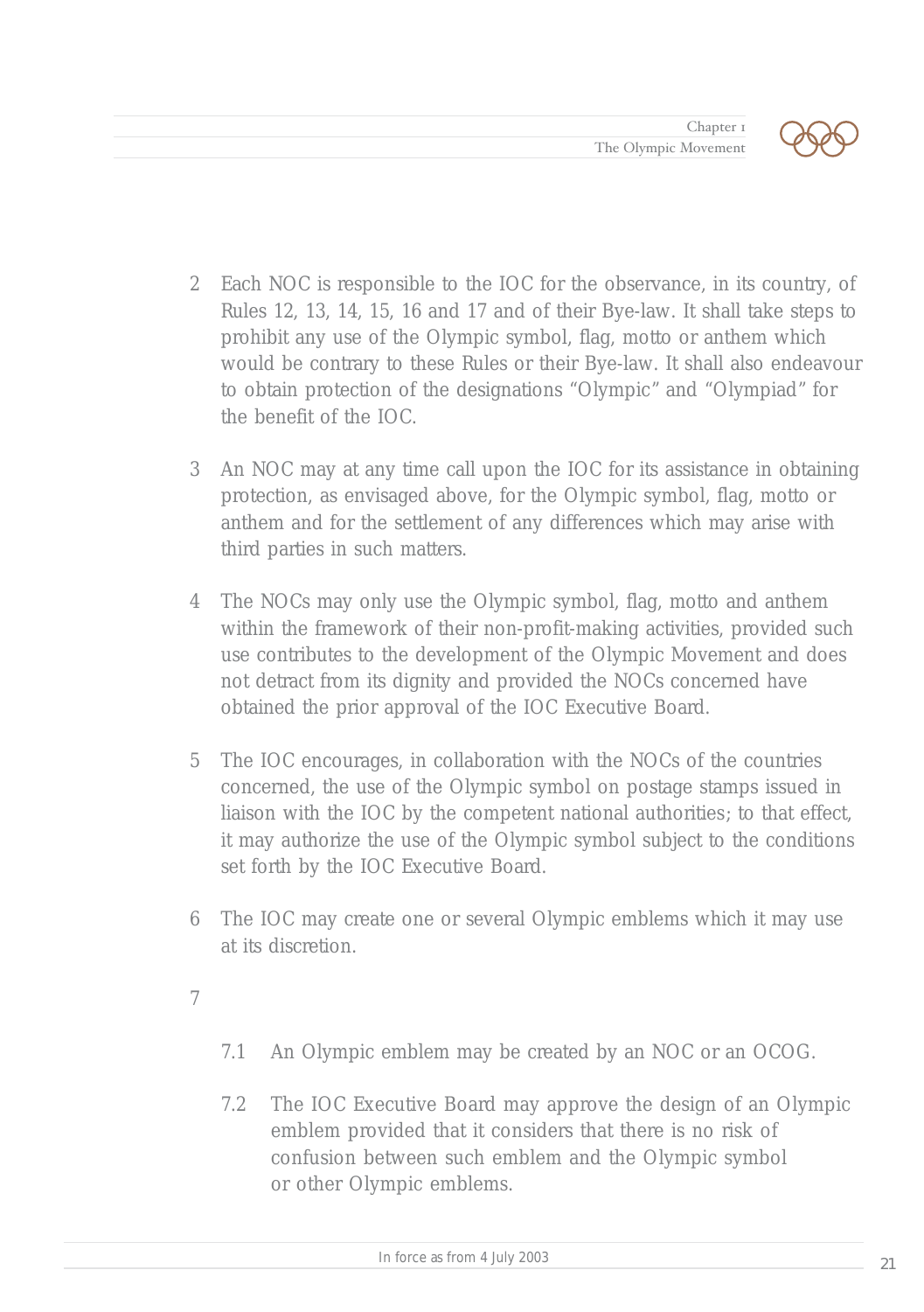2 Each NOC is responsible to the IOC for the observance, in its country, of Rules 12, 13, 14, 15, 16 and 17 and of their Bye-law. It shall take steps to prohibit any use of the Olympic symbol, flag, motto or anthem which would be contrary to these Rules or their Bye-law. It shall also endeavour to obtain protection of the designations "Olympic" and "Olympiad" for the benefit of the IOC.

3 An NOC may at any time call upon the IOC for its assistance in obtaining protection, as envisaged above, for the Olympic symbol, flag, motto or anthem and for the settlement of any differences which may arise with third parties in such matters.

4 The NOCs may only use the Olympic symbol, flag, motto and anthem within the framework of their non-profit-making activities, provided such use contributes to the development of the Olympic Movement and does not detract from its dignity and provided the NOCs concerned have obtained the prior approval of the IOC Executive Board.

5 The IOC encourages, in collaboration with the NOCs of the countries concerned, the use of the Olympic symbol on postage stamps issued in liaison with the IOC by the competent national authorities; to that effect, it may authorize the use of the Olympic symbol subject to the conditions set forth by the IOC Executive Board.

6 The IOC may create one or several Olympic emblems which it may use at its discretion.

7

7.1 An Olympic emblem may be created by an NOC or an OCOG.

7.2 The IOC Executive Board may approve the design of an Olympic emblem provided that it considers that there is no risk of confusion between such emblem and the Olympic symbol or other Olympic emblems.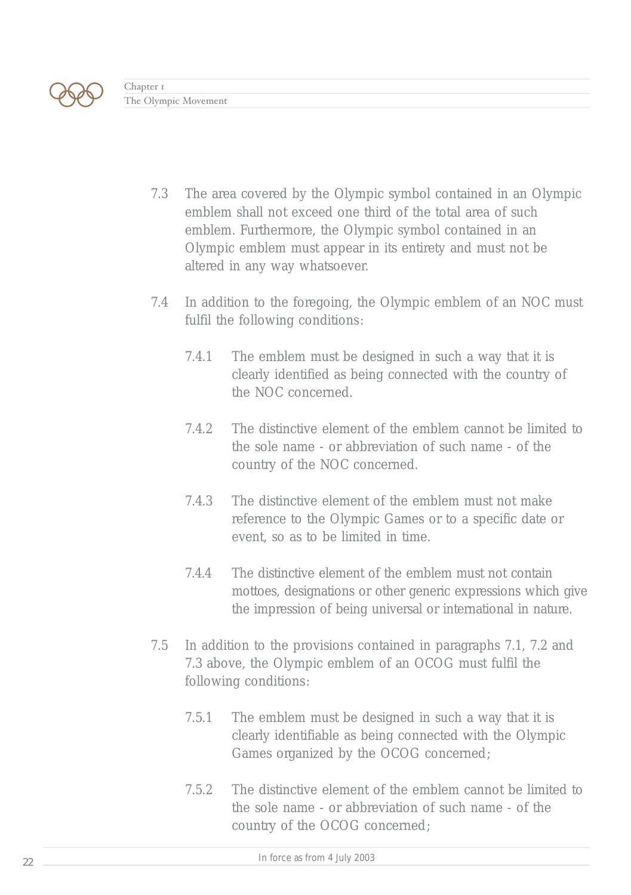7.3 The area covered by the Olympic symbol contained in an Olympic emblem shall not exceed one third of the total area of such emblem. Furthermore, the Olympic symbol contained in an Olympic emblem must appear in its entirety and must not be altered in any way whatsoever.

7.4 In addition to the foregoing, the Olympic emblem of an NOC must fulfil the following conditions:

 7.4.1 The emblem must be designed in such a way that it is clearly identified as being connected with the country of the NOC concerned.

 7.4.2 The distinctive element of the emblem cannot be limited to the sole name - or abbreviation of such name - of the country of the NOC concerned.

 7.4.3 The distinctive element of the emblem must not make reference to the Olympic Games or to a specific date or event, so as to be limited in time.

 7.4.4 The distinctive element of the emblem must not contain mottoes, designations or other generic expressions which give the impression of being universal or international in nature.

7.5 In addition to the provisions contained in paragraphs 7.1, 7.2 and 7.3 above, the Olympic emblem of an OCOG must fulfil the following conditions:

 7.5.1 The emblem must be designed in such a way that it is clearly identifiable as being connected with the Olympic Games organized by the OCOG concerned;

 7.5.2 The distinctive element of the emblem cannot be limited to the sole name - or abbreviation of such name - of the country of the OCOG concerned;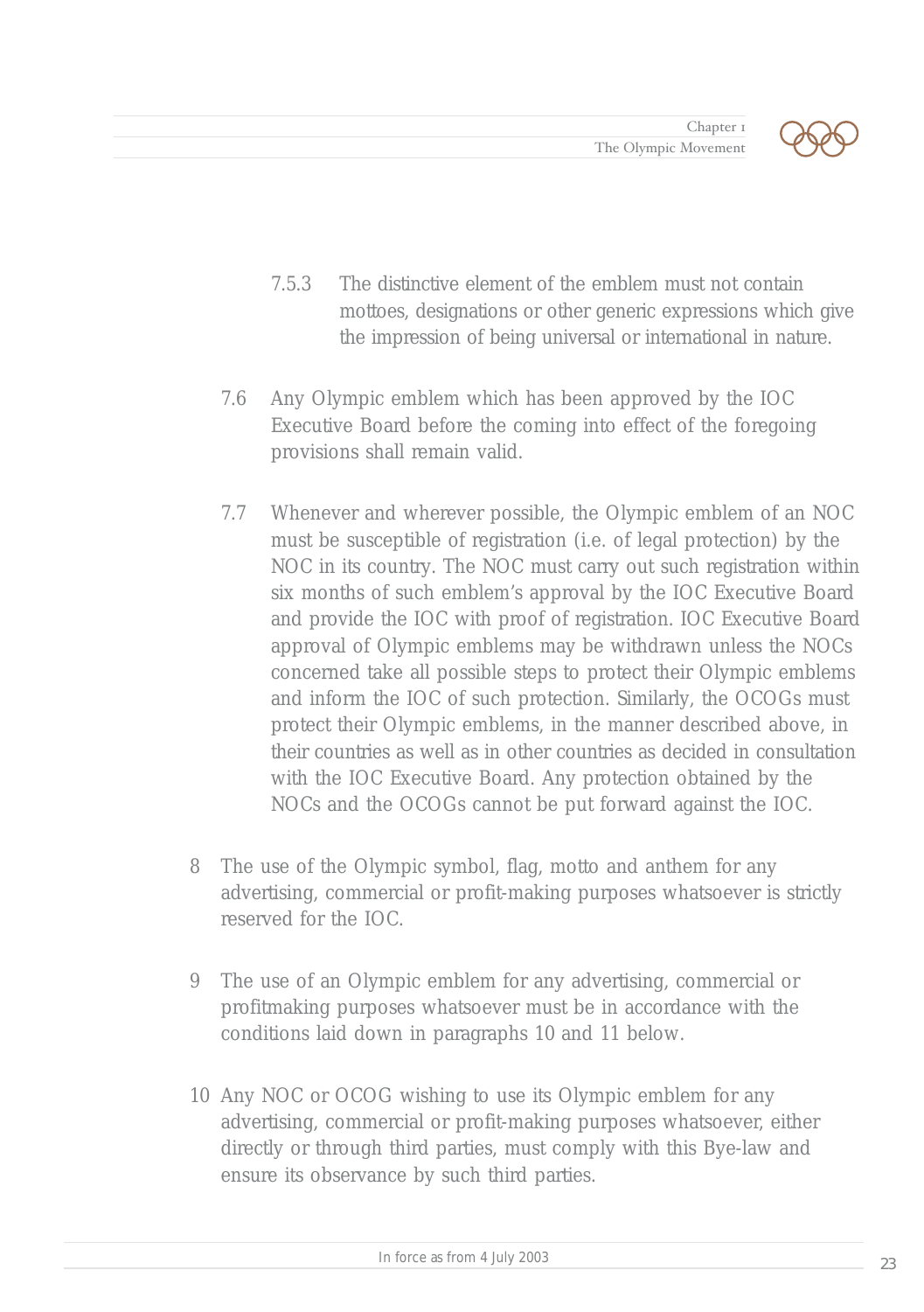7.5.3 The distinctive element of the emblem must not contain mottoes, designations or other generic expressions which give the impression of being universal or international in nature.

7.6 Any Olympic emblem which has been approved by the IOC Executive Board before the coming into effect of the foregoing provisions shall remain valid.

7.7 Whenever and wherever possible, the Olympic emblem of an NOC must be susceptible of registration (i.e. of legal protection) by the NOC in its country. The NOC must carry out such registration within six months of such emblem's approval by the IOC Executive Board and provide the IOC with proof of registration. IOC Executive Board approval of Olympic emblems may be withdrawn unless the NOCs concerned take all possible steps to protect their Olympic emblems and inform the IOC of such protection. Similarly, the OCOGs must protect their Olympic emblems, in the manner described above, in their countries as well as in other countries as decided in consultation with the IOC Executive Board. Any protection obtained by the NOCs and the OCOGs cannot be put forward against the IOC.

8 The use of the Olympic symbol, flag, motto and anthem for any advertising, commercial or profit-making purposes whatsoever is strictly reserved for the IOC.

9 The use of an Olympic emblem for any advertising, commercial or profitmaking purposes whatsoever must be in accordance with the conditions laid down in paragraphs 10 and 11 below.

10 Any NOC or OCOG wishing to use its Olympic emblem for any advertising, commercial or profit-making purposes whatsoever, either directly or through third parties, must comply with this Bye-law and ensure its observance by such third parties.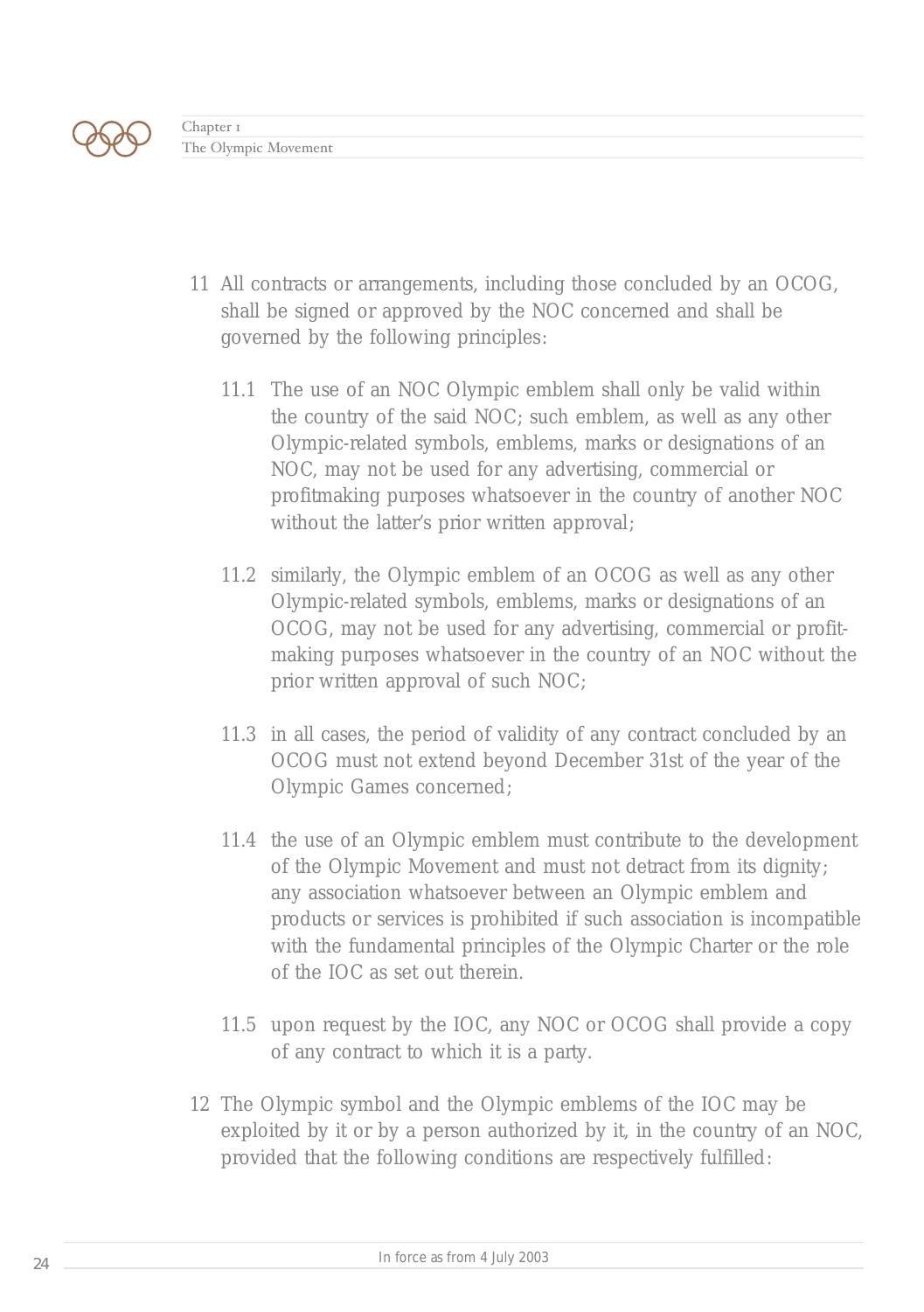11 All contracts or arrangements, including those concluded by an OCOG, shall be signed or approved by the NOC concerned and shall be governed by the following principles:

   11.1 The use of an NOC Olympic emblem shall only be valid within the country of the said NOC; such emblem, as well as any other Olympic-related symbols, emblems, marks or designations of an NOC, may not be used for any advertising, commercial or profitmaking purposes whatsoever in the country of another NOC without the latter's prior written approval;

   11.2 similarly, the Olympic emblem of an OCOG as well as any other Olympic-related symbols, emblems, marks or designations of an OCOG, may not be used for any advertising, commercial or profit-making purposes whatsoever in the country of an NOC without the prior written approval of such NOC;

   11.3 in all cases, the period of validity of any contract concluded by an OCOG must not extend beyond December 31st of the year of the Olympic Games concerned;

   11.4 the use of an Olympic emblem must contribute to the development of the Olympic Movement and must not detract from its dignity; any association whatsoever between an Olympic emblem and products or services is prohibited if such association is incompatible with the fundamental principles of the Olympic Charter or the role of the IOC as set out therein.

   11.5 upon request by the IOC, any NOC or OCOG shall provide a copy of any contract to which it is a party.

12 The Olympic symbol and the Olympic emblems of the IOC may be exploited by it or by a person authorized by it, in the country of an NOC, provided that the following conditions are respectively fulfilled: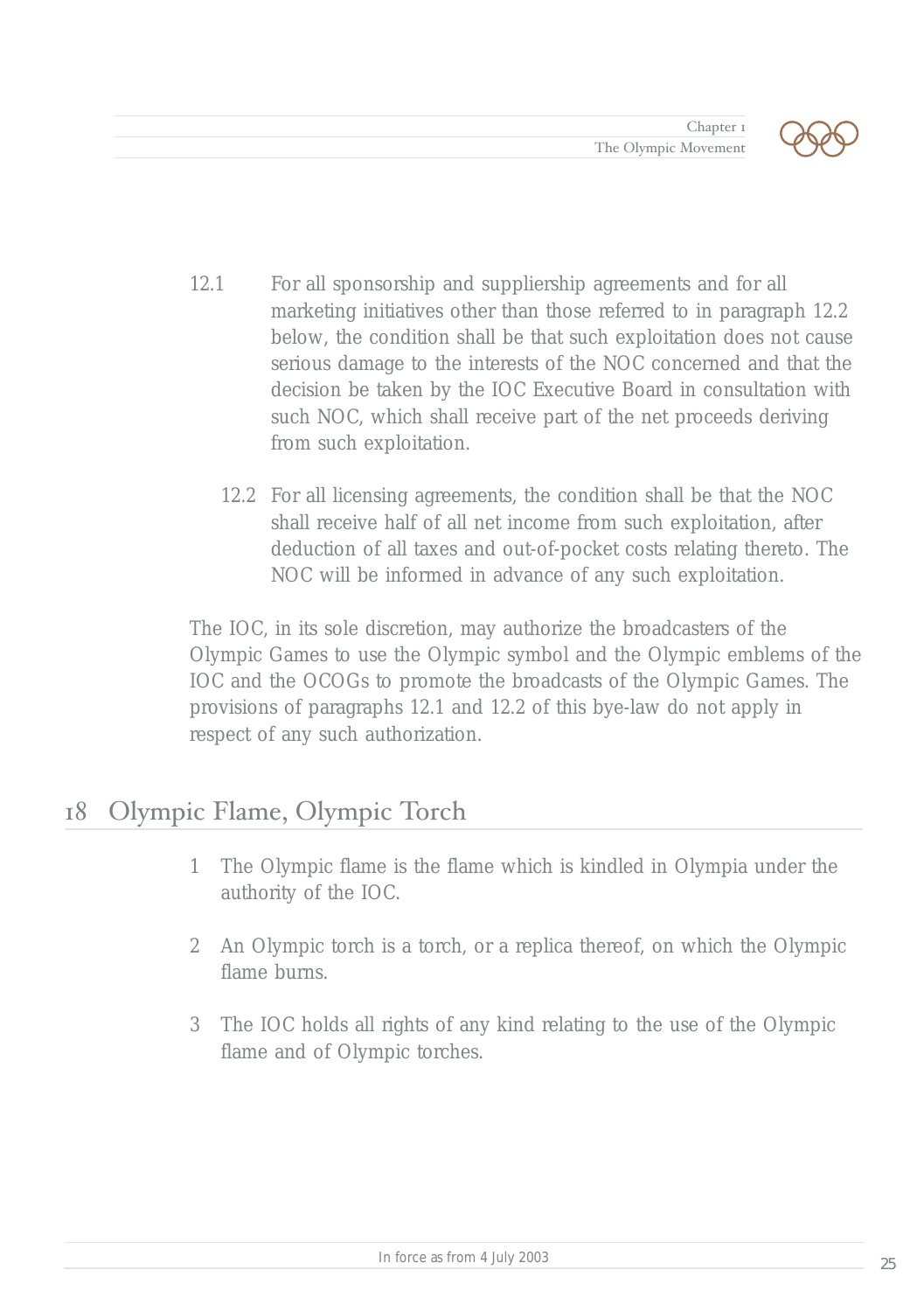12.1 For all sponsorship and suppliership agreements and for all marketing initiatives other than those referred to in paragraph 12.2 below, the condition shall be that such exploitation does not cause serious damage to the interests of the NOC concerned and that the decision be taken by the IOC Executive Board in consultation with such NOC, which shall receive part of the net proceeds deriving from such exploitation.

12.2 For all licensing agreements, the condition shall be that the NOC shall receive half of all net income from such exploitation, after deduction of all taxes and out-of-pocket costs relating thereto. The NOC will be informed in advance of any such exploitation.

The IOC, in its sole discretion, may authorize the broadcasters of the Olympic Games to use the Olympic symbol and the Olympic emblems of the IOC and the OCOGs to promote the broadcasts of the Olympic Games. The provisions of paragraphs 12.1 and 12.2 of this bye-law do not apply in respect of any such authorization.

## 18 Olympic Flame, Olympic Torch

1 The Olympic flame is the flame which is kindled in Olympia under the authority of the IOC.

2 An Olympic torch is a torch, or a replica thereof, on which the Olympic flame burns.

3 The IOC holds all rights of any kind relating to the use of the Olympic flame and of Olympic torches.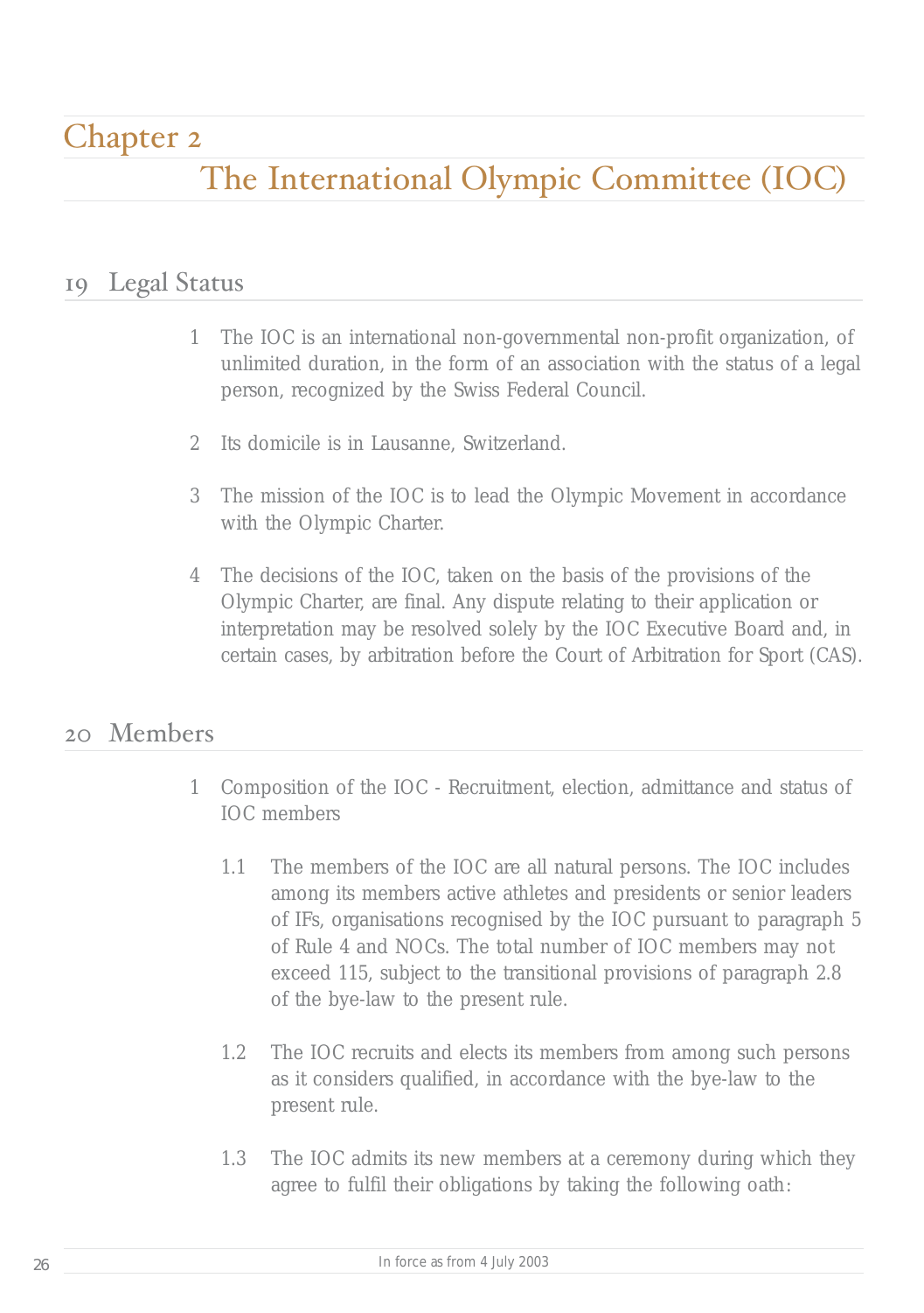# Chapter 2

# The International Olympic Committee (IOC)

## 19 Legal Status

1. The IOC is an international non-governmental non-profit organization, of unlimited duration, in the form of an association with the status of a legal person, recognized by the Swiss Federal Council.

2. Its domicile is in Lausanne, Switzerland.

3. The mission of the IOC is to lead the Olympic Movement in accordance with the Olympic Charter.

4. The decisions of the IOC, taken on the basis of the provisions of the Olympic Charter, are final. Any dispute relating to their application or interpretation may be resolved solely by the IOC Executive Board and, in certain cases, by arbitration before the Court of Arbitration for Sport (CAS).

## 20 Members

1. Composition of the IOC - Recruitment, election, admittance and status of IOC members

   1.1 The members of the IOC are all natural persons. The IOC includes among its members active athletes and presidents or senior leaders of IFs, organisations recognised by the IOC pursuant to paragraph 5 of Rule 4 and NOCs. The total number of IOC members may not exceed 115, subject to the transitional provisions of paragraph 2.8 of the bye-law to the present rule.

   1.2 The IOC recruits and elects its members from among such persons as it considers qualified, in accordance with the bye-law to the present rule.

   1.3 The IOC admits its new members at a ceremony during which they agree to fulfil their obligations by taking the following oath: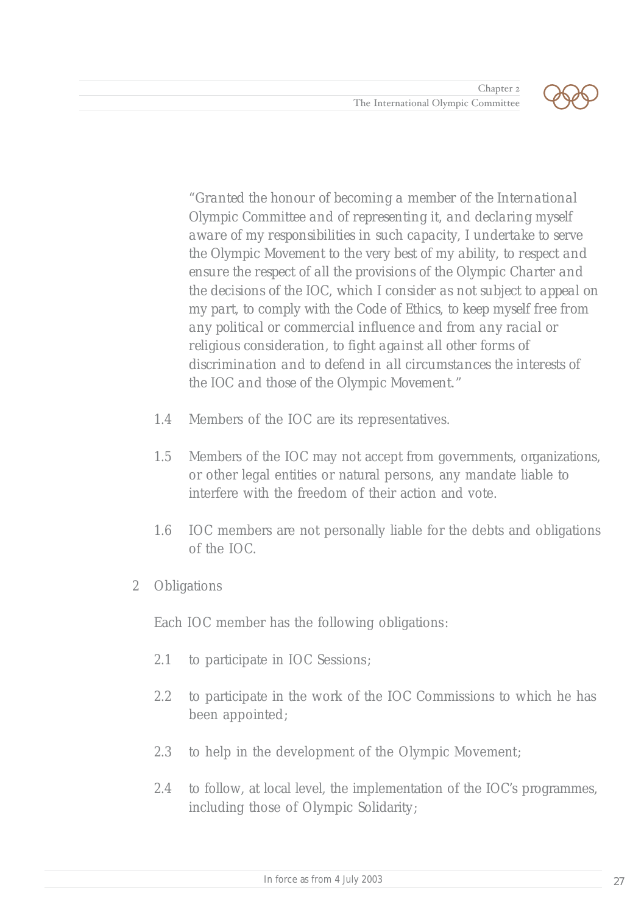"*Granted the honour of becoming a member of the International Olympic Committee and of representing it, and declaring myself aware of my responsibilities in such capacity, I undertake to serve the Olympic Movement to the very best of my ability, to respect and ensure the respect of all the provisions of the Olympic Charter and the decisions of the IOC, which I consider as not subject to appeal on my part, to comply with the Code of Ethics, to keep myself free from any political or commercial influence and from any racial or religious consideration, to fight against all other forms of discrimination and to defend in all circumstances the interests of the IOC and those of the Olympic Movement.*"

1.4 Members of the IOC are its representatives.

1.5 Members of the IOC may not accept from governments, organizations, or other legal entities or natural persons, any mandate liable to interfere with the freedom of their action and vote.

1.6 IOC members are not personally liable for the debts and obligations of the IOC.

2 Obligations

Each IOC member has the following obligations:

2.1 to participate in IOC Sessions;

2.2 to participate in the work of the IOC Commissions to which he has been appointed;

2.3 to help in the development of the Olympic Movement;

2.4 to follow, at local level, the implementation of the IOC's programmes, including those of Olympic Solidarity;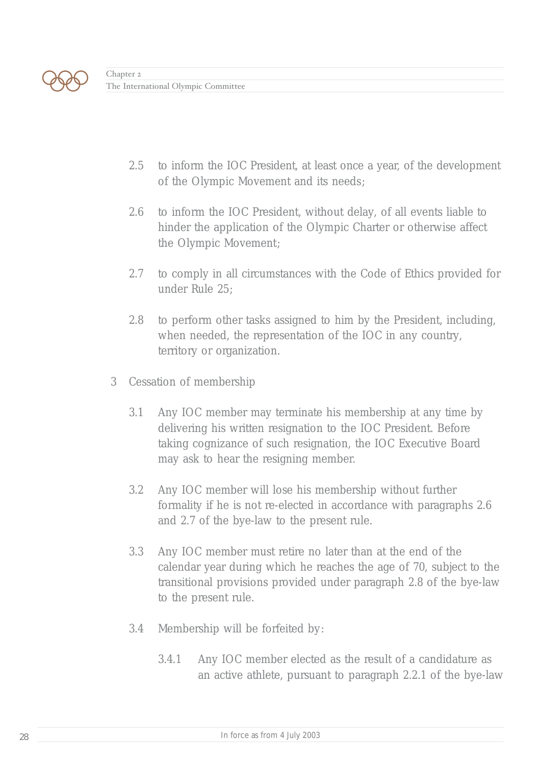2.5 to inform the IOC President, at least once a year, of the development of the Olympic Movement and its needs;

2.6 to inform the IOC President, without delay, of all events liable to hinder the application of the Olympic Charter or otherwise affect the Olympic Movement;

2.7 to comply in all circumstances with the Code of Ethics provided for under Rule 25;

2.8 to perform other tasks assigned to him by the President, including, when needed, the representation of the IOC in any country, territory or organization.

3 Cessation of membership

3.1 Any IOC member may terminate his membership at any time by delivering his written resignation to the IOC President. Before taking cognizance of such resignation, the IOC Executive Board may ask to hear the resigning member.

3.2 Any IOC member will lose his membership without further formality if he is not re-elected in accordance with paragraphs 2.6 and 2.7 of the bye-law to the present rule.

3.3 Any IOC member must retire no later than at the end of the calendar year during which he reaches the age of 70, subject to the transitional provisions provided under paragraph 2.8 of the bye-law to the present rule.

3.4 Membership will be forfeited by:

3.4.1 Any IOC member elected as the result of a candidature as an active athlete, pursuant to paragraph 2.2.1 of the bye-law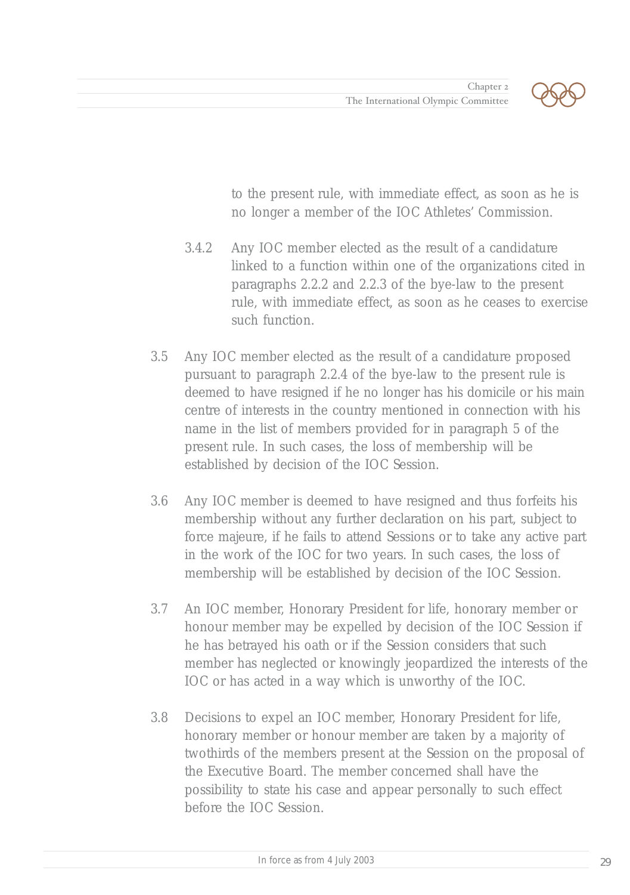to the present rule, with immediate effect, as soon as he is no longer a member of the IOC Athletes' Commission.

3.4.2 Any IOC member elected as the result of a candidature linked to a function within one of the organizations cited in paragraphs 2.2.2 and 2.2.3 of the bye-law to the present rule, with immediate effect, as soon as he ceases to exercise such function.

3.5 Any IOC member elected as the result of a candidature proposed pursuant to paragraph 2.2.4 of the bye-law to the present rule is deemed to have resigned if he no longer has his domicile or his main centre of interests in the country mentioned in connection with his name in the list of members provided for in paragraph 5 of the present rule. In such cases, the loss of membership will be established by decision of the IOC Session.

3.6 Any IOC member is deemed to have resigned and thus forfeits his membership without any further declaration on his part, subject to force majeure, if he fails to attend Sessions or to take any active part in the work of the IOC for two years. In such cases, the loss of membership will be established by decision of the IOC Session.

3.7 An IOC member, Honorary President for life, honorary member or honour member may be expelled by decision of the IOC Session if he has betrayed his oath or if the Session considers that such member has neglected or knowingly jeopardized the interests of the IOC or has acted in a way which is unworthy of the IOC.

3.8 Decisions to expel an IOC member, Honorary President for life, honorary member or honour member are taken by a majority of twothirds of the members present at the Session on the proposal of the Executive Board. The member concerned shall have the possibility to state his case and appear personally to such effect before the IOC Session.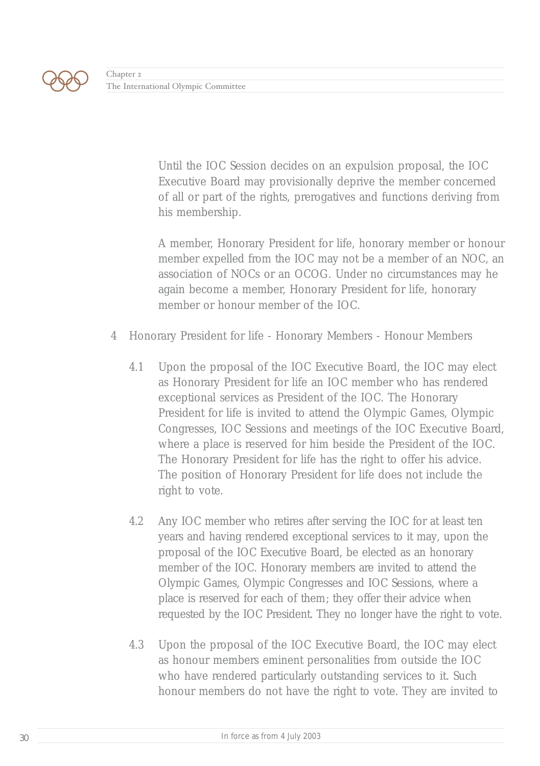Until the IOC Session decides on an expulsion proposal, the IOC Executive Board may provisionally deprive the member concerned of all or part of the rights, prerogatives and functions deriving from his membership.

A member, Honorary President for life, honorary member or honour member expelled from the IOC may not be a member of an NOC, an association of NOCs or an OCOG. Under no circumstances may he again become a member, Honorary President for life, honorary member or honour member of the IOC.

4 Honorary President for life - Honorary Members - Honour Members

4.1 Upon the proposal of the IOC Executive Board, the IOC may elect as Honorary President for life an IOC member who has rendered exceptional services as President of the IOC. The Honorary President for life is invited to attend the Olympic Games, Olympic Congresses, IOC Sessions and meetings of the IOC Executive Board, where a place is reserved for him beside the President of the IOC. The Honorary President for life has the right to offer his advice. The position of Honorary President for life does not include the right to vote.

4.2 Any IOC member who retires after serving the IOC for at least ten years and having rendered exceptional services to it may, upon the proposal of the IOC Executive Board, be elected as an honorary member of the IOC. Honorary members are invited to attend the Olympic Games, Olympic Congresses and IOC Sessions, where a place is reserved for each of them; they offer their advice when requested by the IOC President. They no longer have the right to vote.

4.3 Upon the proposal of the IOC Executive Board, the IOC may elect as honour members eminent personalities from outside the IOC who have rendered particularly outstanding services to it. Such honour members do not have the right to vote. They are invited to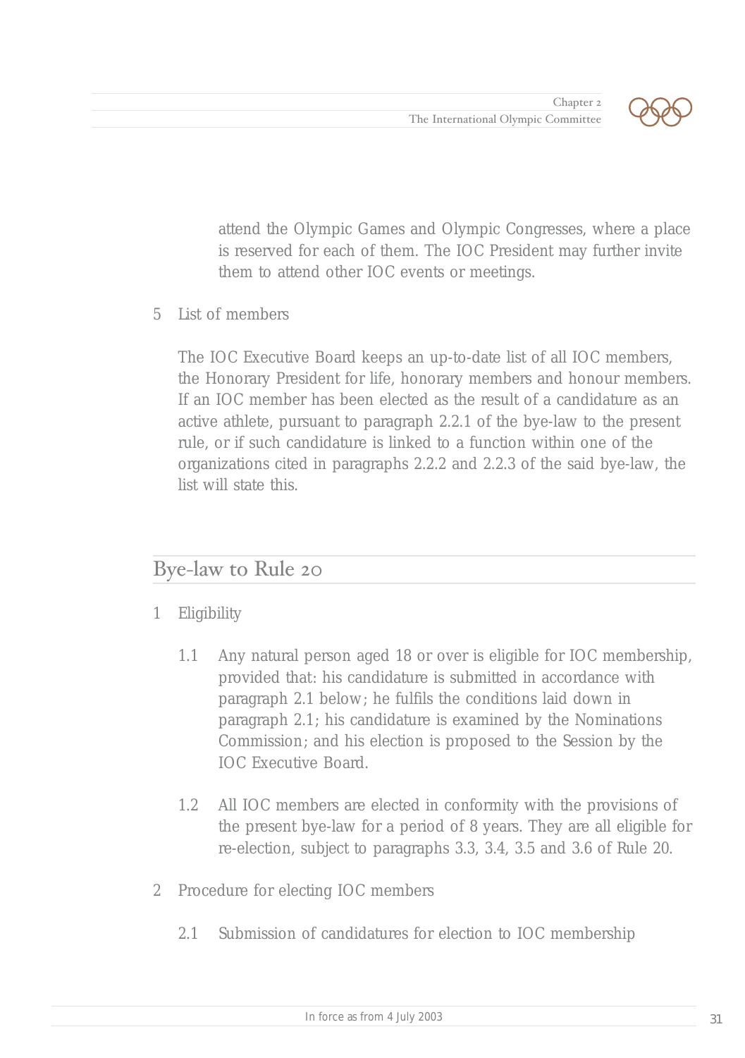attend the Olympic Games and Olympic Congresses, where a place is reserved for each of them. The IOC President may further invite them to attend other IOC events or meetings.

5 List of members

The IOC Executive Board keeps an up-to-date list of all IOC members, the Honorary President for life, honorary members and honour members. If an IOC member has been elected as the result of a candidature as an active athlete, pursuant to paragraph 2.2.1 of the bye-law to the present rule, or if such candidature is linked to a function within one of the organizations cited in paragraphs 2.2.2 and 2.2.3 of the said bye-law, the list will state this.

## Bye-law to Rule 20

1 Eligibility

1.1 Any natural person aged 18 or over is eligible for IOC membership, provided that: his candidature is submitted in accordance with paragraph 2.1 below; he fulfils the conditions laid down in paragraph 2.1; his candidature is examined by the Nominations Commission; and his election is proposed to the Session by the IOC Executive Board.

1.2 All IOC members are elected in conformity with the provisions of the present bye-law for a period of 8 years. They are all eligible for re-election, subject to paragraphs 3.3, 3.4, 3.5 and 3.6 of Rule 20.

2 Procedure for electing IOC members

2.1 Submission of candidatures for election to IOC membership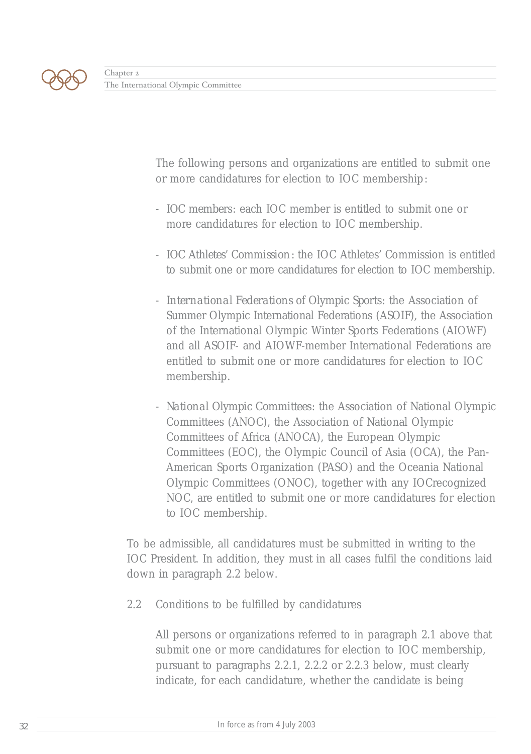The following persons and organizations are entitled to submit one or more candidatures for election to IOC membership:

- IOC members: each IOC member is entitled to submit one or more candidatures for election to IOC membership.
- IOC Athletes' Commission: the IOC Athletes' Commission is entitled to submit one or more candidatures for election to IOC membership.
- International Federations of Olympic Sports: the Association of Summer Olympic International Federations (ASOIF), the Association of the International Olympic Winter Sports Federations (AIOWF) and all ASOIF- and AIOWF-member International Federations are entitled to submit one or more candidatures for election to IOC membership.
- National Olympic Committees: the Association of National Olympic Committees (ANOC), the Association of National Olympic Committees of Africa (ANOCA), the European Olympic Committees (EOC), the Olympic Council of Asia (OCA), the Pan-American Sports Organization (PASO) and the Oceania National Olympic Committees (ONOC), together with any IOCrecognized NOC, are entitled to submit one or more candidatures for election to IOC membership.

To be admissible, all candidatures must be submitted in writing to the IOC President. In addition, they must in all cases fulfil the conditions laid down in paragraph 2.2 below.

2.2 Conditions to be fulfilled by candidatures

All persons or organizations referred to in paragraph 2.1 above that submit one or more candidatures for election to IOC membership, pursuant to paragraphs 2.2.1, 2.2.2 or 2.2.3 below, must clearly indicate, for each candidature, whether the candidate is being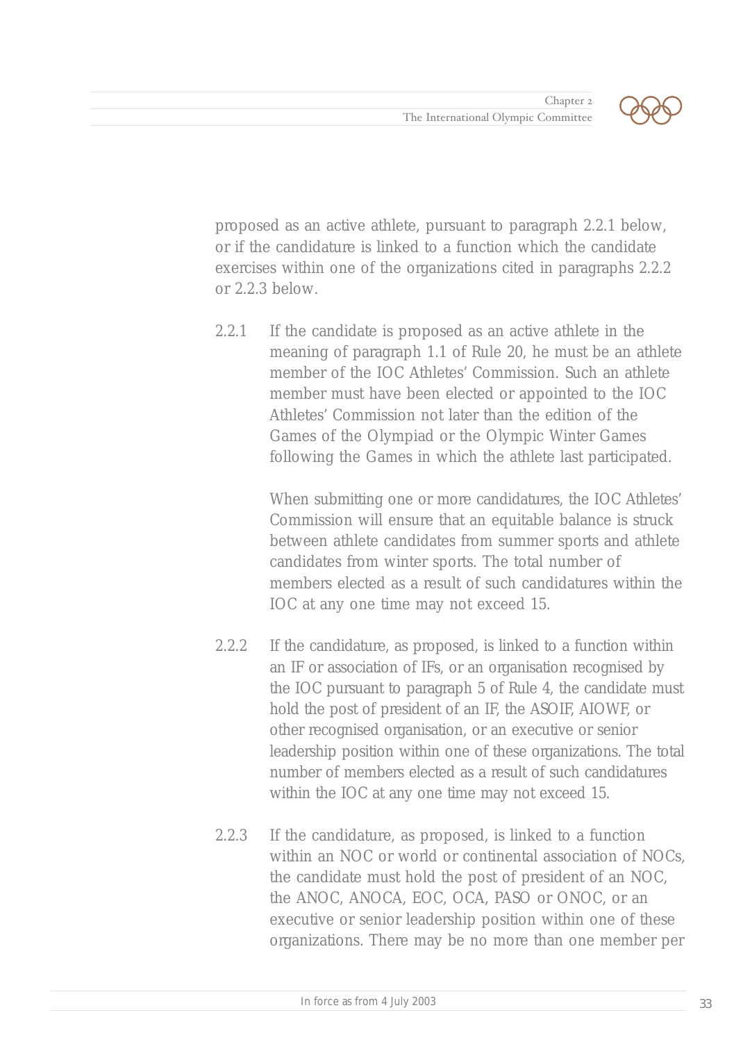proposed as an active athlete, pursuant to paragraph 2.2.1 below, or if the candidature is linked to a function which the candidate exercises within one of the organizations cited in paragraphs 2.2.2 or 2.2.3 below.

2.2.1 If the candidate is proposed as an active athlete in the meaning of paragraph 1.1 of Rule 20, he must be an athlete member of the IOC Athletes' Commission. Such an athlete member must have been elected or appointed to the IOC Athletes' Commission not later than the edition of the Games of the Olympiad or the Olympic Winter Games following the Games in which the athlete last participated.

When submitting one or more candidatures, the IOC Athletes' Commission will ensure that an equitable balance is struck between athlete candidates from summer sports and athlete candidates from winter sports. The total number of members elected as a result of such candidatures within the IOC at any one time may not exceed 15.

2.2.2 If the candidature, as proposed, is linked to a function within an IF or association of IFs, or an organisation recognised by the IOC pursuant to paragraph 5 of Rule 4, the candidate must hold the post of president of an IF, the ASOIF, AIOWF, or other recognised organisation, or an executive or senior leadership position within one of these organizations. The total number of members elected as a result of such candidatures within the IOC at any one time may not exceed 15.

2.2.3 If the candidature, as proposed, is linked to a function within an NOC or world or continental association of NOCs, the candidate must hold the post of president of an NOC, the ANOC, ANOCA, EOC, OCA, PASO or ONOC, or an executive or senior leadership position within one of these organizations. There may be no more than one member per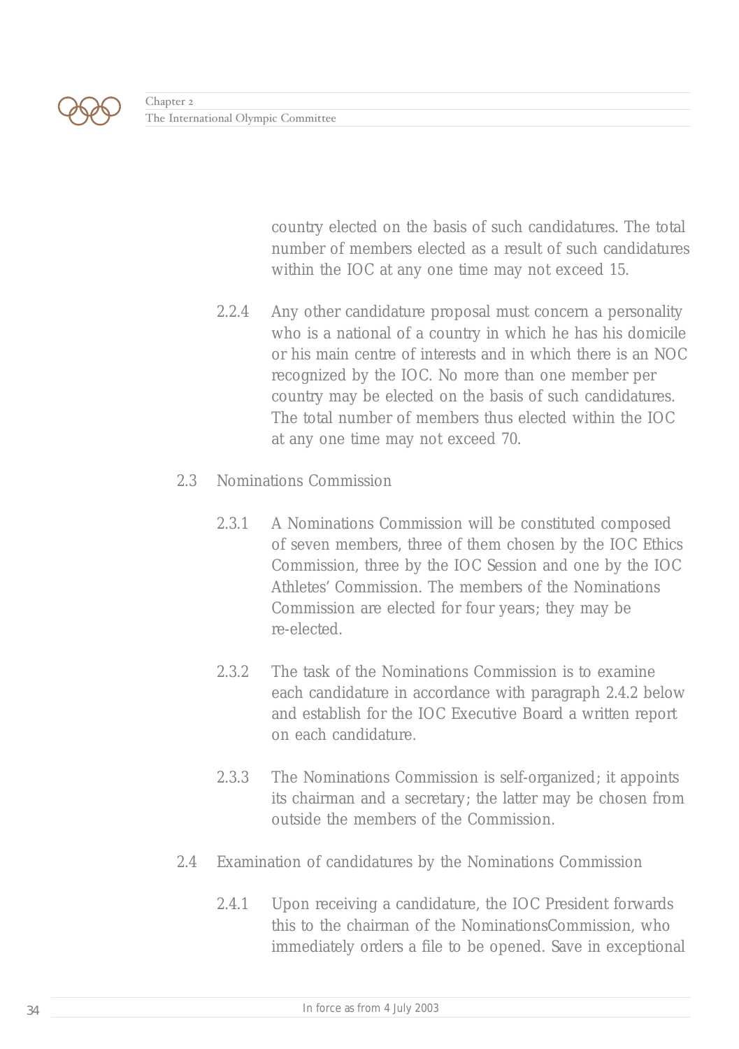country elected on the basis of such candidatures. The total number of members elected as a result of such candidatures within the IOC at any one time may not exceed 15.

2.2.4 Any other candidature proposal must concern a personality who is a national of a country in which he has his domicile or his main centre of interests and in which there is an NOC recognized by the IOC. No more than one member per country may be elected on the basis of such candidatures. The total number of members thus elected within the IOC at any one time may not exceed 70.

2.3 Nominations Commission

2.3.1 A Nominations Commission will be constituted composed of seven members, three of them chosen by the IOC Ethics Commission, three by the IOC Session and one by the IOC Athletes' Commission. The members of the Nominations Commission are elected for four years; they may be re-elected.

2.3.2 The task of the Nominations Commission is to examine each candidature in accordance with paragraph 2.4.2 below and establish for the IOC Executive Board a written report on each candidature.

2.3.3 The Nominations Commission is self-organized; it appoints its chairman and a secretary; the latter may be chosen from outside the members of the Commission.

2.4 Examination of candidatures by the Nominations Commission

2.4.1 Upon receiving a candidature, the IOC President forwards this to the chairman of the NominationsCommission, who immediately orders a file to be opened. Save in exceptional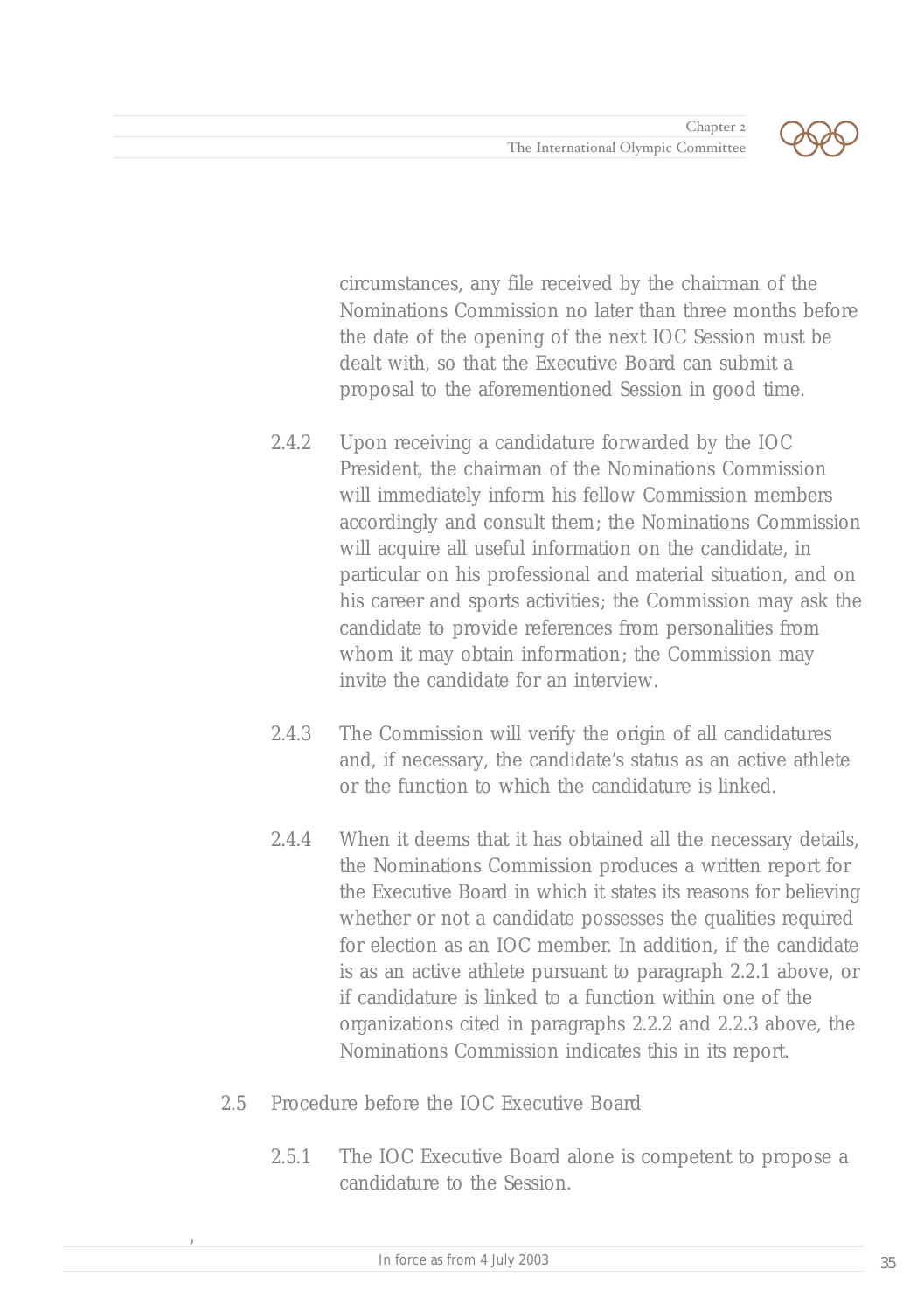circumstances, any file received by the chairman of the Nominations Commission no later than three months before the date of the opening of the next IOC Session must be dealt with, so that the Executive Board can submit a proposal to the aforementioned Session in good time.

2.4.2 Upon receiving a candidature forwarded by the IOC President, the chairman of the Nominations Commission will immediately inform his fellow Commission members accordingly and consult them; the Nominations Commission will acquire all useful information on the candidate, in particular on his professional and material situation, and on his career and sports activities; the Commission may ask the candidate to provide references from personalities from whom it may obtain information; the Commission may invite the candidate for an interview.

2.4.3 The Commission will verify the origin of all candidatures and, if necessary, the candidate's status as an active athlete or the function to which the candidature is linked.

2.4.4 When it deems that it has obtained all the necessary details, the Nominations Commission produces a written report for the Executive Board in which it states its reasons for believing whether or not a candidate possesses the qualities required for election as an IOC member. In addition, if the candidate is as an active athlete pursuant to paragraph 2.2.1 above, or if candidature is linked to a function within one of the organizations cited in paragraphs 2.2.2 and 2.2.3 above, the Nominations Commission indicates this in its report.

2.5 Procedure before the IOC Executive Board

2.5.1 The IOC Executive Board alone is competent to propose a candidature to the Session.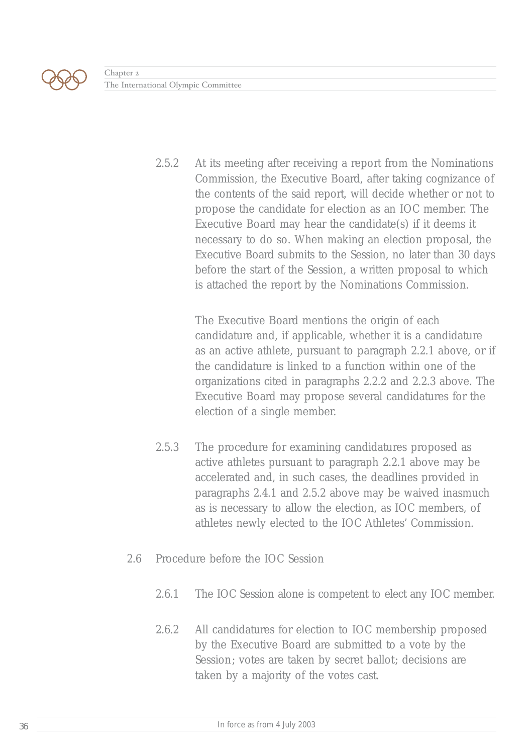2.5.2 At its meeting after receiving a report from the Nominations Commission, the Executive Board, after taking cognizance of the contents of the said report, will decide whether or not to propose the candidate for election as an IOC member. The Executive Board may hear the candidate(s) if it deems it necessary to do so. When making an election proposal, the Executive Board submits to the Session, no later than 30 days before the start of the Session, a written proposal to which is attached the report by the Nominations Commission.

The Executive Board mentions the origin of each candidature and, if applicable, whether it is a candidature as an active athlete, pursuant to paragraph 2.2.1 above, or if the candidature is linked to a function within one of the organizations cited in paragraphs 2.2.2 and 2.2.3 above. The Executive Board may propose several candidatures for the election of a single member.

2.5.3 The procedure for examining candidatures proposed as active athletes pursuant to paragraph 2.2.1 above may be accelerated and, in such cases, the deadlines provided in paragraphs 2.4.1 and 2.5.2 above may be waived inasmuch as is necessary to allow the election, as IOC members, of athletes newly elected to the IOC Athletes' Commission.

2.6 Procedure before the IOC Session

2.6.1 The IOC Session alone is competent to elect any IOC member.

2.6.2 All candidatures for election to IOC membership proposed by the Executive Board are submitted to a vote by the Session; votes are taken by secret ballot; decisions are taken by a majority of the votes cast.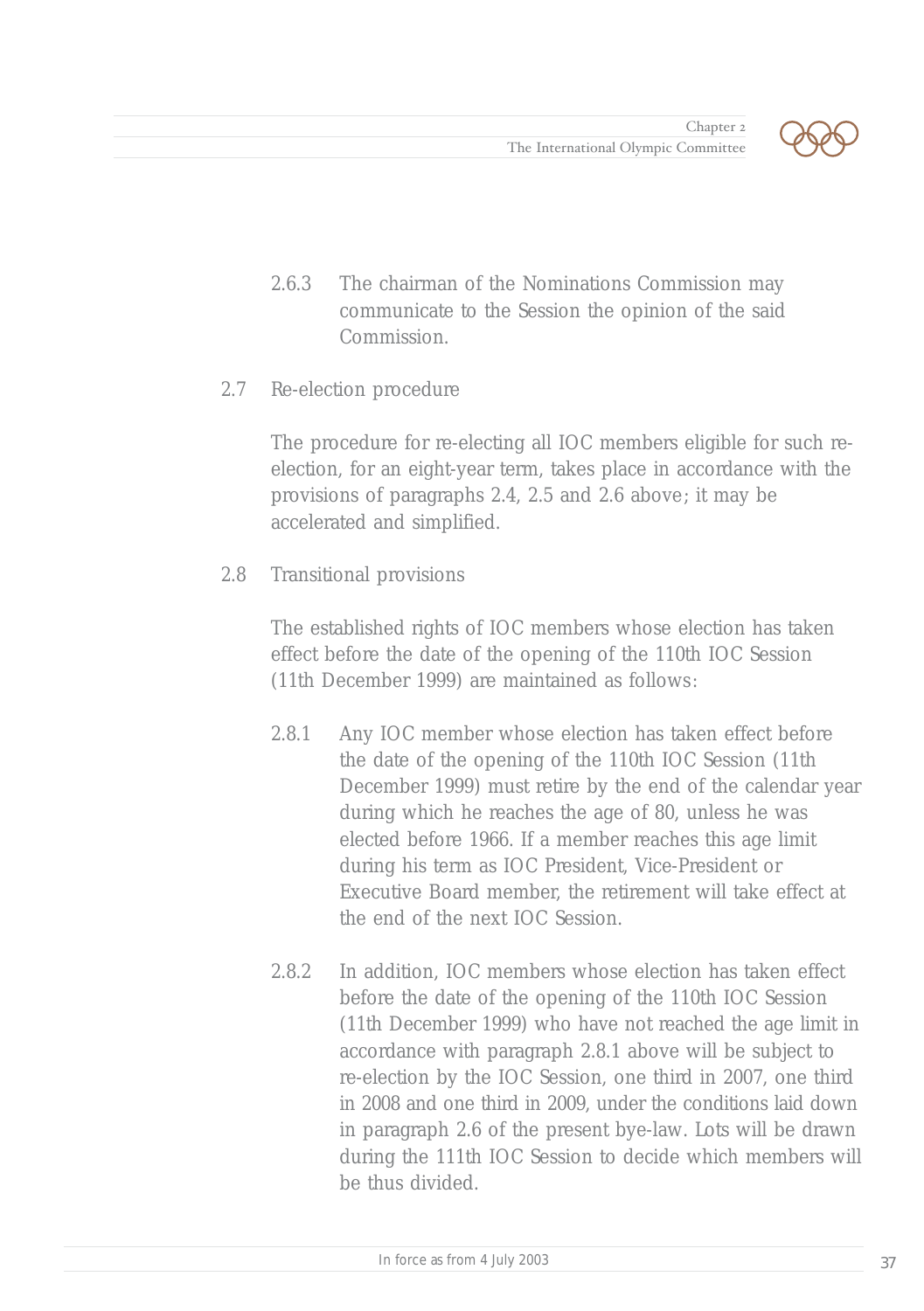2.6.3 The chairman of the Nominations Commission may communicate to the Session the opinion of the said Commission.

2.7 Re-election procedure

The procedure for re-electing all IOC members eligible for such re-election, for an eight-year term, takes place in accordance with the provisions of paragraphs 2.4, 2.5 and 2.6 above; it may be accelerated and simplified.

2.8 Transitional provisions

The established rights of IOC members whose election has taken effect before the date of the opening of the 110th IOC Session (11th December 1999) are maintained as follows:

2.8.1 Any IOC member whose election has taken effect before the date of the opening of the 110th IOC Session (11th December 1999) must retire by the end of the calendar year during which he reaches the age of 80, unless he was elected before 1966. If a member reaches this age limit during his term as IOC President, Vice-President or Executive Board member, the retirement will take effect at the end of the next IOC Session.

2.8.2 In addition, IOC members whose election has taken effect before the date of the opening of the 110th IOC Session (11th December 1999) who have not reached the age limit in accordance with paragraph 2.8.1 above will be subject to re-election by the IOC Session, one third in 2007, one third in 2008 and one third in 2009, under the conditions laid down in paragraph 2.6 of the present bye-law. Lots will be drawn during the 111th IOC Session to decide which members will be thus divided.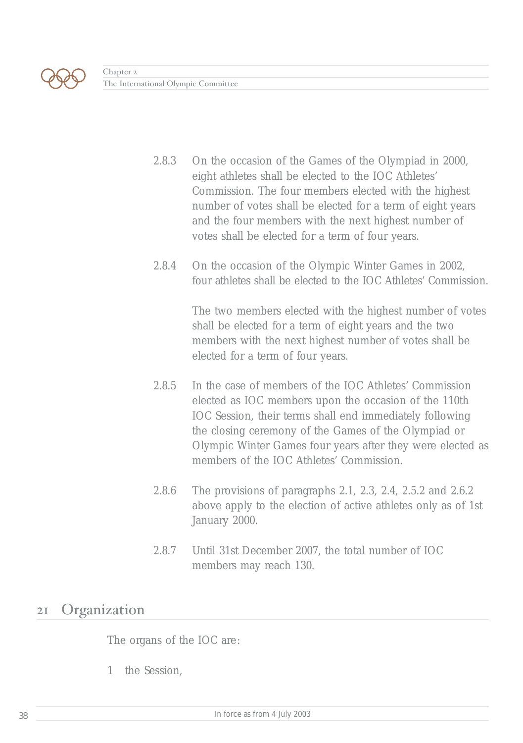2.8.3 On the occasion of the Games of the Olympiad in 2000, eight athletes shall be elected to the IOC Athletes' Commission. The four members elected with the highest number of votes shall be elected for a term of eight years and the four members with the next highest number of votes shall be elected for a term of four years.

2.8.4 On the occasion of the Olympic Winter Games in 2002, four athletes shall be elected to the IOC Athletes' Commission.

The two members elected with the highest number of votes shall be elected for a term of eight years and the two members with the next highest number of votes shall be elected for a term of four years.

2.8.5 In the case of members of the IOC Athletes' Commission elected as IOC members upon the occasion of the 110th IOC Session, their terms shall end immediately following the closing ceremony of the Games of the Olympiad or Olympic Winter Games four years after they were elected as members of the IOC Athletes' Commission.

2.8.6 The provisions of paragraphs 2.1, 2.3, 2.4, 2.5.2 and 2.6.2 above apply to the election of active athletes only as of 1st January 2000.

2.8.7 Until 31st December 2007, the total number of IOC members may reach 130.

## 21 Organization

The organs of the IOC are:

1 the Session,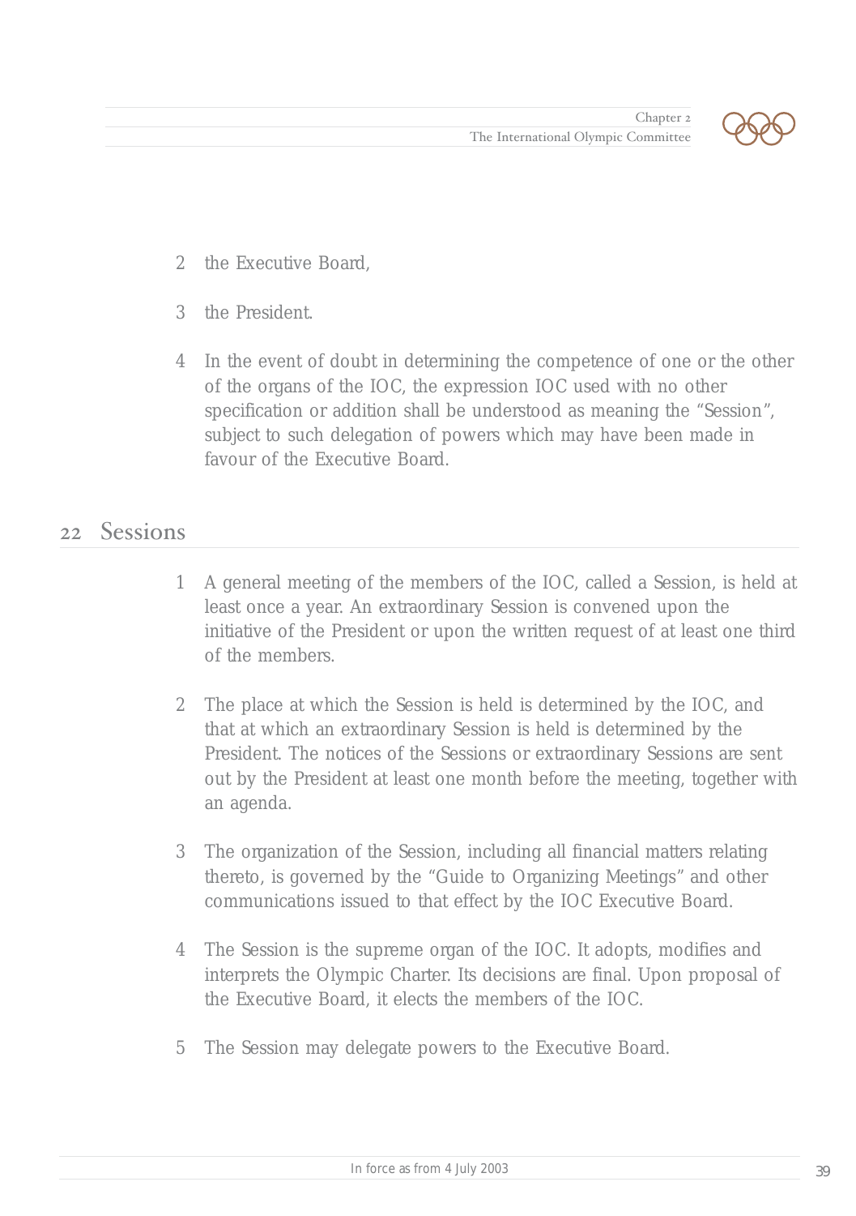2 the Executive Board,

3 the President.

4 In the event of doubt in determining the competence of one or the other of the organs of the IOC, the expression IOC used with no other specification or addition shall be understood as meaning the "Session", subject to such delegation of powers which may have been made in favour of the Executive Board.

## 22 Sessions

1 A general meeting of the members of the IOC, called a Session, is held at least once a year. An extraordinary Session is convened upon the initiative of the President or upon the written request of at least one third of the members.

2 The place at which the Session is held is determined by the IOC, and that at which an extraordinary Session is held is determined by the President. The notices of the Sessions or extraordinary Sessions are sent out by the President at least one month before the meeting, together with an agenda.

3 The organization of the Session, including all financial matters relating thereto, is governed by the "Guide to Organizing Meetings" and other communications issued to that effect by the IOC Executive Board.

4 The Session is the supreme organ of the IOC. It adopts, modifies and interprets the Olympic Charter. Its decisions are final. Upon proposal of the Executive Board, it elects the members of the IOC.

5 The Session may delegate powers to the Executive Board.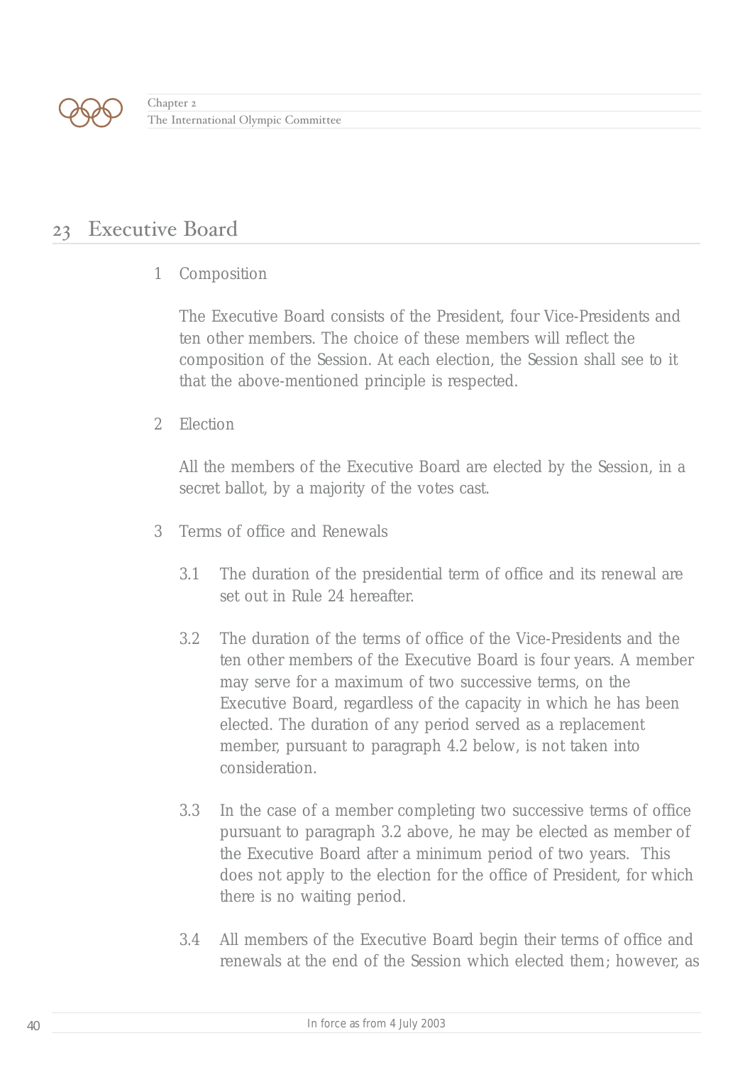## 23 Executive Board

1 Composition

The Executive Board consists of the President, four Vice-Presidents and ten other members. The choice of these members will reflect the composition of the Session. At each election, the Session shall see to it that the above-mentioned principle is respected.

2 Election

All the members of the Executive Board are elected by the Session, in a secret ballot, by a majority of the votes cast.

3 Terms of office and Renewals

3.1 The duration of the presidential term of office and its renewal are set out in Rule 24 hereafter.

3.2 The duration of the terms of office of the Vice-Presidents and the ten other members of the Executive Board is four years. A member may serve for a maximum of two successive terms, on the Executive Board, regardless of the capacity in which he has been elected. The duration of any period served as a replacement member, pursuant to paragraph 4.2 below, is not taken into consideration.

3.3 In the case of a member completing two successive terms of office pursuant to paragraph 3.2 above, he may be elected as member of the Executive Board after a minimum period of two years. This does not apply to the election for the office of President, for which there is no waiting period.

3.4 All members of the Executive Board begin their terms of office and renewals at the end of the Session which elected them; however, as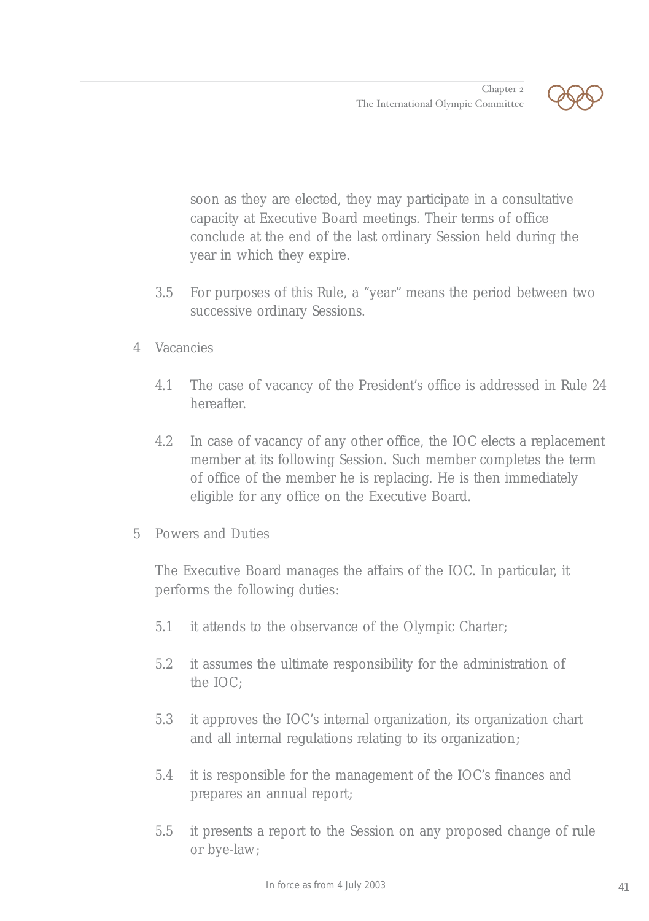soon as they are elected, they may participate in a consultative capacity at Executive Board meetings. Their terms of office conclude at the end of the last ordinary Session held during the year in which they expire.

3.5 For purposes of this Rule, a "year" means the period between two successive ordinary Sessions.

4 Vacancies

4.1 The case of vacancy of the President's office is addressed in Rule 24 hereafter.

4.2 In case of vacancy of any other office, the IOC elects a replacement member at its following Session. Such member completes the term of office of the member he is replacing. He is then immediately eligible for any office on the Executive Board.

5 Powers and Duties

The Executive Board manages the affairs of the IOC. In particular, it performs the following duties:

5.1 it attends to the observance of the Olympic Charter;

5.2 it assumes the ultimate responsibility for the administration of the IOC;

5.3 it approves the IOC's internal organization, its organization chart and all internal regulations relating to its organization;

5.4 it is responsible for the management of the IOC's finances and prepares an annual report;

5.5 it presents a report to the Session on any proposed change of rule or bye-law;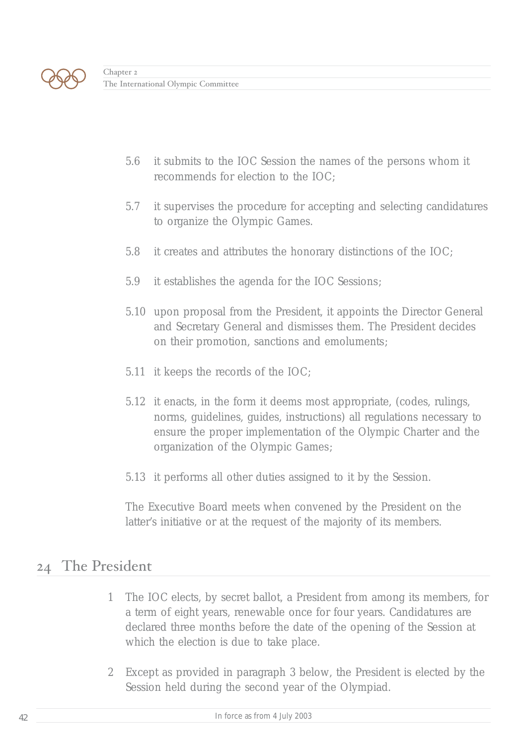5.6 it submits to the IOC Session the names of the persons whom it recommends for election to the IOC;

5.7 it supervises the procedure for accepting and selecting candidatures to organize the Olympic Games.

5.8 it creates and attributes the honorary distinctions of the IOC;

5.9 it establishes the agenda for the IOC Sessions;

5.10 upon proposal from the President, it appoints the Director General and Secretary General and dismisses them. The President decides on their promotion, sanctions and emoluments;

5.11 it keeps the records of the IOC;

5.12 it enacts, in the form it deems most appropriate, (codes, rulings, norms, guidelines, guides, instructions) all regulations necessary to ensure the proper implementation of the Olympic Charter and the organization of the Olympic Games;

5.13 it performs all other duties assigned to it by the Session.

The Executive Board meets when convened by the President on the latter's initiative or at the request of the majority of its members.

## 24 The President

1 The IOC elects, by secret ballot, a President from among its members, for a term of eight years, renewable once for four years. Candidatures are declared three months before the date of the opening of the Session at which the election is due to take place.

2 Except as provided in paragraph 3 below, the President is elected by the Session held during the second year of the Olympiad.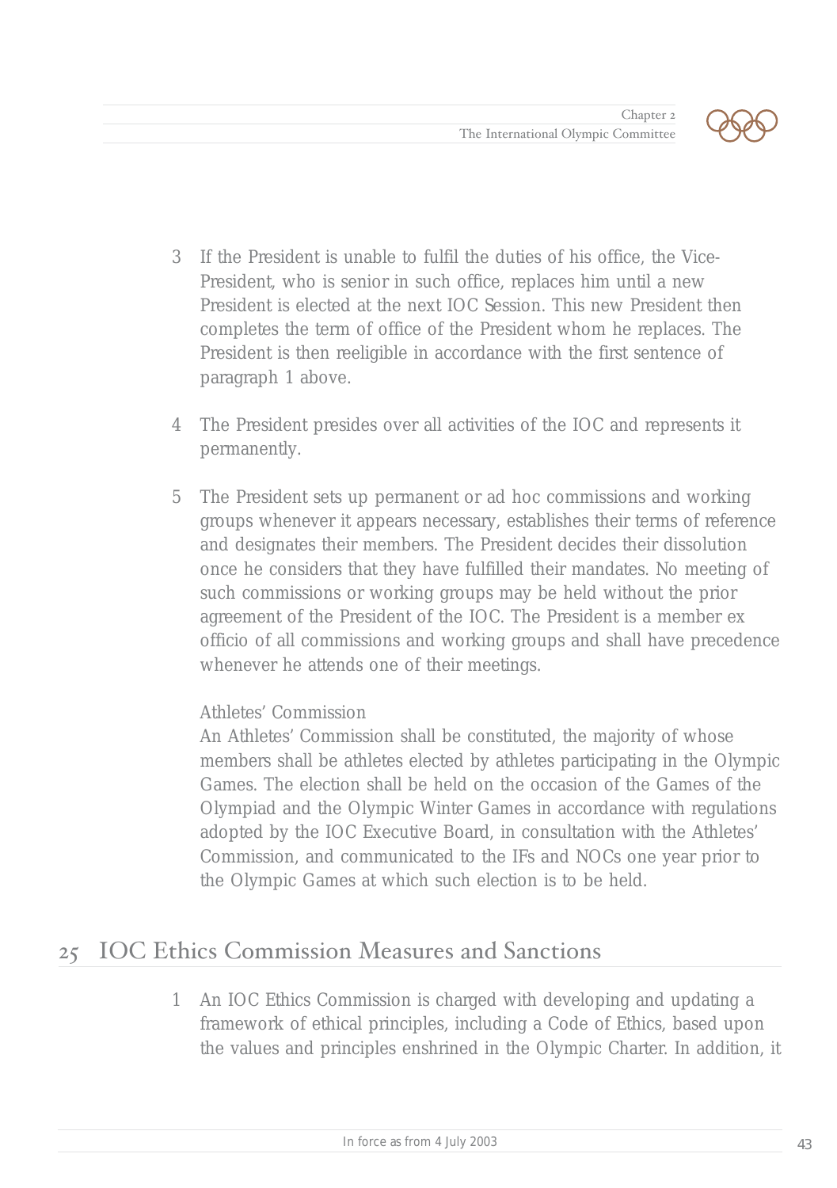3 If the President is unable to fulfil the duties of his office, the Vice-President, who is senior in such office, replaces him until a new President is elected at the next IOC Session. This new President then completes the term of office of the President whom he replaces. The President is then reeligible in accordance with the first sentence of paragraph 1 above.

4 The President presides over all activities of the IOC and represents it permanently.

5 The President sets up permanent or ad hoc commissions and working groups whenever it appears necessary, establishes their terms of reference and designates their members. The President decides their dissolution once he considers that they have fulfilled their mandates. No meeting of such commissions or working groups may be held without the prior agreement of the President of the IOC. The President is a member ex officio of all commissions and working groups and shall have precedence whenever he attends one of their meetings.

Athletes' Commission
An Athletes' Commission shall be constituted, the majority of whose members shall be athletes elected by athletes participating in the Olympic Games. The election shall be held on the occasion of the Games of the Olympiad and the Olympic Winter Games in accordance with regulations adopted by the IOC Executive Board, in consultation with the Athletes' Commission, and communicated to the IFs and NOCs one year prior to the Olympic Games at which such election is to be held.

## 25 IOC Ethics Commission Measures and Sanctions

1 An IOC Ethics Commission is charged with developing and updating a framework of ethical principles, including a Code of Ethics, based upon the values and principles enshrined in the Olympic Charter. In addition, it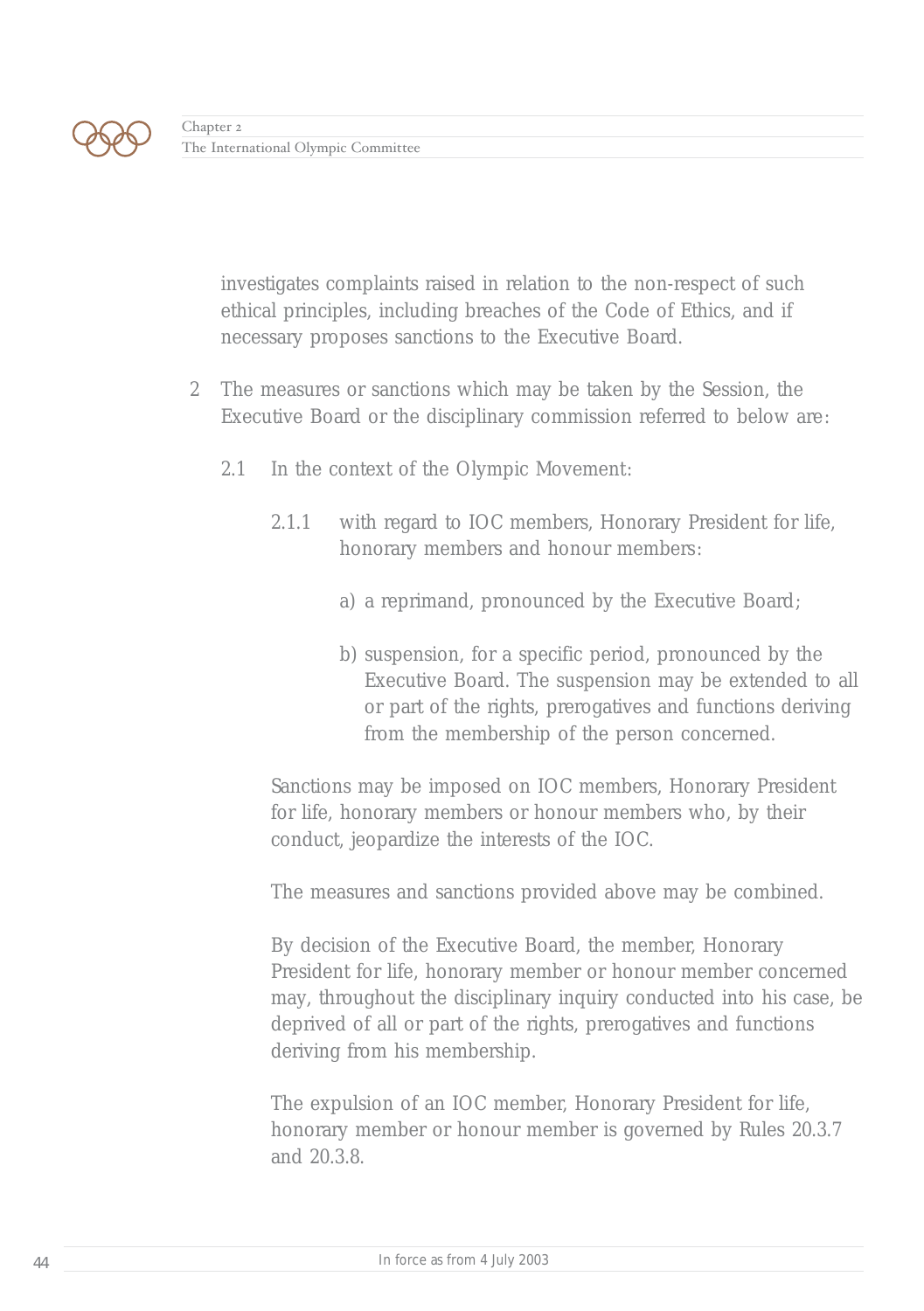investigates complaints raised in relation to the non-respect of such ethical principles, including breaches of the Code of Ethics, and if necessary proposes sanctions to the Executive Board.

2 The measures or sanctions which may be taken by the Session, the Executive Board or the disciplinary commission referred to below are:

2.1 In the context of the Olympic Movement:

2.1.1 with regard to IOC members, Honorary President for life, honorary members and honour members:

a) a reprimand, pronounced by the Executive Board;

b) suspension, for a specific period, pronounced by the Executive Board. The suspension may be extended to all or part of the rights, prerogatives and functions deriving from the membership of the person concerned.

Sanctions may be imposed on IOC members, Honorary President for life, honorary members or honour members who, by their conduct, jeopardize the interests of the IOC.

The measures and sanctions provided above may be combined.

By decision of the Executive Board, the member, Honorary President for life, honorary member or honour member concerned may, throughout the disciplinary inquiry conducted into his case, be deprived of all or part of the rights, prerogatives and functions deriving from his membership.

The expulsion of an IOC member, Honorary President for life, honorary member or honour member is governed by Rules 20.3.7 and 20.3.8.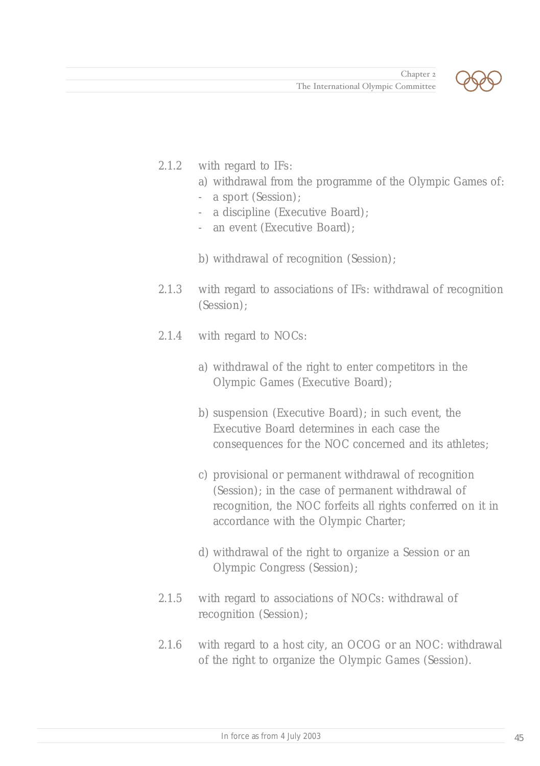2.1.2 with regard to IFs:

a) withdrawal from the programme of the Olympic Games of:

- a sport (Session);
- a discipline (Executive Board);
- an event (Executive Board);

b) withdrawal of recognition (Session);

2.1.3 with regard to associations of IFs: withdrawal of recognition (Session);

2.1.4 with regard to NOCs:

a) withdrawal of the right to enter competitors in the Olympic Games (Executive Board);

b) suspension (Executive Board); in such event, the Executive Board determines in each case the consequences for the NOC concerned and its athletes;

c) provisional or permanent withdrawal of recognition (Session); in the case of permanent withdrawal of recognition, the NOC forfeits all rights conferred on it in accordance with the Olympic Charter;

d) withdrawal of the right to organize a Session or an Olympic Congress (Session);

2.1.5 with regard to associations of NOCs: withdrawal of recognition (Session);

2.1.6 with regard to a host city, an OCOG or an NOC: withdrawal of the right to organize the Olympic Games (Session).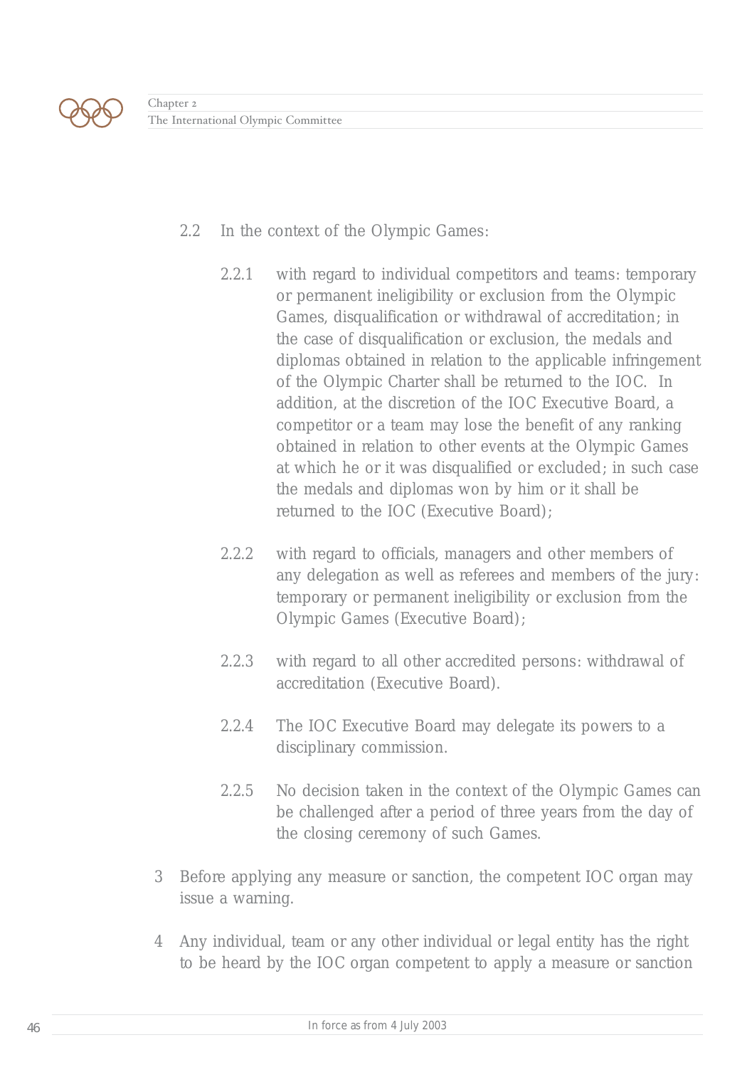2.2 In the context of the Olympic Games:

2.2.1 with regard to individual competitors and teams: temporary or permanent ineligibility or exclusion from the Olympic Games, disqualification or withdrawal of accreditation; in the case of disqualification or exclusion, the medals and diplomas obtained in relation to the applicable infringement of the Olympic Charter shall be returned to the IOC. In addition, at the discretion of the IOC Executive Board, a competitor or a team may lose the benefit of any ranking obtained in relation to other events at the Olympic Games at which he or it was disqualified or excluded; in such case the medals and diplomas won by him or it shall be returned to the IOC (Executive Board);

2.2.2 with regard to officials, managers and other members of any delegation as well as referees and members of the jury: temporary or permanent ineligibility or exclusion from the Olympic Games (Executive Board);

2.2.3 with regard to all other accredited persons: withdrawal of accreditation (Executive Board).

2.2.4 The IOC Executive Board may delegate its powers to a disciplinary commission.

2.2.5 No decision taken in the context of the Olympic Games can be challenged after a period of three years from the day of the closing ceremony of such Games.

3 Before applying any measure or sanction, the competent IOC organ may issue a warning.

4 Any individual, team or any other individual or legal entity has the right to be heard by the IOC organ competent to apply a measure or sanction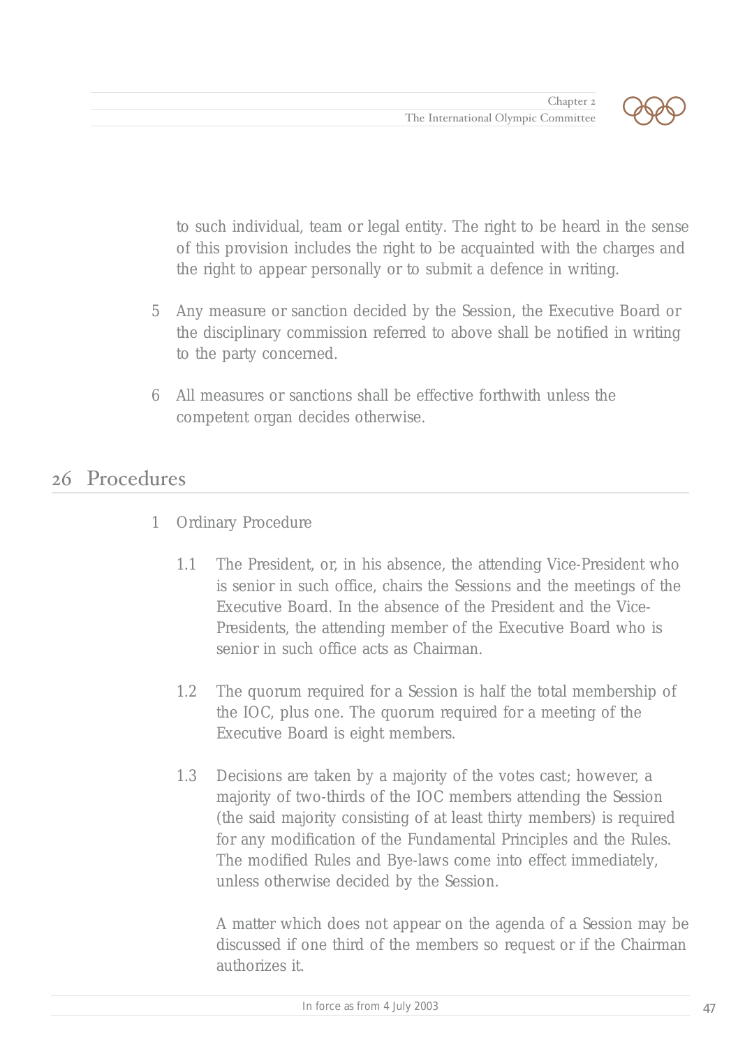to such individual, team or legal entity. The right to be heard in the sense of this provision includes the right to be acquainted with the charges and the right to appear personally or to submit a defence in writing.

5 Any measure or sanction decided by the Session, the Executive Board or the disciplinary commission referred to above shall be notified in writing to the party concerned.

6 All measures or sanctions shall be effective forthwith unless the competent organ decides otherwise.

## 26 Procedures

1 Ordinary Procedure

1.1 The President, or, in his absence, the attending Vice-President who is senior in such office, chairs the Sessions and the meetings of the Executive Board. In the absence of the President and the Vice-Presidents, the attending member of the Executive Board who is senior in such office acts as Chairman.

1.2 The quorum required for a Session is half the total membership of the IOC, plus one. The quorum required for a meeting of the Executive Board is eight members.

1.3 Decisions are taken by a majority of the votes cast; however, a majority of two-thirds of the IOC members attending the Session (the said majority consisting of at least thirty members) is required for any modification of the Fundamental Principles and the Rules. The modified Rules and Bye-laws come into effect immediately, unless otherwise decided by the Session.

A matter which does not appear on the agenda of a Session may be discussed if one third of the members so request or if the Chairman authorizes it.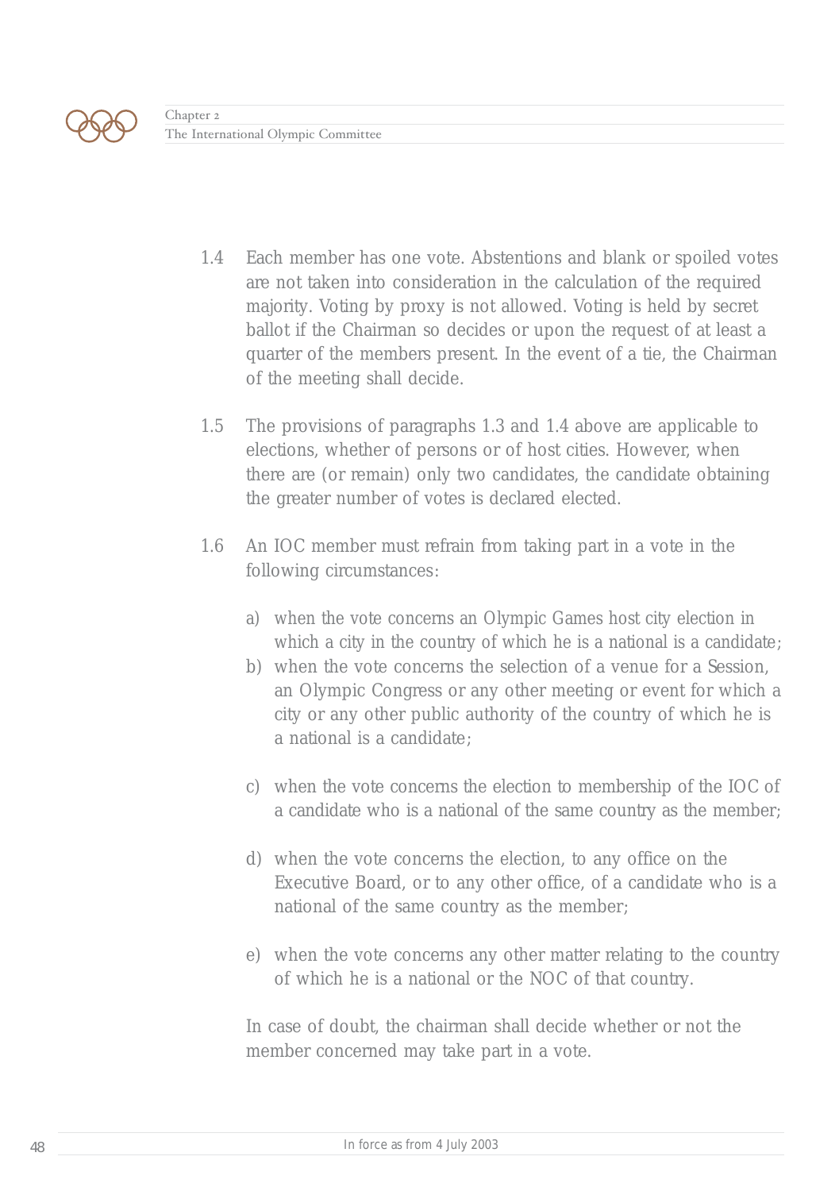1.4 Each member has one vote. Abstentions and blank or spoiled votes are not taken into consideration in the calculation of the required majority. Voting by proxy is not allowed. Voting is held by secret ballot if the Chairman so decides or upon the request of at least a quarter of the members present. In the event of a tie, the Chairman of the meeting shall decide.

1.5 The provisions of paragraphs 1.3 and 1.4 above are applicable to elections, whether of persons or of host cities. However, when there are (or remain) only two candidates, the candidate obtaining the greater number of votes is declared elected.

1.6 An IOC member must refrain from taking part in a vote in the following circumstances:

a) when the vote concerns an Olympic Games host city election in which a city in the country of which he is a national is a candidate;
b) when the vote concerns the selection of a venue for a Session, an Olympic Congress or any other meeting or event for which a city or any other public authority of the country of which he is a national is a candidate;
c) when the vote concerns the election to membership of the IOC of a candidate who is a national of the same country as the member;
d) when the vote concerns the election, to any office on the Executive Board, or to any other office, of a candidate who is a national of the same country as the member;
e) when the vote concerns any other matter relating to the country of which he is a national or the NOC of that country.

In case of doubt, the chairman shall decide whether or not the member concerned may take part in a vote.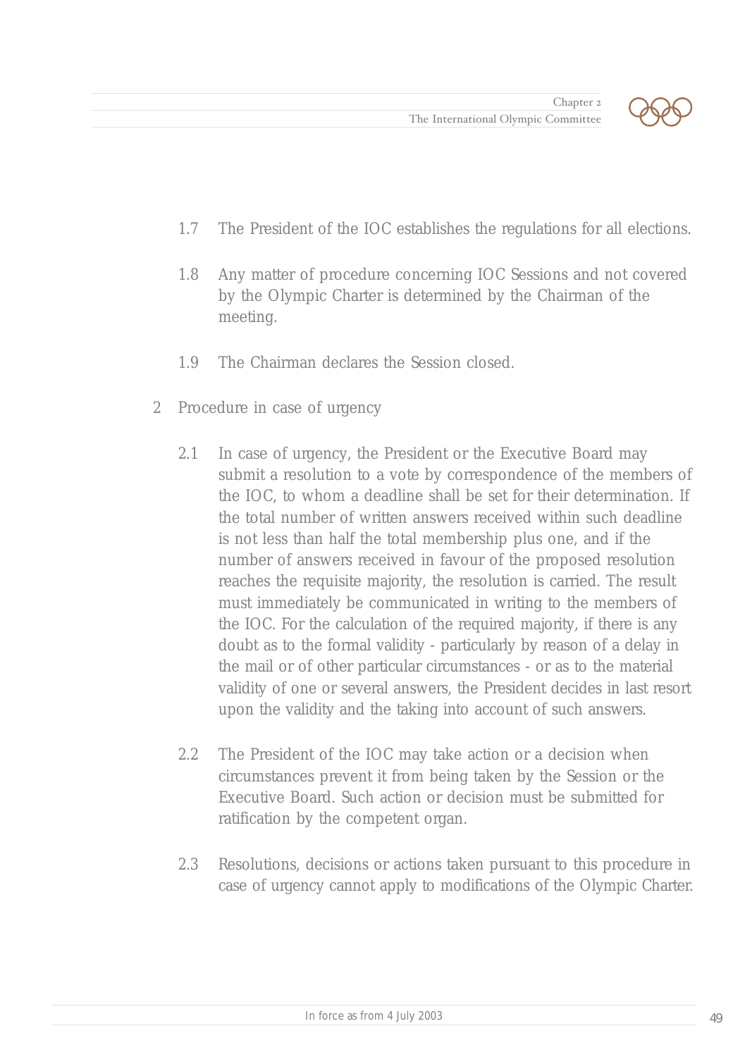1.7 The President of the IOC establishes the regulations for all elections.

1.8 Any matter of procedure concerning IOC Sessions and not covered by the Olympic Charter is determined by the Chairman of the meeting.

1.9 The Chairman declares the Session closed.

2 Procedure in case of urgency

2.1 In case of urgency, the President or the Executive Board may submit a resolution to a vote by correspondence of the members of the IOC, to whom a deadline shall be set for their determination. If the total number of written answers received within such deadline is not less than half the total membership plus one, and if the number of answers received in favour of the proposed resolution reaches the requisite majority, the resolution is carried. The result must immediately be communicated in writing to the members of the IOC. For the calculation of the required majority, if there is any doubt as to the formal validity - particularly by reason of a delay in the mail or of other particular circumstances - or as to the material validity of one or several answers, the President decides in last resort upon the validity and the taking into account of such answers.

2.2 The President of the IOC may take action or a decision when circumstances prevent it from being taken by the Session or the Executive Board. Such action or decision must be submitted for ratification by the competent organ.

2.3 Resolutions, decisions or actions taken pursuant to this procedure in case of urgency cannot apply to modifications of the Olympic Charter.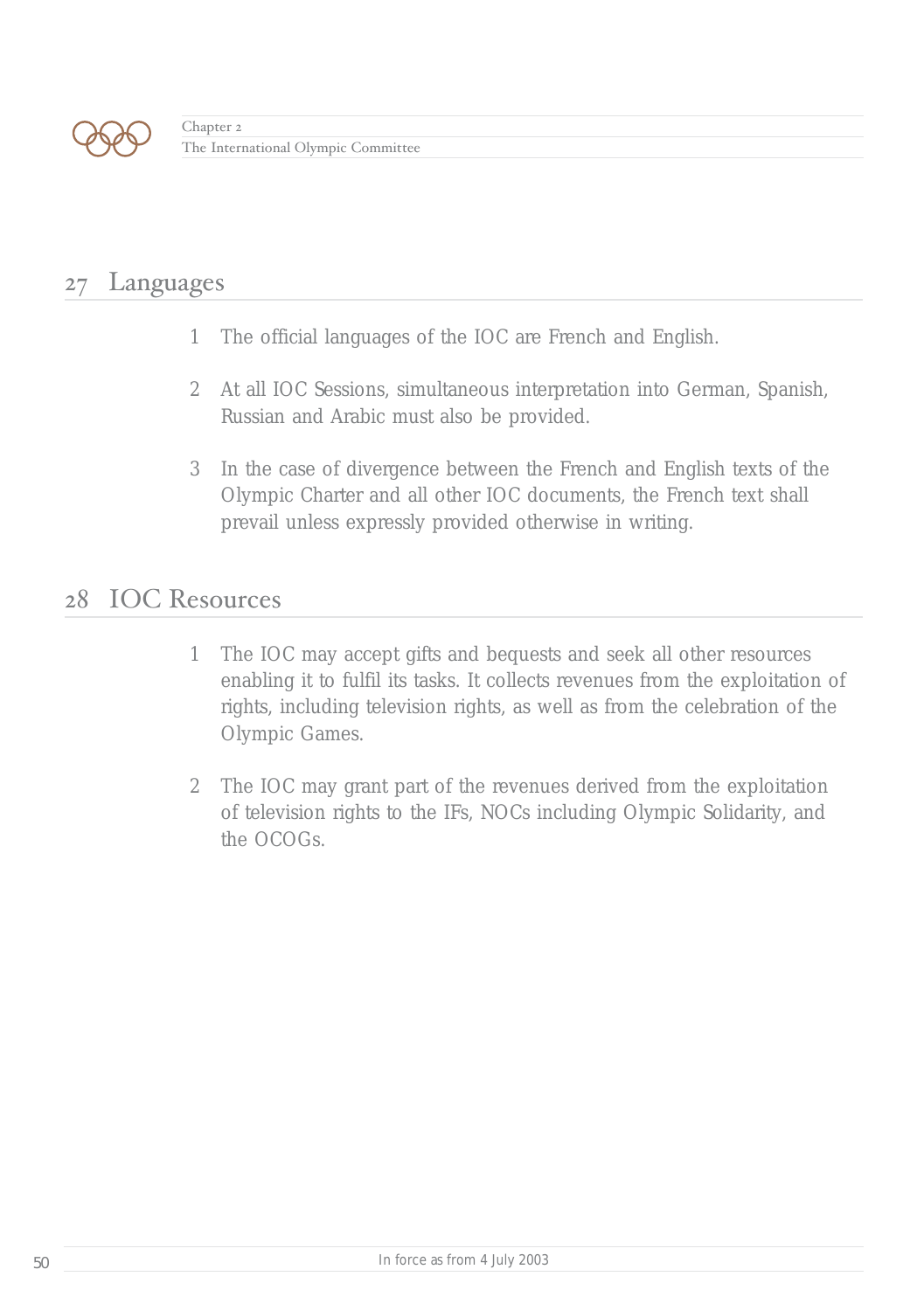## 27 Languages

1. The official languages of the IOC are French and English.
2. At all IOC Sessions, simultaneous interpretation into German, Spanish, Russian and Arabic must also be provided.
3. In the case of divergence between the French and English texts of the Olympic Charter and all other IOC documents, the French text shall prevail unless expressly provided otherwise in writing.

## 28 IOC Resources

1. The IOC may accept gifts and bequests and seek all other resources enabling it to fulfil its tasks. It collects revenues from the exploitation of rights, including television rights, as well as from the celebration of the Olympic Games.
2. The IOC may grant part of the revenues derived from the exploitation of television rights to the IFs, NOCs including Olympic Solidarity, and the OCOGs.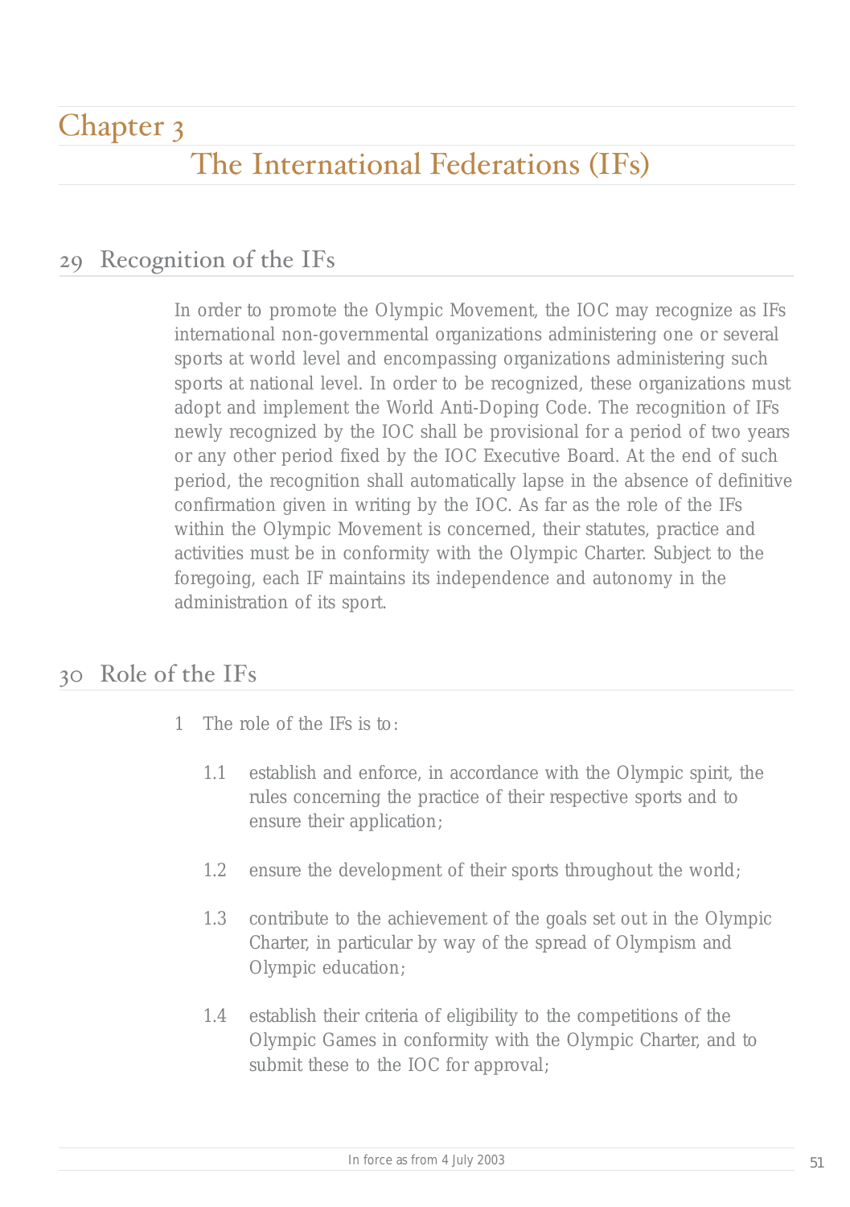# Chapter 3

# The International Federations (IFs)

## 29 Recognition of the IFs

In order to promote the Olympic Movement, the IOC may recognize as IFs international non-governmental organizations administering one or several sports at world level and encompassing organizations administering such sports at national level. In order to be recognized, these organizations must adopt and implement the World Anti-Doping Code. The recognition of IFs newly recognized by the IOC shall be provisional for a period of two years or any other period fixed by the IOC Executive Board. At the end of such period, the recognition shall automatically lapse in the absence of definitive confirmation given in writing by the IOC. As far as the role of the IFs within the Olympic Movement is concerned, their statutes, practice and activities must be in conformity with the Olympic Charter. Subject to the foregoing, each IF maintains its independence and autonomy in the administration of its sport.

## 30 Role of the IFs

1 The role of the IFs is to:

1.1 establish and enforce, in accordance with the Olympic spirit, the rules concerning the practice of their respective sports and to ensure their application;

1.2 ensure the development of their sports throughout the world;

1.3 contribute to the achievement of the goals set out in the Olympic Charter, in particular by way of the spread of Olympism and Olympic education;

1.4 establish their criteria of eligibility to the competitions of the Olympic Games in conformity with the Olympic Charter, and to submit these to the IOC for approval;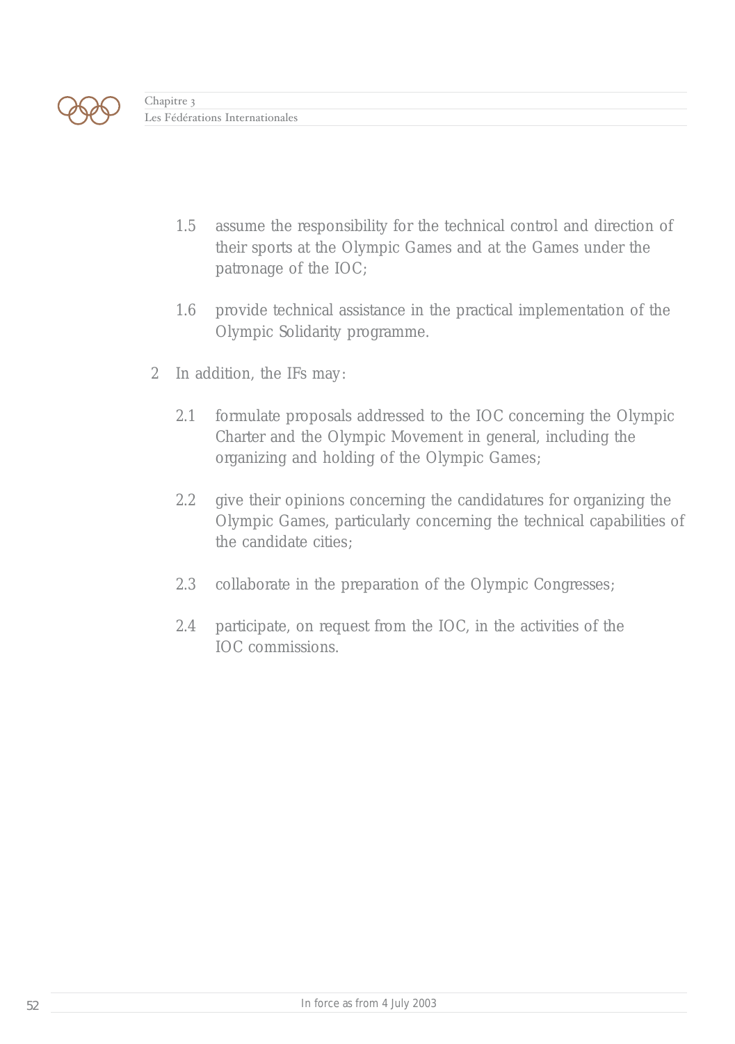1.5 assume the responsibility for the technical control and direction of their sports at the Olympic Games and at the Games under the patronage of the IOC;

1.6 provide technical assistance in the practical implementation of the Olympic Solidarity programme.

2 In addition, the IFs may:

2.1 formulate proposals addressed to the IOC concerning the Olympic Charter and the Olympic Movement in general, including the organizing and holding of the Olympic Games;

2.2 give their opinions concerning the candidatures for organizing the Olympic Games, particularly concerning the technical capabilities of the candidate cities;

2.3 collaborate in the preparation of the Olympic Congresses;

2.4 participate, on request from the IOC, in the activities of the IOC commissions.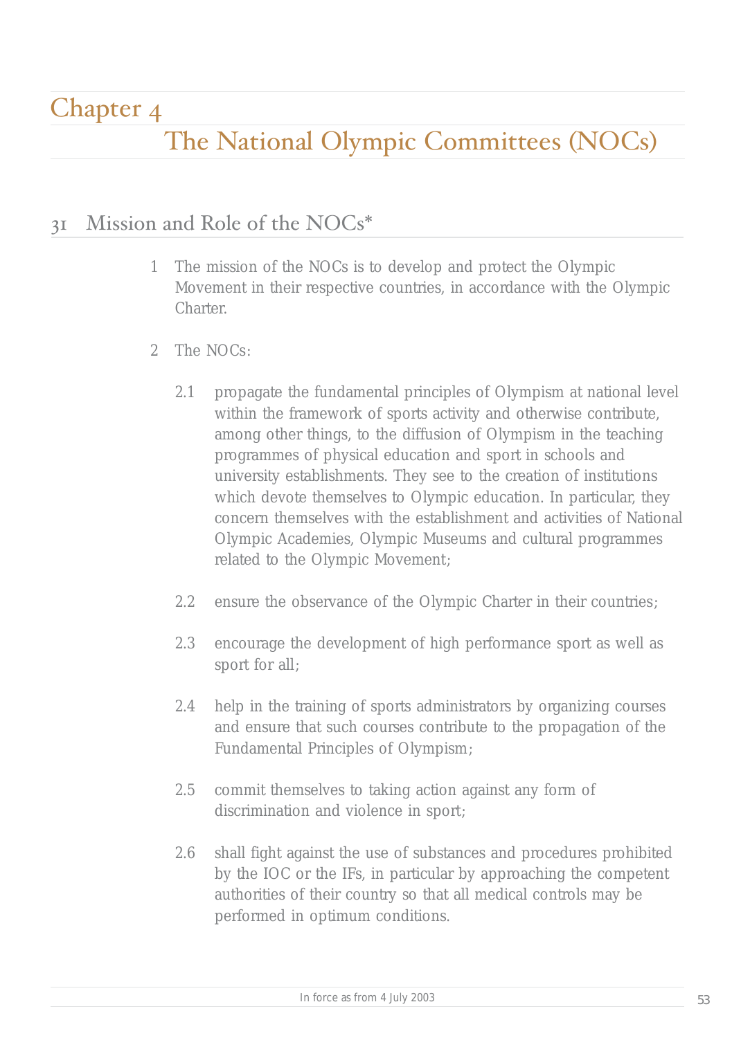# Chapter 4

# The National Olympic Committees (NOCs)

## 31 Mission and Role of the NOCs*

1 The mission of the NOCs is to develop and protect the Olympic Movement in their respective countries, in accordance with the Olympic Charter.

2 The NOCs:

2.1 propagate the fundamental principles of Olympism at national level within the framework of sports activity and otherwise contribute, among other things, to the diffusion of Olympism in the teaching programmes of physical education and sport in schools and university establishments. They see to the creation of institutions which devote themselves to Olympic education. In particular, they concern themselves with the establishment and activities of National Olympic Academies, Olympic Museums and cultural programmes related to the Olympic Movement;

2.2 ensure the observance of the Olympic Charter in their countries;

2.3 encourage the development of high performance sport as well as sport for all;

2.4 help in the training of sports administrators by organizing courses and ensure that such courses contribute to the propagation of the Fundamental Principles of Olympism;

2.5 commit themselves to taking action against any form of discrimination and violence in sport;

2.6 shall fight against the use of substances and procedures prohibited by the IOC or the IFs, in particular by approaching the competent authorities of their country so that all medical controls may be performed in optimum conditions.

In force as from 4 July 2003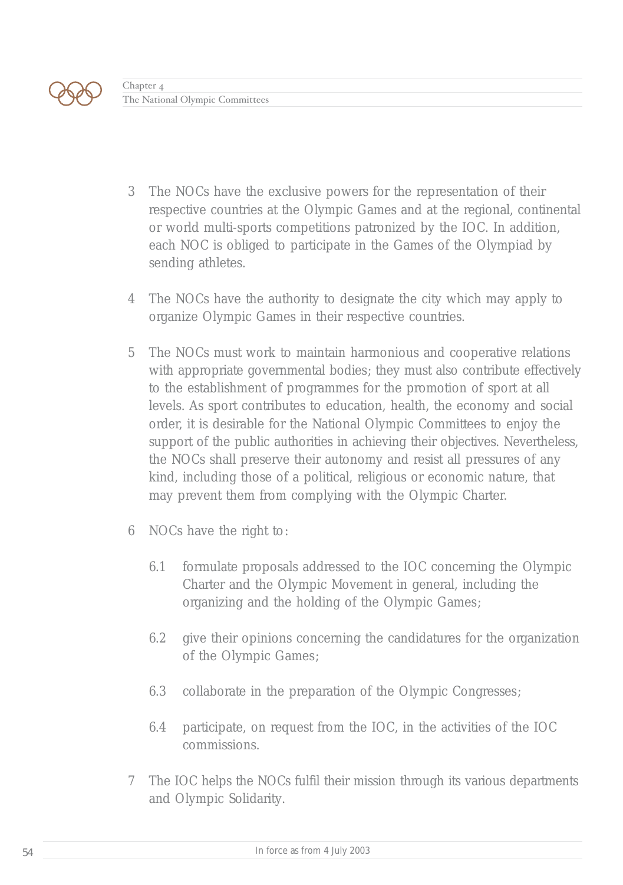3 The NOCs have the exclusive powers for the representation of their respective countries at the Olympic Games and at the regional, continental or world multi-sports competitions patronized by the IOC. In addition, each NOC is obliged to participate in the Games of the Olympiad by sending athletes.

4 The NOCs have the authority to designate the city which may apply to organize Olympic Games in their respective countries.

5 The NOCs must work to maintain harmonious and cooperative relations with appropriate governmental bodies; they must also contribute effectively to the establishment of programmes for the promotion of sport at all levels. As sport contributes to education, health, the economy and social order, it is desirable for the National Olympic Committees to enjoy the support of the public authorities in achieving their objectives. Nevertheless, the NOCs shall preserve their autonomy and resist all pressures of any kind, including those of a political, religious or economic nature, that may prevent them from complying with the Olympic Charter.

6 NOCs have the right to:

6.1 formulate proposals addressed to the IOC concerning the Olympic Charter and the Olympic Movement in general, including the organizing and the holding of the Olympic Games;

6.2 give their opinions concerning the candidatures for the organization of the Olympic Games;

6.3 collaborate in the preparation of the Olympic Congresses;

6.4 participate, on request from the IOC, in the activities of the IOC commissions.

7 The IOC helps the NOCs fulfil their mission through its various departments and Olympic Solidarity.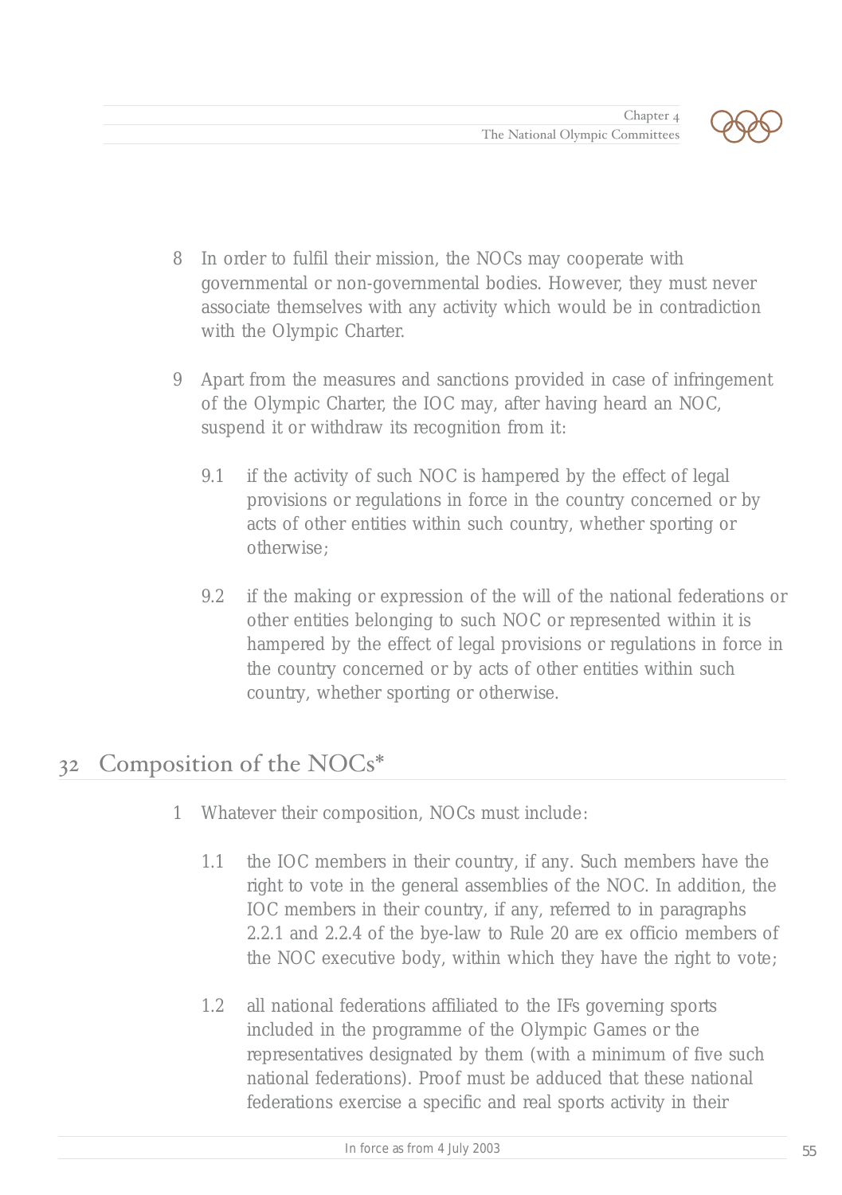8 In order to fulfil their mission, the NOCs may cooperate with governmental or non-governmental bodies. However, they must never associate themselves with any activity which would be in contradiction with the Olympic Charter.

9 Apart from the measures and sanctions provided in case of infringement of the Olympic Charter, the IOC may, after having heard an NOC, suspend it or withdraw its recognition from it:

9.1 if the activity of such NOC is hampered by the effect of legal provisions or regulations in force in the country concerned or by acts of other entities within such country, whether sporting or otherwise;

9.2 if the making or expression of the will of the national federations or other entities belonging to such NOC or represented within it is hampered by the effect of legal provisions or regulations in force in the country concerned or by acts of other entities within such country, whether sporting or otherwise.

## 32 Composition of the NOCs*

1 Whatever their composition, NOCs must include:

1.1 the IOC members in their country, if any. Such members have the right to vote in the general assemblies of the NOC. In addition, the IOC members in their country, if any, referred to in paragraphs 2.2.1 and 2.2.4 of the bye-law to Rule 20 are ex officio members of the NOC executive body, within which they have the right to vote;

1.2 all national federations affiliated to the IFs governing sports included in the programme of the Olympic Games or the representatives designated by them (with a minimum of five such national federations). Proof must be adduced that these national federations exercise a specific and real sports activity in their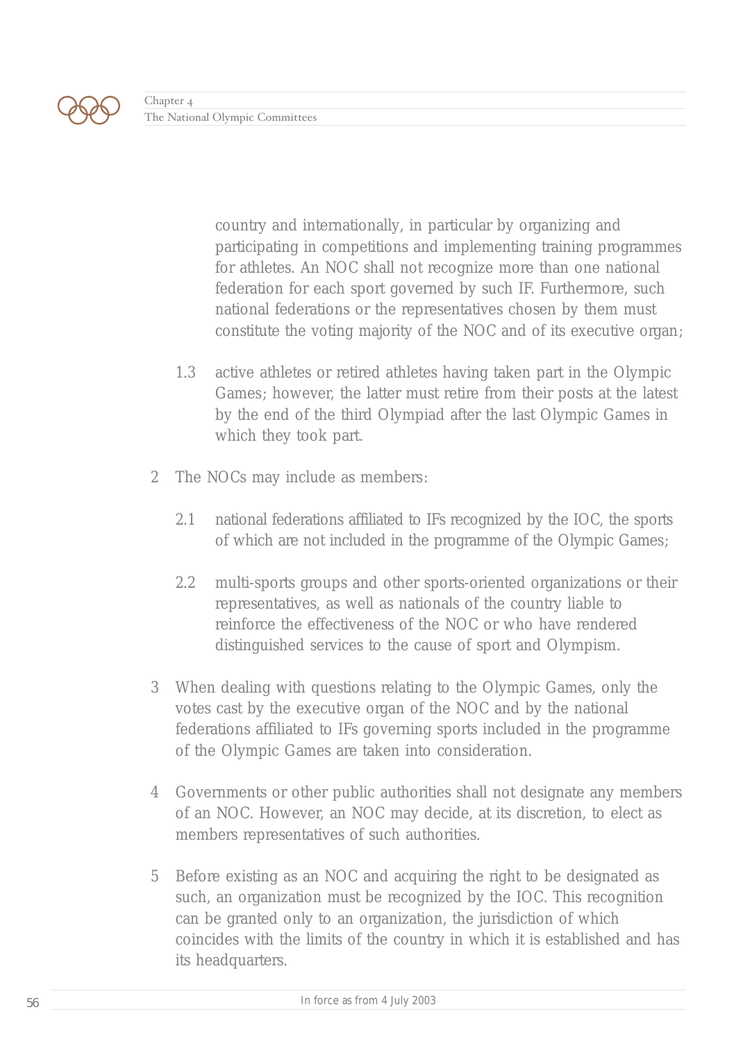country and internationally, in particular by organizing and participating in competitions and implementing training programmes for athletes. An NOC shall not recognize more than one national federation for each sport governed by such IF. Furthermore, such national federations or the representatives chosen by them must constitute the voting majority of the NOC and of its executive organ;

1.3 active athletes or retired athletes having taken part in the Olympic Games; however, the latter must retire from their posts at the latest by the end of the third Olympiad after the last Olympic Games in which they took part.

2 The NOCs may include as members:

2.1 national federations affiliated to IFs recognized by the IOC, the sports of which are not included in the programme of the Olympic Games;

2.2 multi-sports groups and other sports-oriented organizations or their representatives, as well as nationals of the country liable to reinforce the effectiveness of the NOC or who have rendered distinguished services to the cause of sport and Olympism.

3 When dealing with questions relating to the Olympic Games, only the votes cast by the executive organ of the NOC and by the national federations affiliated to IFs governing sports included in the programme of the Olympic Games are taken into consideration.

4 Governments or other public authorities shall not designate any members of an NOC. However, an NOC may decide, at its discretion, to elect as members representatives of such authorities.

5 Before existing as an NOC and acquiring the right to be designated as such, an organization must be recognized by the IOC. This recognition can be granted only to an organization, the jurisdiction of which coincides with the limits of the country in which it is established and has its headquarters.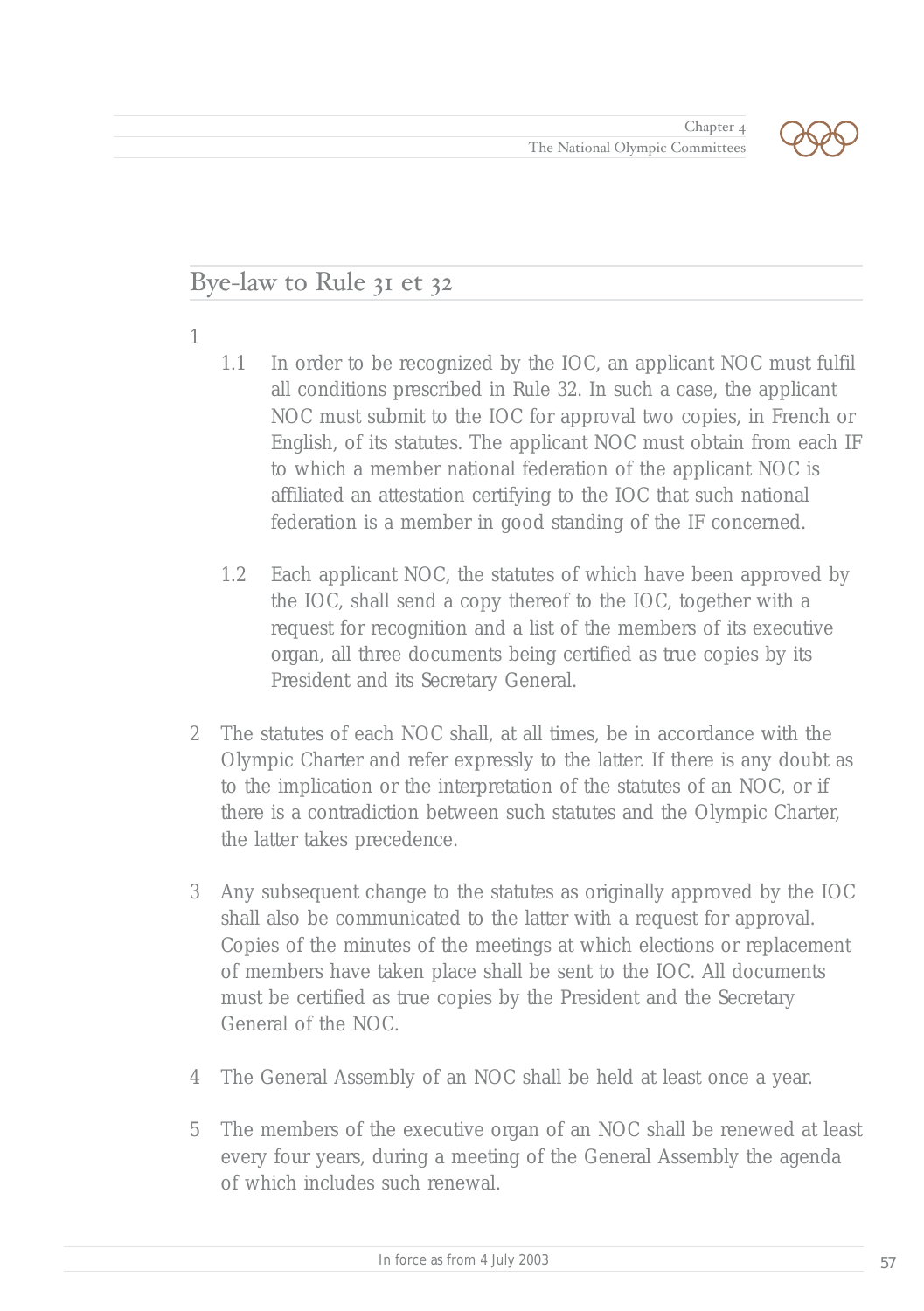## Bye-law to Rule 31 et 32

1

1.1 In order to be recognized by the IOC, an applicant NOC must fulfil all conditions prescribed in Rule 32. In such a case, the applicant NOC must submit to the IOC for approval two copies, in French or English, of its statutes. The applicant NOC must obtain from each IF to which a member national federation of the applicant NOC is affiliated an attestation certifying to the IOC that such national federation is a member in good standing of the IF concerned.

1.2 Each applicant NOC, the statutes of which have been approved by the IOC, shall send a copy thereof to the IOC, together with a request for recognition and a list of the members of its executive organ, all three documents being certified as true copies by its President and its Secretary General.

2 The statutes of each NOC shall, at all times, be in accordance with the Olympic Charter and refer expressly to the latter. If there is any doubt as to the implication or the interpretation of the statutes of an NOC, or if there is a contradiction between such statutes and the Olympic Charter, the latter takes precedence.

3 Any subsequent change to the statutes as originally approved by the IOC shall also be communicated to the latter with a request for approval. Copies of the minutes of the meetings at which elections or replacement of members have taken place shall be sent to the IOC. All documents must be certified as true copies by the President and the Secretary General of the NOC.

4 The General Assembly of an NOC shall be held at least once a year.

5 The members of the executive organ of an NOC shall be renewed at least every four years, during a meeting of the General Assembly the agenda of which includes such renewal.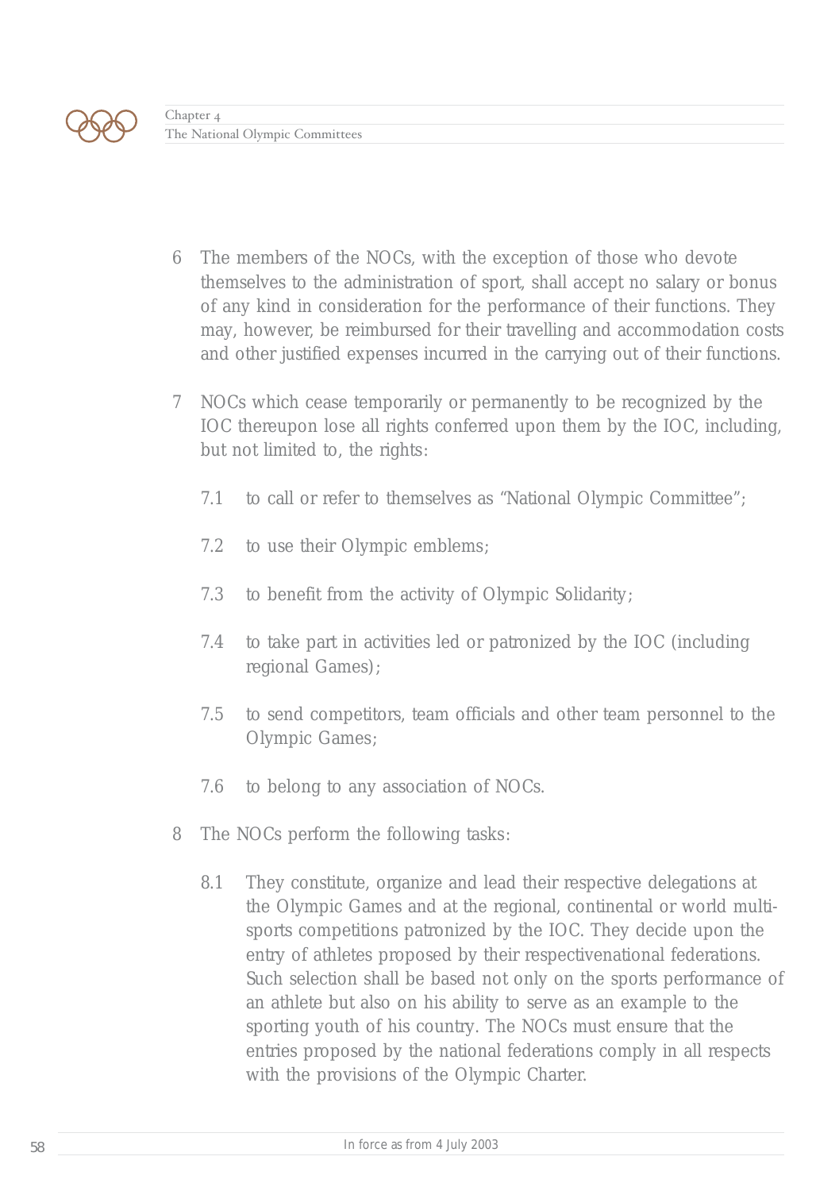6 The members of the NOCs, with the exception of those who devote themselves to the administration of sport, shall accept no salary or bonus of any kind in consideration for the performance of their functions. They may, however, be reimbursed for their travelling and accommodation costs and other justified expenses incurred in the carrying out of their functions.

7 NOCs which cease temporarily or permanently to be recognized by the IOC thereupon lose all rights conferred upon them by the IOC, including, but not limited to, the rights:

   7.1 to call or refer to themselves as "National Olympic Committee";

   7.2 to use their Olympic emblems;

   7.3 to benefit from the activity of Olympic Solidarity;

   7.4 to take part in activities led or patronized by the IOC (including regional Games);

   7.5 to send competitors, team officials and other team personnel to the Olympic Games;

   7.6 to belong to any association of NOCs.

8 The NOCs perform the following tasks:

   8.1 They constitute, organize and lead their respective delegations at the Olympic Games and at the regional, continental or world multi-sports competitions patronized by the IOC. They decide upon the entry of athletes proposed by their respectivenational federations. Such selection shall be based not only on the sports performance of an athlete but also on his ability to serve as an example to the sporting youth of his country. The NOCs must ensure that the entries proposed by the national federations comply in all respects with the provisions of the Olympic Charter.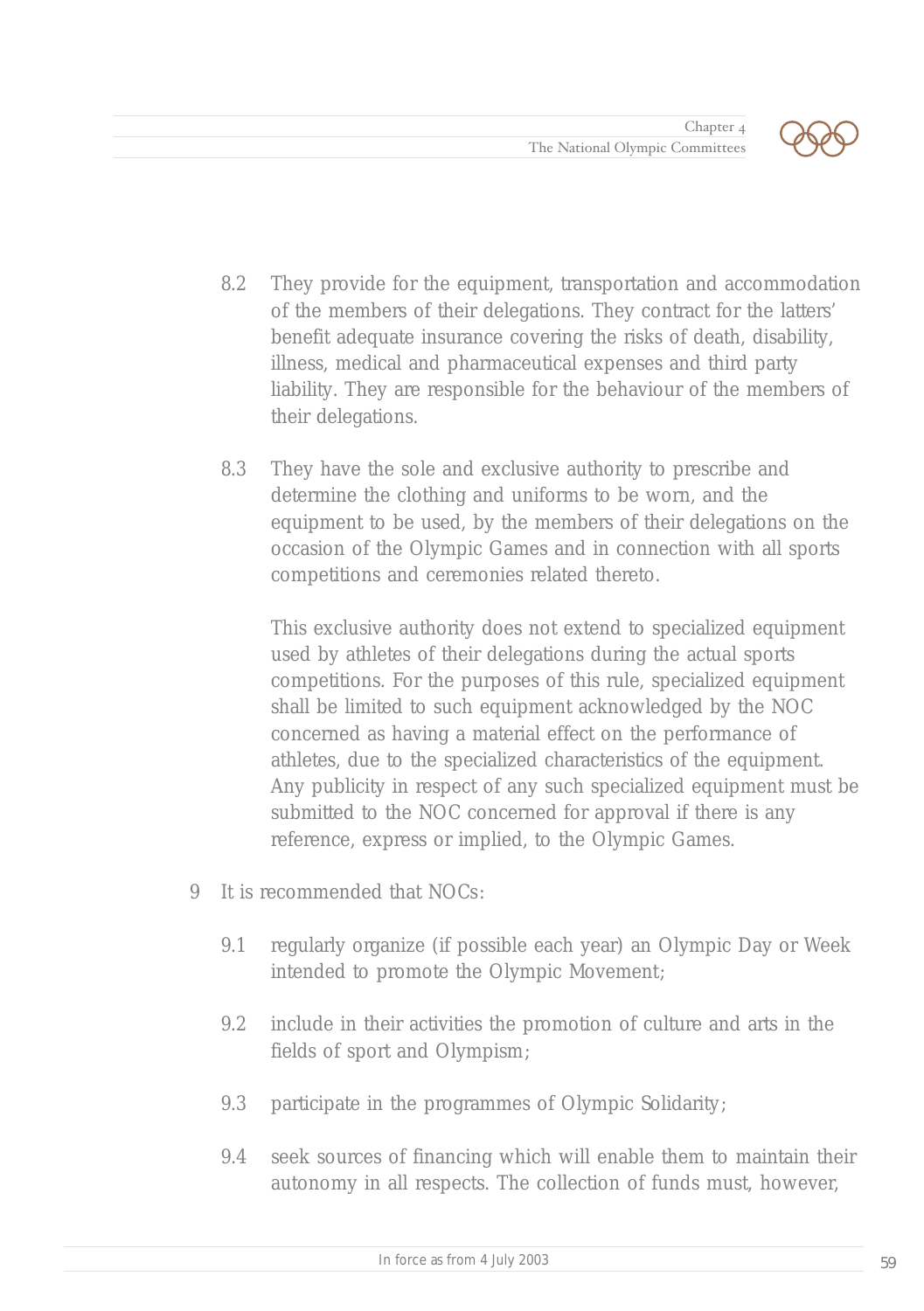8.2 They provide for the equipment, transportation and accommodation of the members of their delegations. They contract for the latters' benefit adequate insurance covering the risks of death, disability, illness, medical and pharmaceutical expenses and third party liability. They are responsible for the behaviour of the members of their delegations.

8.3 They have the sole and exclusive authority to prescribe and determine the clothing and uniforms to be worn, and the equipment to be used, by the members of their delegations on the occasion of the Olympic Games and in connection with all sports competitions and ceremonies related thereto.

This exclusive authority does not extend to specialized equipment used by athletes of their delegations during the actual sports competitions. For the purposes of this rule, specialized equipment shall be limited to such equipment acknowledged by the NOC concerned as having a material effect on the performance of athletes, due to the specialized characteristics of the equipment. Any publicity in respect of any such specialized equipment must be submitted to the NOC concerned for approval if there is any reference, express or implied, to the Olympic Games.

9 It is recommended that NOCs:

9.1 regularly organize (if possible each year) an Olympic Day or Week intended to promote the Olympic Movement;

9.2 include in their activities the promotion of culture and arts in the fields of sport and Olympism;

9.3 participate in the programmes of Olympic Solidarity;

9.4 seek sources of financing which will enable them to maintain their autonomy in all respects. The collection of funds must, however,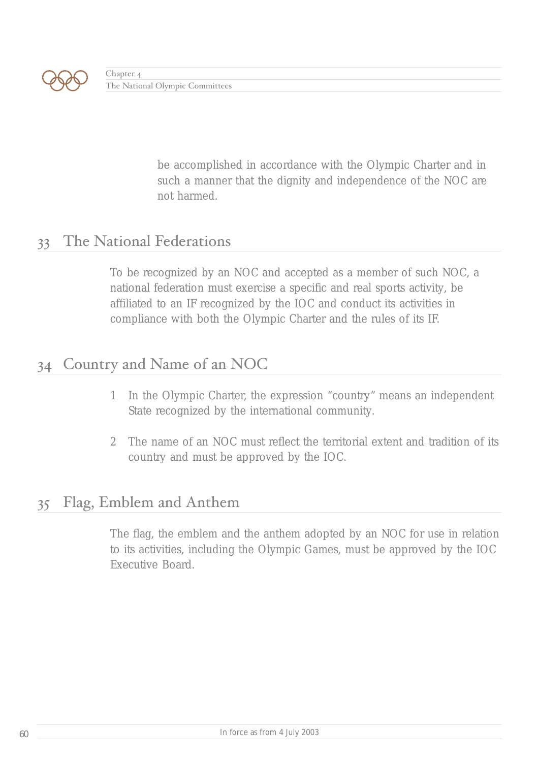be accomplished in accordance with the Olympic Charter and in such a manner that the dignity and independence of the NOC are not harmed.

## 33 The National Federations

To be recognized by an NOC and accepted as a member of such NOC, a national federation must exercise a specific and real sports activity, be affiliated to an IF recognized by the IOC and conduct its activities in compliance with both the Olympic Charter and the rules of its IF.

## 34 Country and Name of an NOC

1. In the Olympic Charter, the expression "country" means an independent State recognized by the international community.

2. The name of an NOC must reflect the territorial extent and tradition of its country and must be approved by the IOC.

## 35 Flag, Emblem and Anthem

The flag, the emblem and the anthem adopted by an NOC for use in relation to its activities, including the Olympic Games, must be approved by the IOC Executive Board.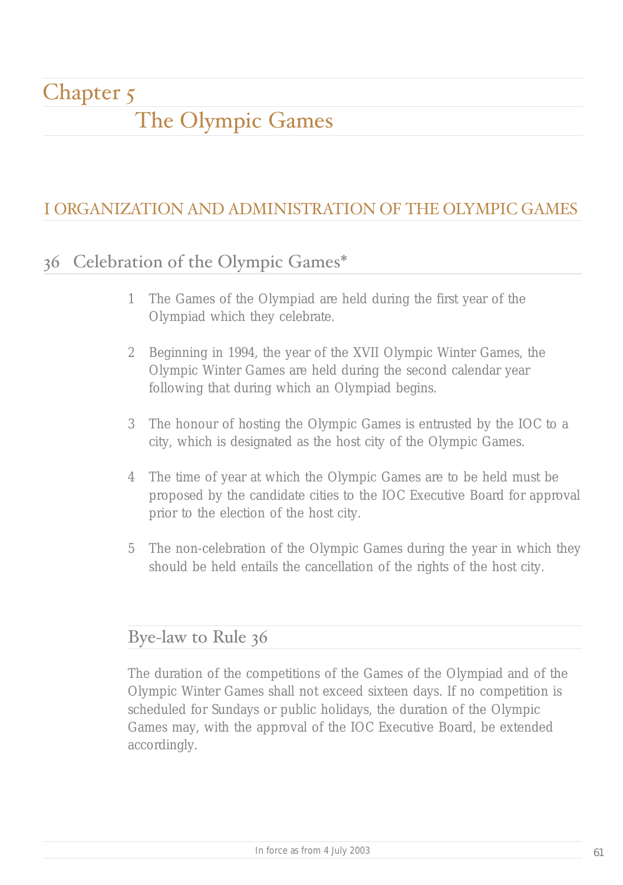# Chapter 5

# The Olympic Games

## I ORGANIZATION AND ADMINISTRATION OF THE OLYMPIC GAMES

### 36 Celebration of the Olympic Games*

1 The Games of the Olympiad are held during the first year of the Olympiad which they celebrate.

2 Beginning in 1994, the year of the XVII Olympic Winter Games, the Olympic Winter Games are held during the second calendar year following that during which an Olympiad begins.

3 The honour of hosting the Olympic Games is entrusted by the IOC to a city, which is designated as the host city of the Olympic Games.

4 The time of year at which the Olympic Games are to be held must be proposed by the candidate cities to the IOC Executive Board for approval prior to the election of the host city.

5 The non-celebration of the Olympic Games during the year in which they should be held entails the cancellation of the rights of the host city.

### Bye-law to Rule 36

The duration of the competitions of the Games of the Olympiad and of the Olympic Winter Games shall not exceed sixteen days. If no competition is scheduled for Sundays or public holidays, the duration of the Olympic Games may, with the approval of the IOC Executive Board, be extended accordingly.

In force as from 4 July 2003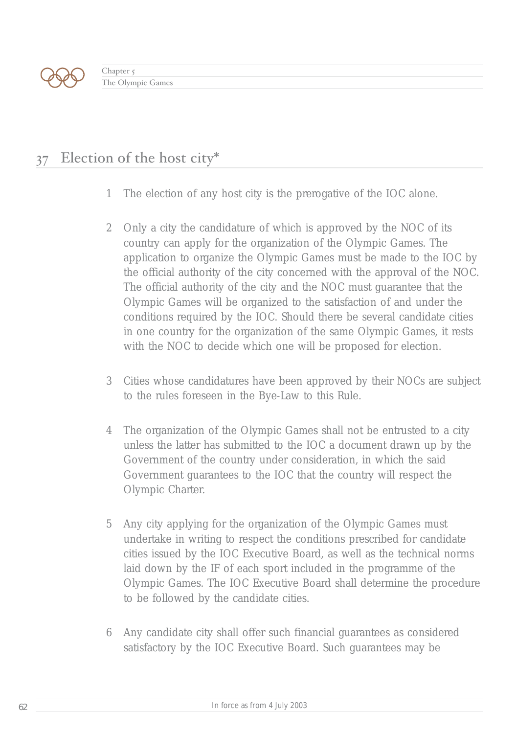## 37 Election of the host city*

1 The election of any host city is the prerogative of the IOC alone.

2 Only a city the candidature of which is approved by the NOC of its country can apply for the organization of the Olympic Games. The application to organize the Olympic Games must be made to the IOC by the official authority of the city concerned with the approval of the NOC. The official authority of the city and the NOC must guarantee that the Olympic Games will be organized to the satisfaction of and under the conditions required by the IOC. Should there be several candidate cities in one country for the organization of the same Olympic Games, it rests with the NOC to decide which one will be proposed for election.

3 Cities whose candidatures have been approved by their NOCs are subject to the rules foreseen in the Bye-Law to this Rule.

4 The organization of the Olympic Games shall not be entrusted to a city unless the latter has submitted to the IOC a document drawn up by the Government of the country under consideration, in which the said Government guarantees to the IOC that the country will respect the Olympic Charter.

5 Any city applying for the organization of the Olympic Games must undertake in writing to respect the conditions prescribed for candidate cities issued by the IOC Executive Board, as well as the technical norms laid down by the IF of each sport included in the programme of the Olympic Games. The IOC Executive Board shall determine the procedure to be followed by the candidate cities.

6 Any candidate city shall offer such financial guarantees as considered satisfactory by the IOC Executive Board. Such guarantees may be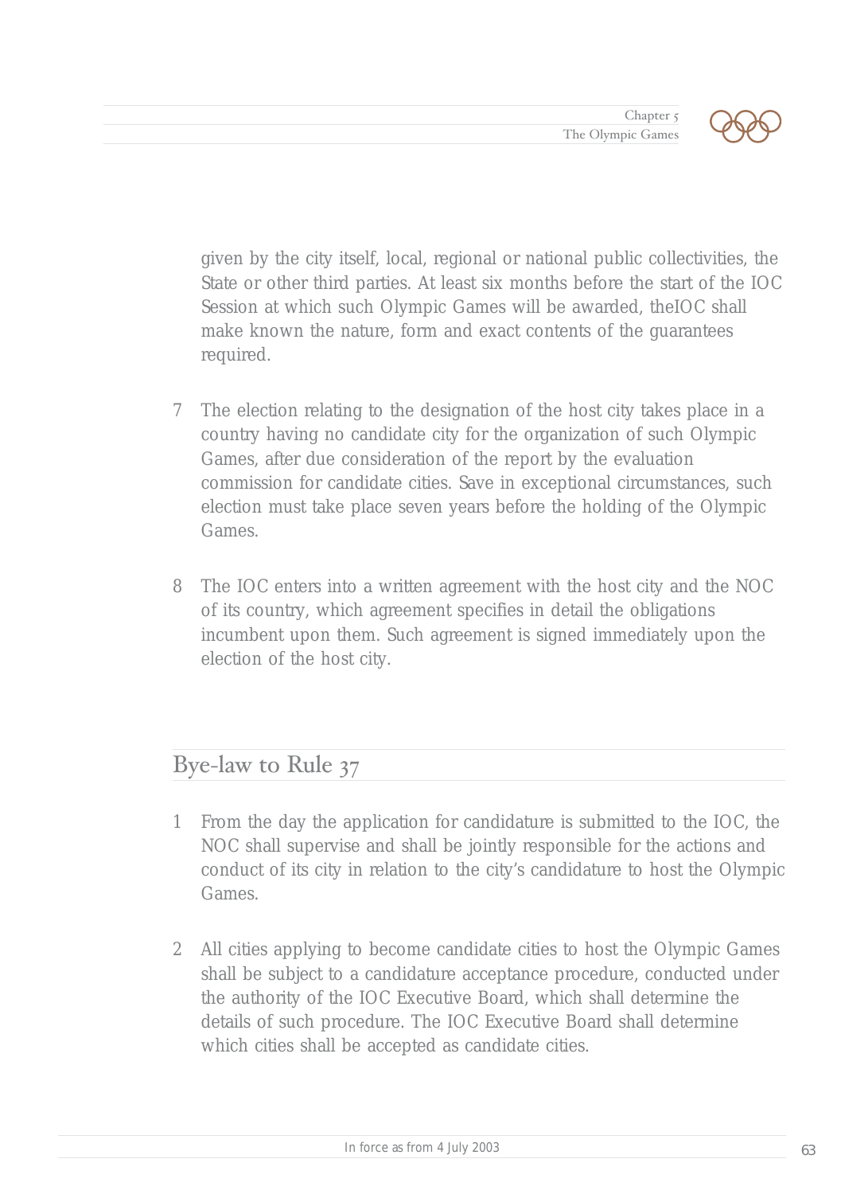given by the city itself, local, regional or national public collectivities, the State or other third parties. At least six months before the start of the IOC Session at which such Olympic Games will be awarded, theIOC shall make known the nature, form and exact contents of the guarantees required.

7 The election relating to the designation of the host city takes place in a country having no candidate city for the organization of such Olympic Games, after due consideration of the report by the evaluation commission for candidate cities. Save in exceptional circumstances, such election must take place seven years before the holding of the Olympic Games.

8 The IOC enters into a written agreement with the host city and the NOC of its country, which agreement specifies in detail the obligations incumbent upon them. Such agreement is signed immediately upon the election of the host city.

## Bye-law to Rule 37

1 From the day the application for candidature is submitted to the IOC, the NOC shall supervise and shall be jointly responsible for the actions and conduct of its city in relation to the city's candidature to host the Olympic Games.

2 All cities applying to become candidate cities to host the Olympic Games shall be subject to a candidature acceptance procedure, conducted under the authority of the IOC Executive Board, which shall determine the details of such procedure. The IOC Executive Board shall determine which cities shall be accepted as candidate cities.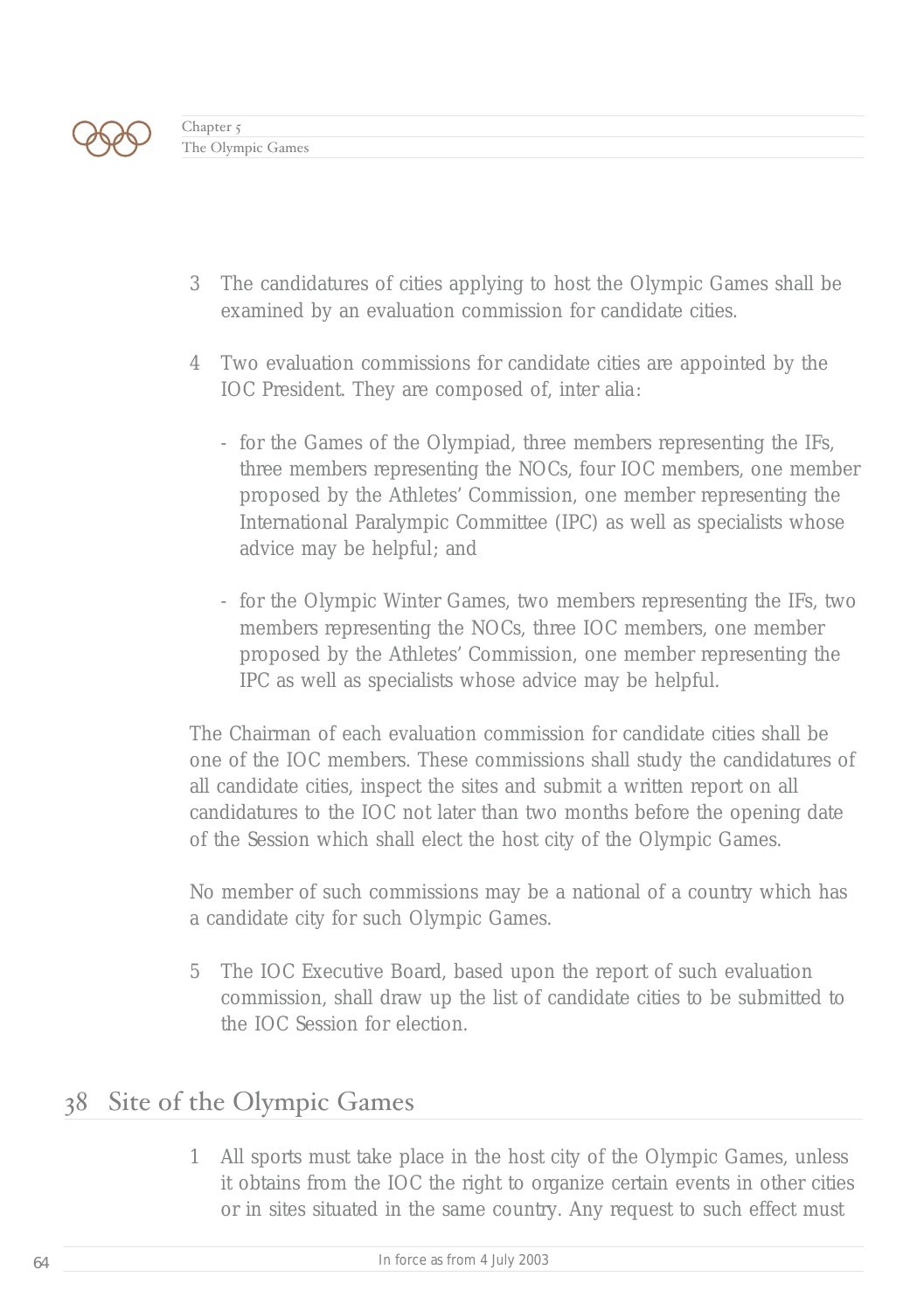3 The candidatures of cities applying to host the Olympic Games shall be examined by an evaluation commission for candidate cities.

4 Two evaluation commissions for candidate cities are appointed by the IOC President. They are composed of, inter alia:

- for the Games of the Olympiad, three members representing the IFs, three members representing the NOCs, four IOC members, one member proposed by the Athletes' Commission, one member representing the International Paralympic Committee (IPC) as well as specialists whose advice may be helpful; and

- for the Olympic Winter Games, two members representing the IFs, two members representing the NOCs, three IOC members, one member proposed by the Athletes' Commission, one member representing the IPC as well as specialists whose advice may be helpful.

The Chairman of each evaluation commission for candidate cities shall be one of the IOC members. These commissions shall study the candidatures of all candidate cities, inspect the sites and submit a written report on all candidatures to the IOC not later than two months before the opening date of the Session which shall elect the host city of the Olympic Games.

No member of such commissions may be a national of a country which has a candidate city for such Olympic Games.

5 The IOC Executive Board, based upon the report of such evaluation commission, shall draw up the list of candidate cities to be submitted to the IOC Session for election.

## 38 Site of the Olympic Games

1 All sports must take place in the host city of the Olympic Games, unless it obtains from the IOC the right to organize certain events in other cities or in sites situated in the same country. Any request to such effect must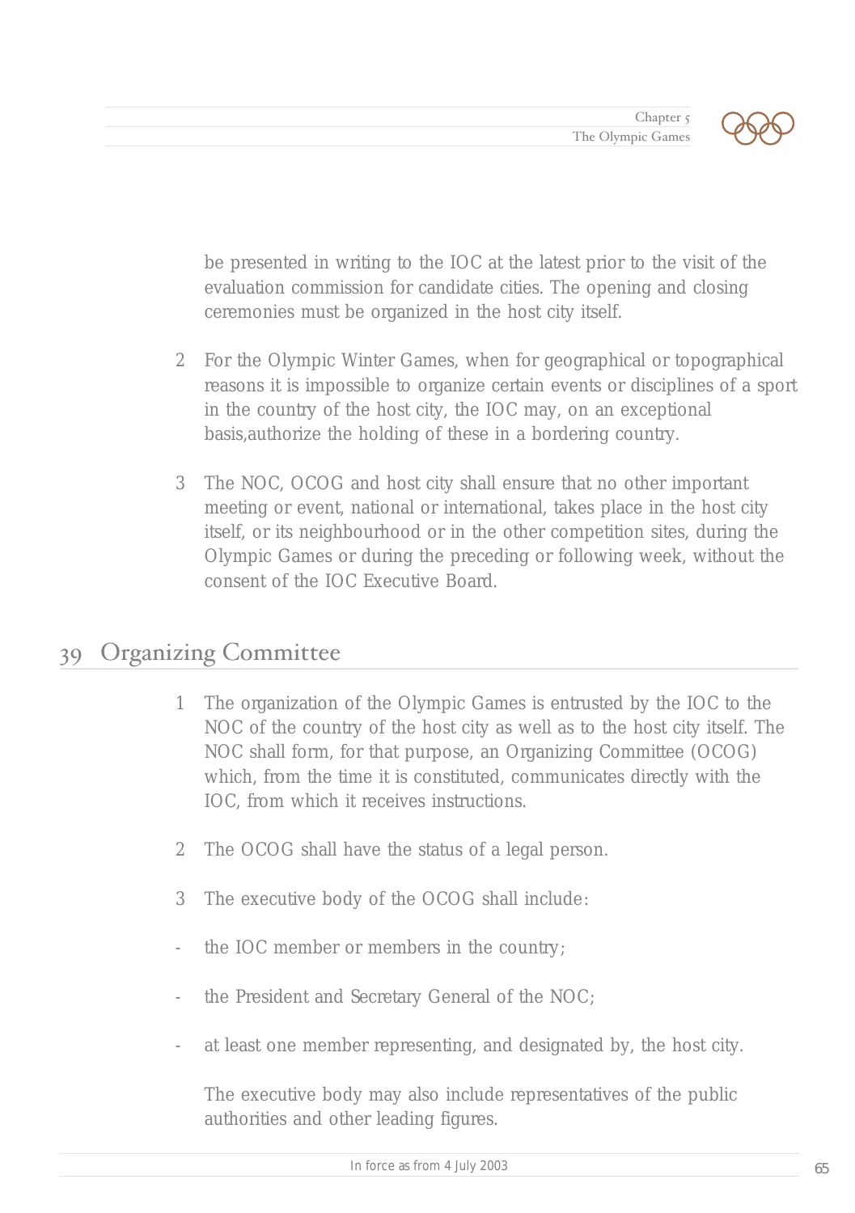be presented in writing to the IOC at the latest prior to the visit of the evaluation commission for candidate cities. The opening and closing ceremonies must be organized in the host city itself.

2 For the Olympic Winter Games, when for geographical or topographical reasons it is impossible to organize certain events or disciplines of a sport in the country of the host city, the IOC may, on an exceptional basis,authorize the holding of these in a bordering country.

3 The NOC, OCOG and host city shall ensure that no other important meeting or event, national or international, takes place in the host city itself, or its neighbourhood or in the other competition sites, during the Olympic Games or during the preceding or following week, without the consent of the IOC Executive Board.

## 39 Organizing Committee

1 The organization of the Olympic Games is entrusted by the IOC to the NOC of the country of the host city as well as to the host city itself. The NOC shall form, for that purpose, an Organizing Committee (OCOG) which, from the time it is constituted, communicates directly with the IOC, from which it receives instructions.

2 The OCOG shall have the status of a legal person.

3 The executive body of the OCOG shall include:

- the IOC member or members in the country;
- the President and Secretary General of the NOC;
- at least one member representing, and designated by, the host city.

The executive body may also include representatives of the public authorities and other leading figures.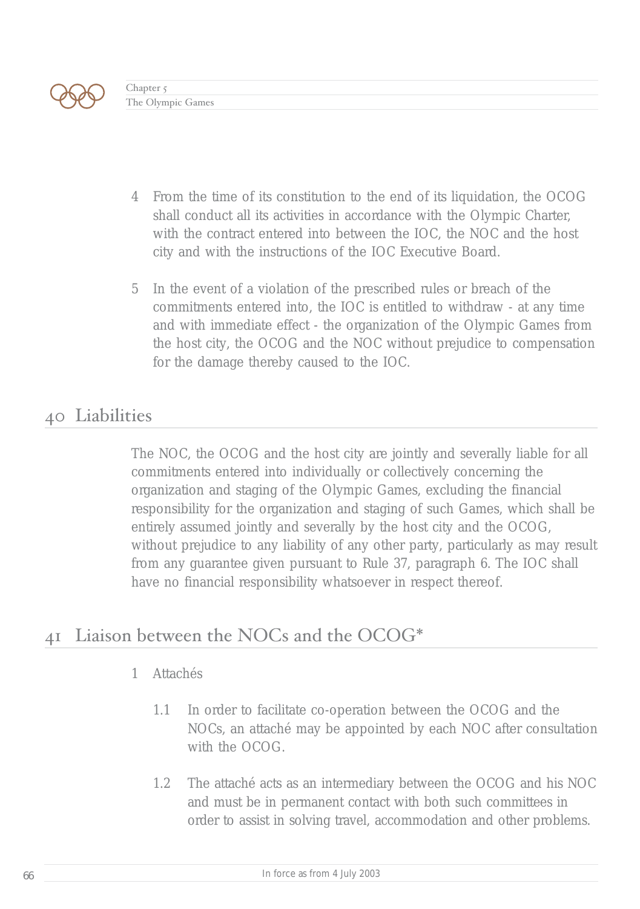4 From the time of its constitution to the end of its liquidation, the OCOG shall conduct all its activities in accordance with the Olympic Charter, with the contract entered into between the IOC, the NOC and the host city and with the instructions of the IOC Executive Board.

5 In the event of a violation of the prescribed rules or breach of the commitments entered into, the IOC is entitled to withdraw - at any time and with immediate effect - the organization of the Olympic Games from the host city, the OCOG and the NOC without prejudice to compensation for the damage thereby caused to the IOC.

## 40 Liabilities

The NOC, the OCOG and the host city are jointly and severally liable for all commitments entered into individually or collectively concerning the organization and staging of the Olympic Games, excluding the financial responsibility for the organization and staging of such Games, which shall be entirely assumed jointly and severally by the host city and the OCOG, without prejudice to any liability of any other party, particularly as may result from any guarantee given pursuant to Rule 37, paragraph 6. The IOC shall have no financial responsibility whatsoever in respect thereof.

## 41 Liaison between the NOCs and the OCOG*

1 Attachés

1.1 In order to facilitate co-operation between the OCOG and the NOCs, an attaché may be appointed by each NOC after consultation with the OCOG.

1.2 The attaché acts as an intermediary between the OCOG and his NOC and must be in permanent contact with both such committees in order to assist in solving travel, accommodation and other problems.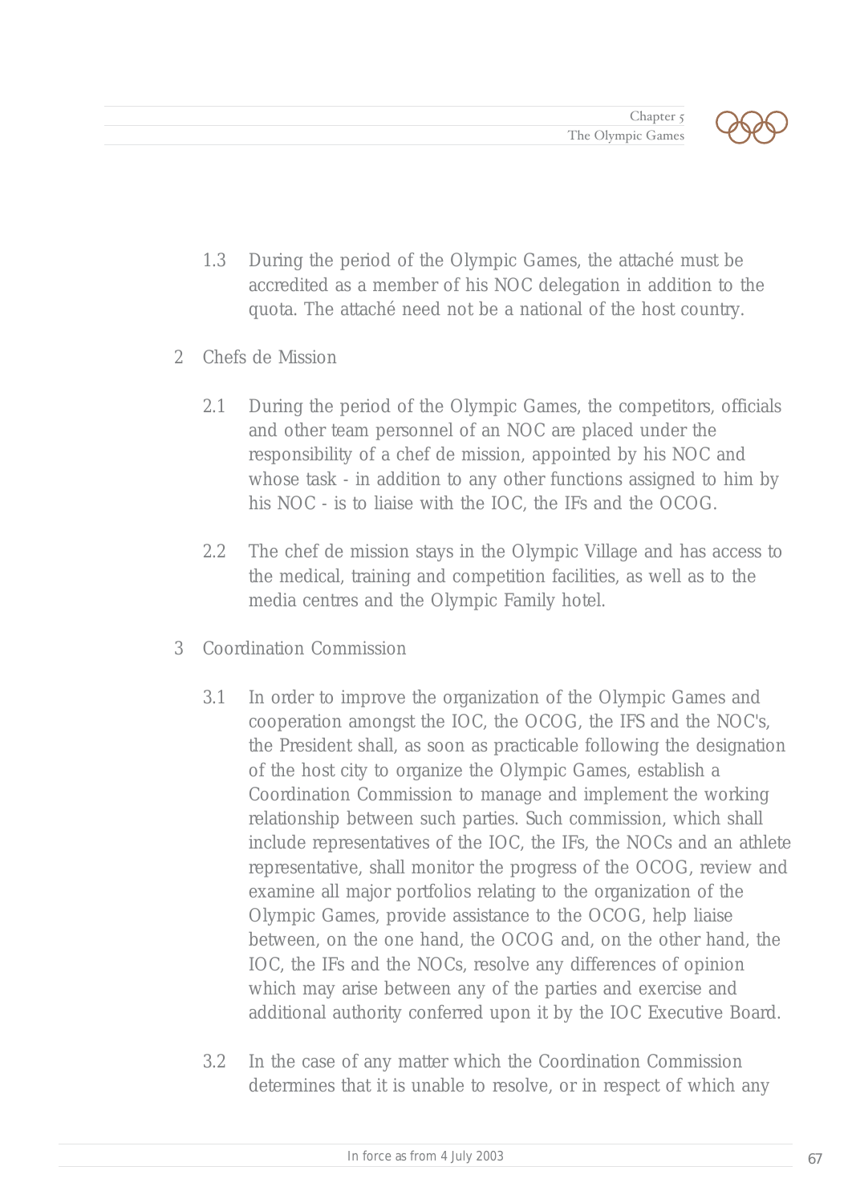1.3 During the period of the Olympic Games, the attaché must be accredited as a member of his NOC delegation in addition to the quota. The attaché need not be a national of the host country.

2 Chefs de Mission

2.1 During the period of the Olympic Games, the competitors, officials and other team personnel of an NOC are placed under the responsibility of a chef de mission, appointed by his NOC and whose task - in addition to any other functions assigned to him by his NOC - is to liaise with the IOC, the IFs and the OCOG.

2.2 The chef de mission stays in the Olympic Village and has access to the medical, training and competition facilities, as well as to the media centres and the Olympic Family hotel.

3 Coordination Commission

3.1 In order to improve the organization of the Olympic Games and cooperation amongst the IOC, the OCOG, the IFS and the NOC's, the President shall, as soon as practicable following the designation of the host city to organize the Olympic Games, establish a Coordination Commission to manage and implement the working relationship between such parties. Such commission, which shall include representatives of the IOC, the IFs, the NOCs and an athlete representative, shall monitor the progress of the OCOG, review and examine all major portfolios relating to the organization of the Olympic Games, provide assistance to the OCOG, help liaise between, on the one hand, the OCOG and, on the other hand, the IOC, the IFs and the NOCs, resolve any differences of opinion which may arise between any of the parties and exercise and additional authority conferred upon it by the IOC Executive Board.

3.2 In the case of any matter which the Coordination Commission determines that it is unable to resolve, or in respect of which any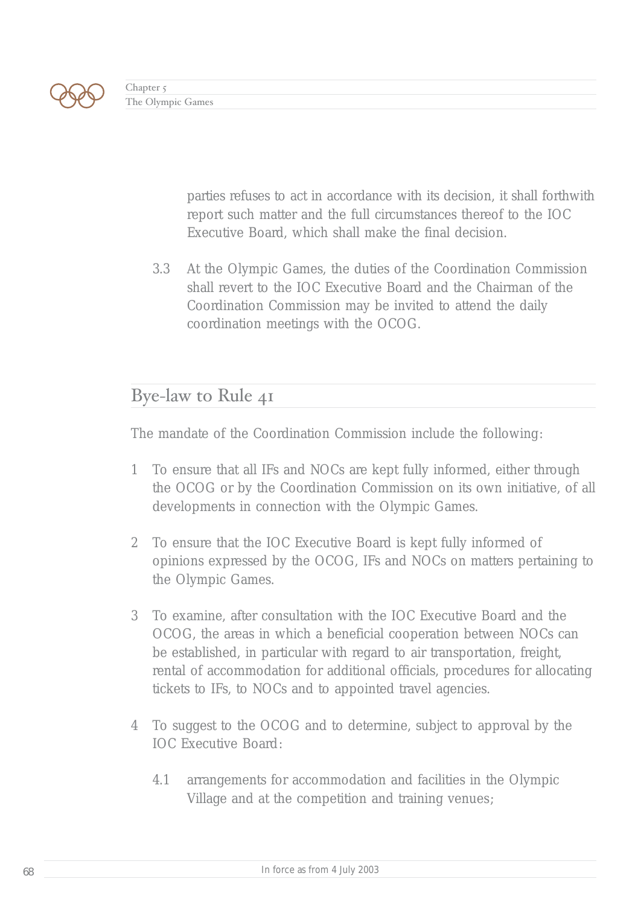parties refuses to act in accordance with its decision, it shall forthwith report such matter and the full circumstances thereof to the IOC Executive Board, which shall make the final decision.

3.3 At the Olympic Games, the duties of the Coordination Commission shall revert to the IOC Executive Board and the Chairman of the Coordination Commission may be invited to attend the daily coordination meetings with the OCOG.

## Bye-law to Rule 41

The mandate of the Coordination Commission include the following:

1 To ensure that all IFs and NOCs are kept fully informed, either through the OCOG or by the Coordination Commission on its own initiative, of all developments in connection with the Olympic Games.

2 To ensure that the IOC Executive Board is kept fully informed of opinions expressed by the OCOG, IFs and NOCs on matters pertaining to the Olympic Games.

3 To examine, after consultation with the IOC Executive Board and the OCOG, the areas in which a beneficial cooperation between NOCs can be established, in particular with regard to air transportation, freight, rental of accommodation for additional officials, procedures for allocating tickets to IFs, to NOCs and to appointed travel agencies.

4 To suggest to the OCOG and to determine, subject to approval by the IOC Executive Board:

4.1 arrangements for accommodation and facilities in the Olympic Village and at the competition and training venues;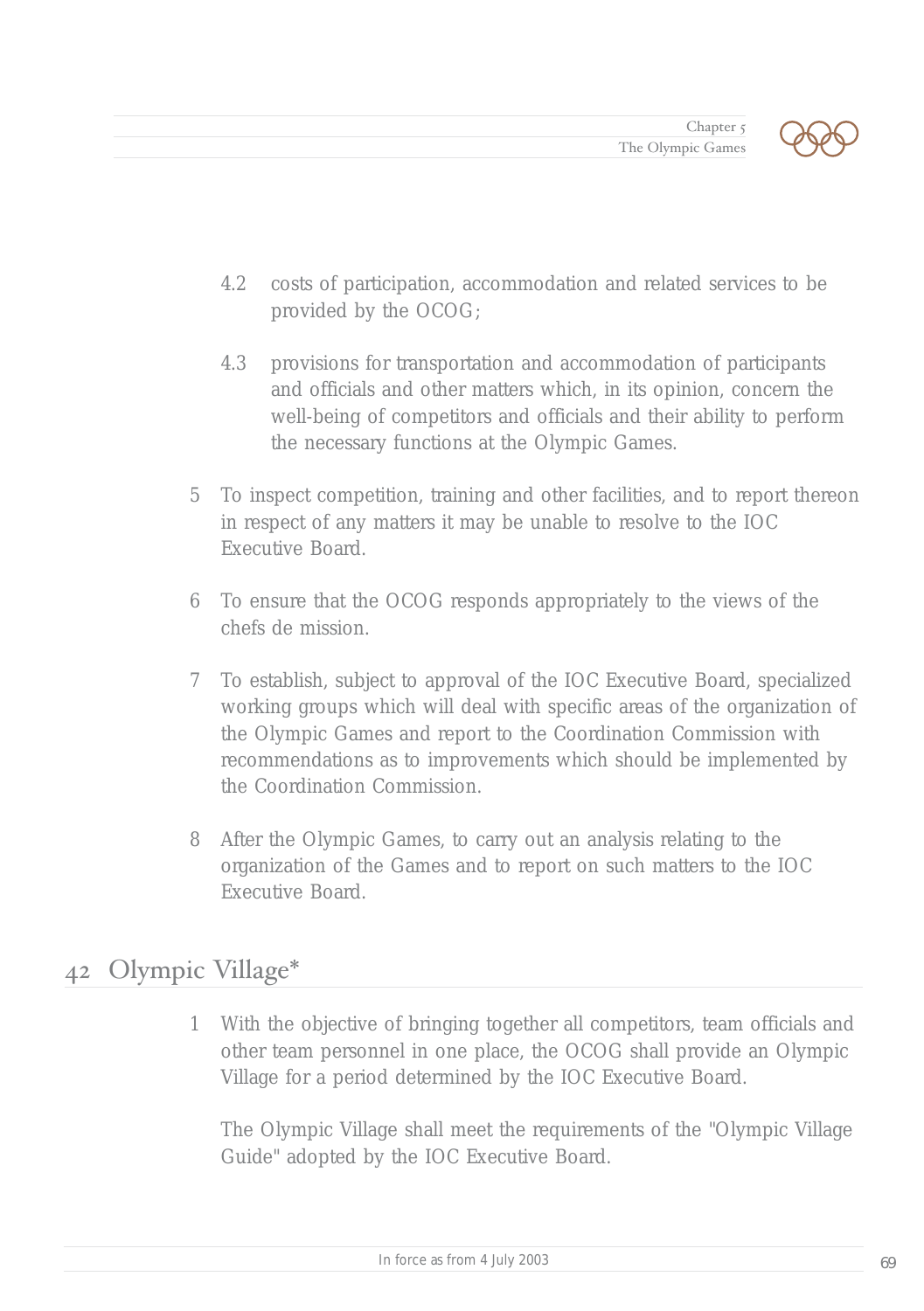4.2 costs of participation, accommodation and related services to be provided by the OCOG;

4.3 provisions for transportation and accommodation of participants and officials and other matters which, in its opinion, concern the well-being of competitors and officials and their ability to perform the necessary functions at the Olympic Games.

5 To inspect competition, training and other facilities, and to report thereon in respect of any matters it may be unable to resolve to the IOC Executive Board.

6 To ensure that the OCOG responds appropriately to the views of the chefs de mission.

7 To establish, subject to approval of the IOC Executive Board, specialized working groups which will deal with specific areas of the organization of the Olympic Games and report to the Coordination Commission with recommendations as to improvements which should be implemented by the Coordination Commission.

8 After the Olympic Games, to carry out an analysis relating to the organization of the Games and to report on such matters to the IOC Executive Board.

## 42 Olympic Village*

1 With the objective of bringing together all competitors, team officials and other team personnel in one place, the OCOG shall provide an Olympic Village for a period determined by the IOC Executive Board.

The Olympic Village shall meet the requirements of the "Olympic Village Guide" adopted by the IOC Executive Board.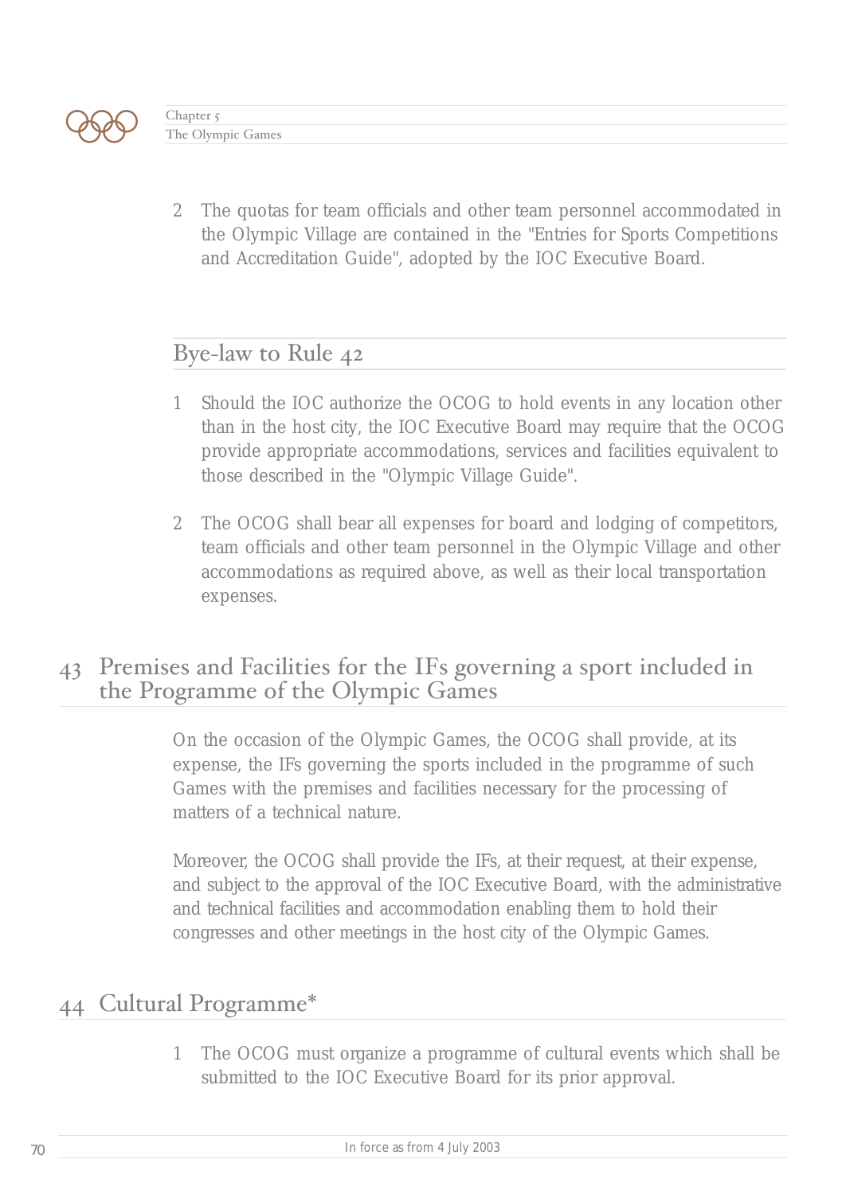2 The quotas for team officials and other team personnel accommodated in the Olympic Village are contained in the "Entries for Sports Competitions and Accreditation Guide", adopted by the IOC Executive Board.

## Bye-law to Rule 42

1 Should the IOC authorize the OCOG to hold events in any location other than in the host city, the IOC Executive Board may require that the OCOG provide appropriate accommodations, services and facilities equivalent to those described in the "Olympic Village Guide".

2 The OCOG shall bear all expenses for board and lodging of competitors, team officials and other team personnel in the Olympic Village and other accommodations as required above, as well as their local transportation expenses.

## 43 Premises and Facilities for the IFs governing a sport included in the Programme of the Olympic Games

On the occasion of the Olympic Games, the OCOG shall provide, at its expense, the IFs governing the sports included in the programme of such Games with the premises and facilities necessary for the processing of matters of a technical nature.

Moreover, the OCOG shall provide the IFs, at their request, at their expense, and subject to the approval of the IOC Executive Board, with the administrative and technical facilities and accommodation enabling them to hold their congresses and other meetings in the host city of the Olympic Games.

## 44 Cultural Programme*

1 The OCOG must organize a programme of cultural events which shall be submitted to the IOC Executive Board for its prior approval.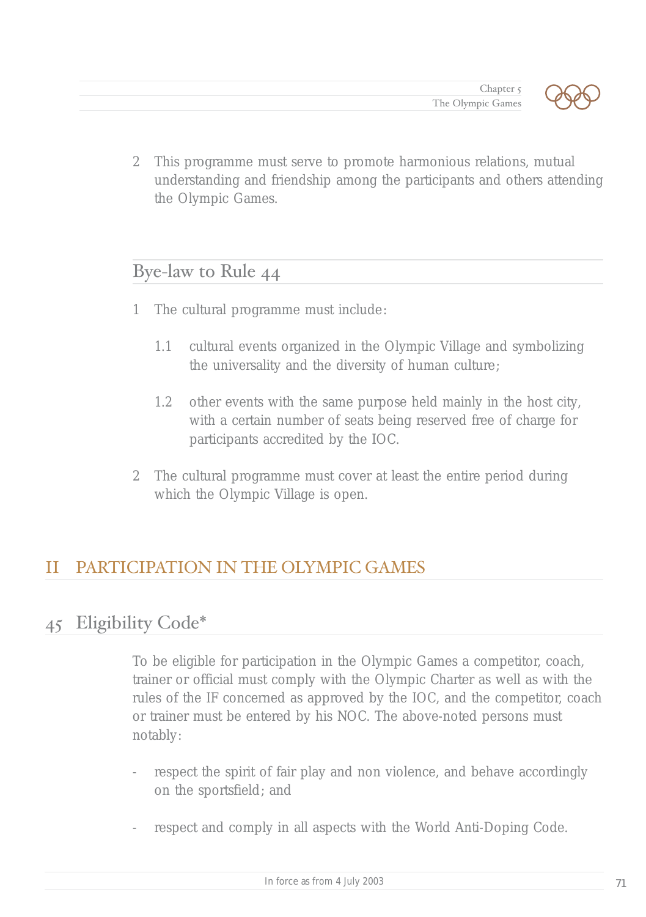2 This programme must serve to promote harmonious relations, mutual understanding and friendship among the participants and others attending the Olympic Games.

### Bye-law to Rule 44

1 The cultural programme must include:

  1.1 cultural events organized in the Olympic Village and symbolizing the universality and the diversity of human culture;

  1.2 other events with the same purpose held mainly in the host city, with a certain number of seats being reserved free of charge for participants accredited by the IOC.

2 The cultural programme must cover at least the entire period during which the Olympic Village is open.

## II PARTICIPATION IN THE OLYMPIC GAMES

### 45 Eligibility Code*

To be eligible for participation in the Olympic Games a competitor, coach, trainer or official must comply with the Olympic Charter as well as with the rules of the IF concerned as approved by the IOC, and the competitor, coach or trainer must be entered by his NOC. The above-noted persons must notably:

- respect the spirit of fair play and non violence, and behave accordingly on the sportsfield; and

- respect and comply in all aspects with the World Anti-Doping Code.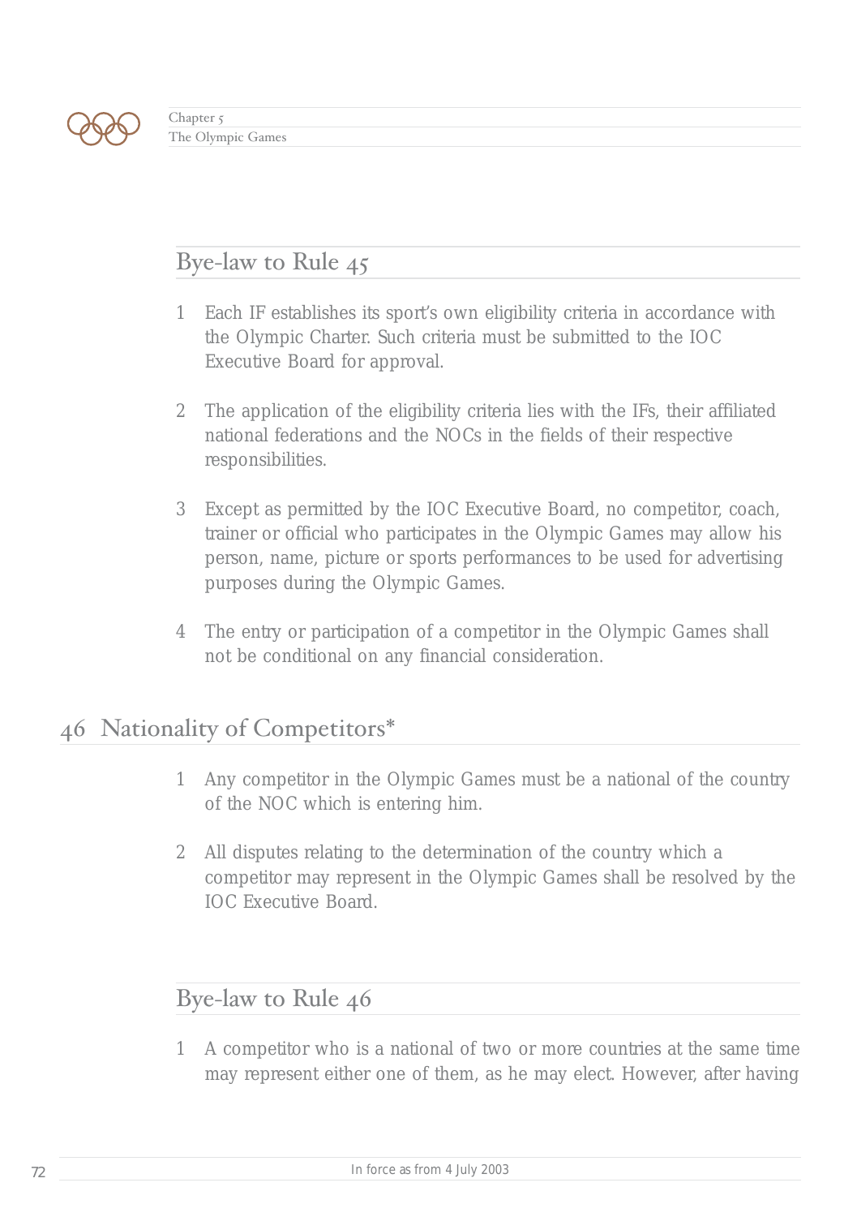## Bye-law to Rule 45

1 Each IF establishes its sport's own eligibility criteria in accordance with the Olympic Charter. Such criteria must be submitted to the IOC Executive Board for approval.

2 The application of the eligibility criteria lies with the IFs, their affiliated national federations and the NOCs in the fields of their respective responsibilities.

3 Except as permitted by the IOC Executive Board, no competitor, coach, trainer or official who participates in the Olympic Games may allow his person, name, picture or sports performances to be used for advertising purposes during the Olympic Games.

4 The entry or participation of a competitor in the Olympic Games shall not be conditional on any financial consideration.

# 46 Nationality of Competitors*

1 Any competitor in the Olympic Games must be a national of the country of the NOC which is entering him.

2 All disputes relating to the determination of the country which a competitor may represent in the Olympic Games shall be resolved by the IOC Executive Board.

## Bye-law to Rule 46

1 A competitor who is a national of two or more countries at the same time may represent either one of them, as he may elect. However, after having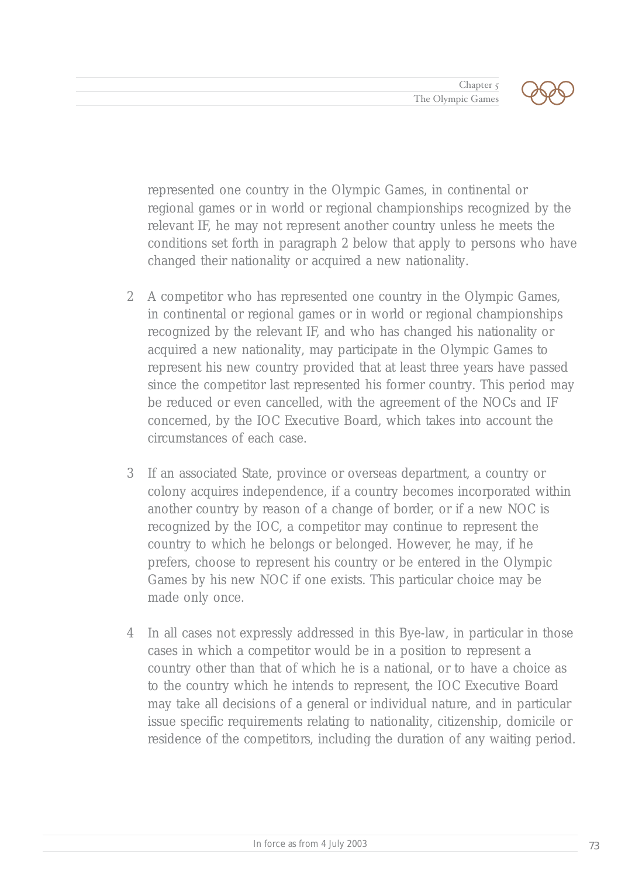represented one country in the Olympic Games, in continental or regional games or in world or regional championships recognized by the relevant IF, he may not represent another country unless he meets the conditions set forth in paragraph 2 below that apply to persons who have changed their nationality or acquired a new nationality.

2 A competitor who has represented one country in the Olympic Games, in continental or regional games or in world or regional championships recognized by the relevant IF, and who has changed his nationality or acquired a new nationality, may participate in the Olympic Games to represent his new country provided that at least three years have passed since the competitor last represented his former country. This period may be reduced or even cancelled, with the agreement of the NOCs and IF concerned, by the IOC Executive Board, which takes into account the circumstances of each case.

3 If an associated State, province or overseas department, a country or colony acquires independence, if a country becomes incorporated within another country by reason of a change of border, or if a new NOC is recognized by the IOC, a competitor may continue to represent the country to which he belongs or belonged. However, he may, if he prefers, choose to represent his country or be entered in the Olympic Games by his new NOC if one exists. This particular choice may be made only once.

4 In all cases not expressly addressed in this Bye-law, in particular in those cases in which a competitor would be in a position to represent a country other than that of which he is a national, or to have a choice as to the country which he intends to represent, the IOC Executive Board may take all decisions of a general or individual nature, and in particular issue specific requirements relating to nationality, citizenship, domicile or residence of the competitors, including the duration of any waiting period.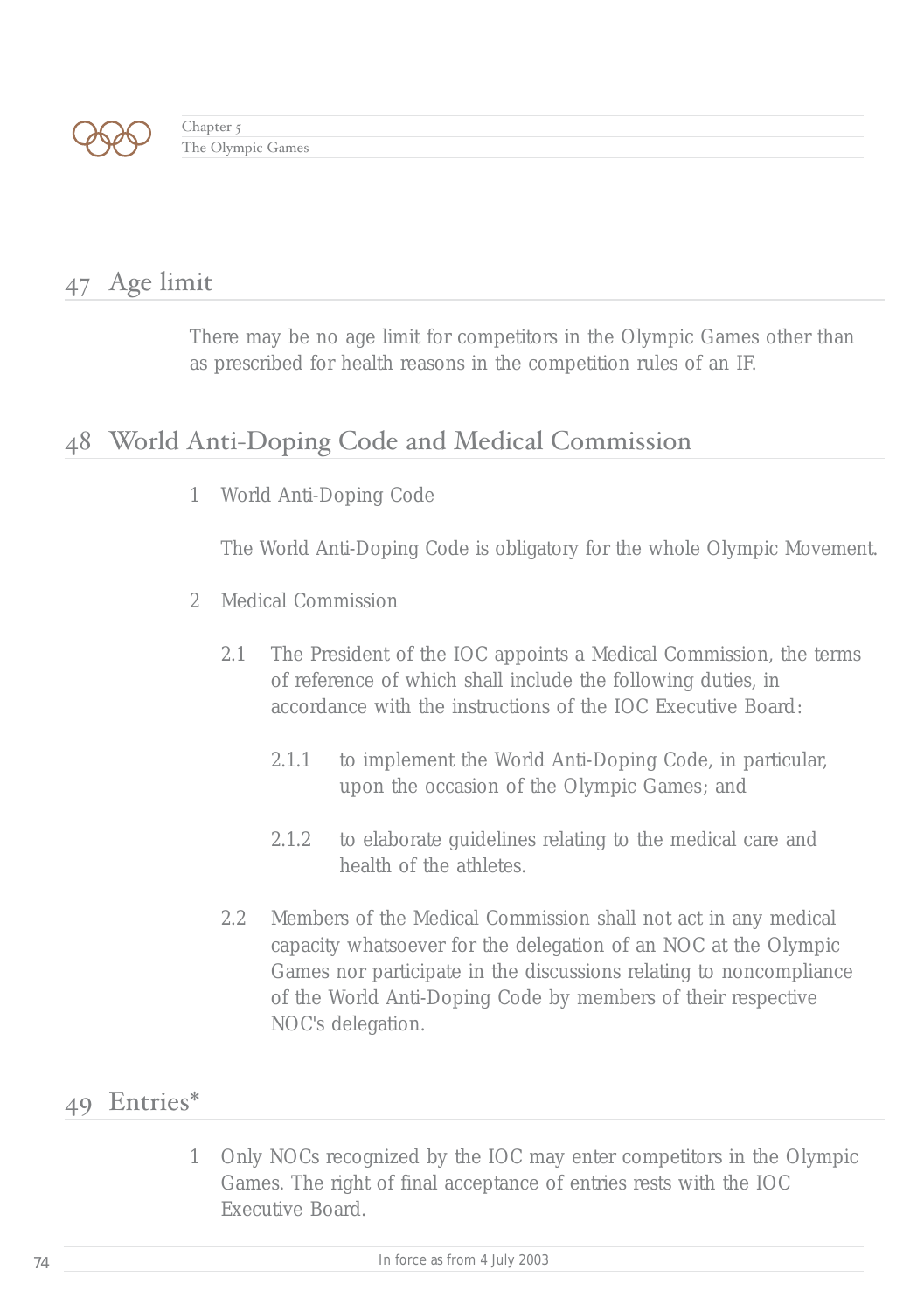## 47 Age limit

There may be no age limit for competitors in the Olympic Games other than as prescribed for health reasons in the competition rules of an IF.

## 48 World Anti-Doping Code and Medical Commission

1 World Anti-Doping Code

The World Anti-Doping Code is obligatory for the whole Olympic Movement.

2 Medical Commission

2.1 The President of the IOC appoints a Medical Commission, the terms of reference of which shall include the following duties, in accordance with the instructions of the IOC Executive Board:

2.1.1 to implement the World Anti-Doping Code, in particular, upon the occasion of the Olympic Games; and

2.1.2 to elaborate guidelines relating to the medical care and health of the athletes.

2.2 Members of the Medical Commission shall not act in any medical capacity whatsoever for the delegation of an NOC at the Olympic Games nor participate in the discussions relating to noncompliance of the World Anti-Doping Code by members of their respective NOC's delegation.

## 49 Entries*

1 Only NOCs recognized by the IOC may enter competitors in the Olympic Games. The right of final acceptance of entries rests with the IOC Executive Board.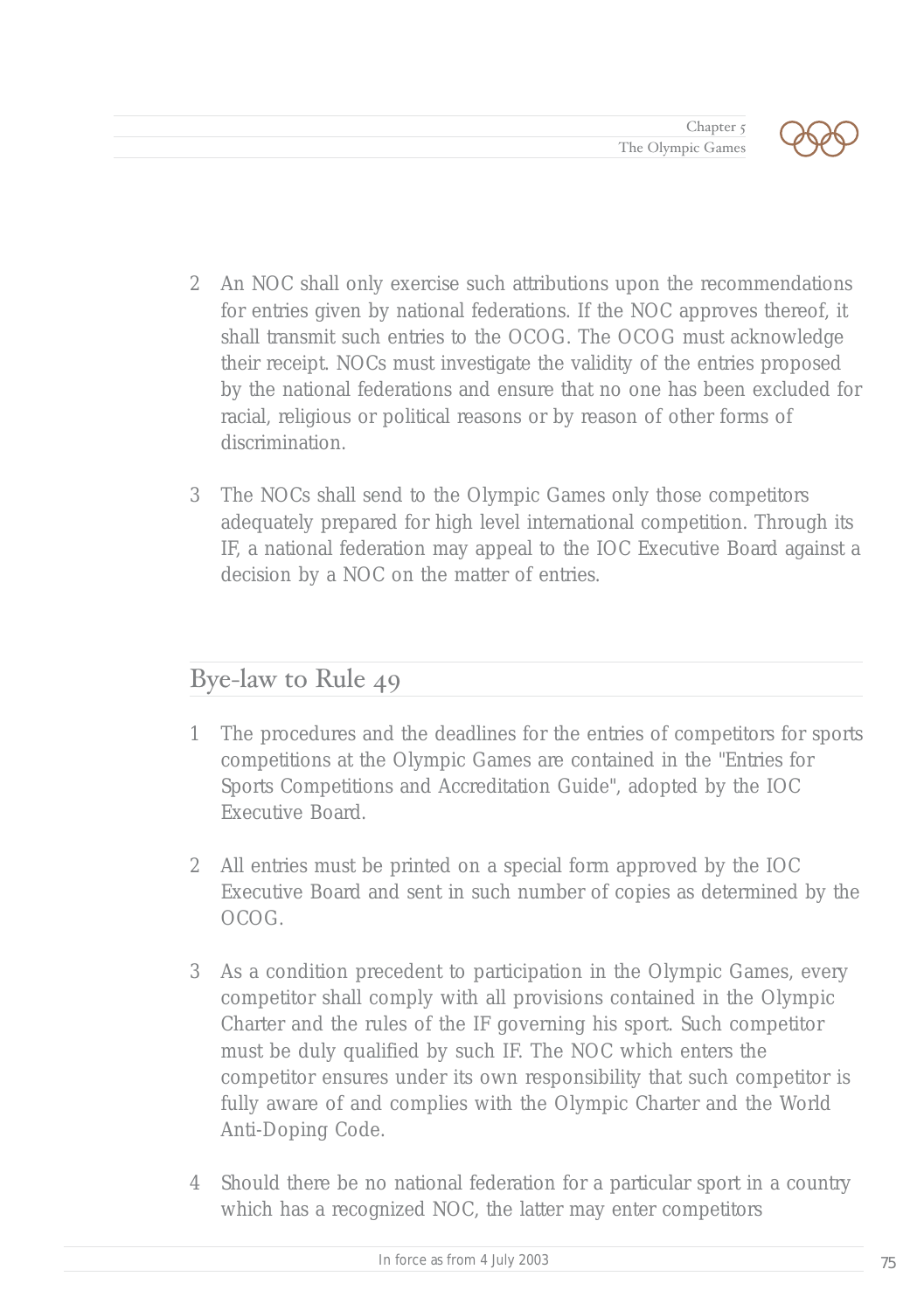2 An NOC shall only exercise such attributions upon the recommendations for entries given by national federations. If the NOC approves thereof, it shall transmit such entries to the OCOG. The OCOG must acknowledge their receipt. NOCs must investigate the validity of the entries proposed by the national federations and ensure that no one has been excluded for racial, religious or political reasons or by reason of other forms of discrimination.

3 The NOCs shall send to the Olympic Games only those competitors adequately prepared for high level international competition. Through its IF, a national federation may appeal to the IOC Executive Board against a decision by a NOC on the matter of entries.

## Bye-law to Rule 49

1 The procedures and the deadlines for the entries of competitors for sports competitions at the Olympic Games are contained in the "Entries for Sports Competitions and Accreditation Guide", adopted by the IOC Executive Board.

2 All entries must be printed on a special form approved by the IOC Executive Board and sent in such number of copies as determined by the OCOG.

3 As a condition precedent to participation in the Olympic Games, every competitor shall comply with all provisions contained in the Olympic Charter and the rules of the IF governing his sport. Such competitor must be duly qualified by such IF. The NOC which enters the competitor ensures under its own responsibility that such competitor is fully aware of and complies with the Olympic Charter and the World Anti-Doping Code.

4 Should there be no national federation for a particular sport in a country which has a recognized NOC, the latter may enter competitors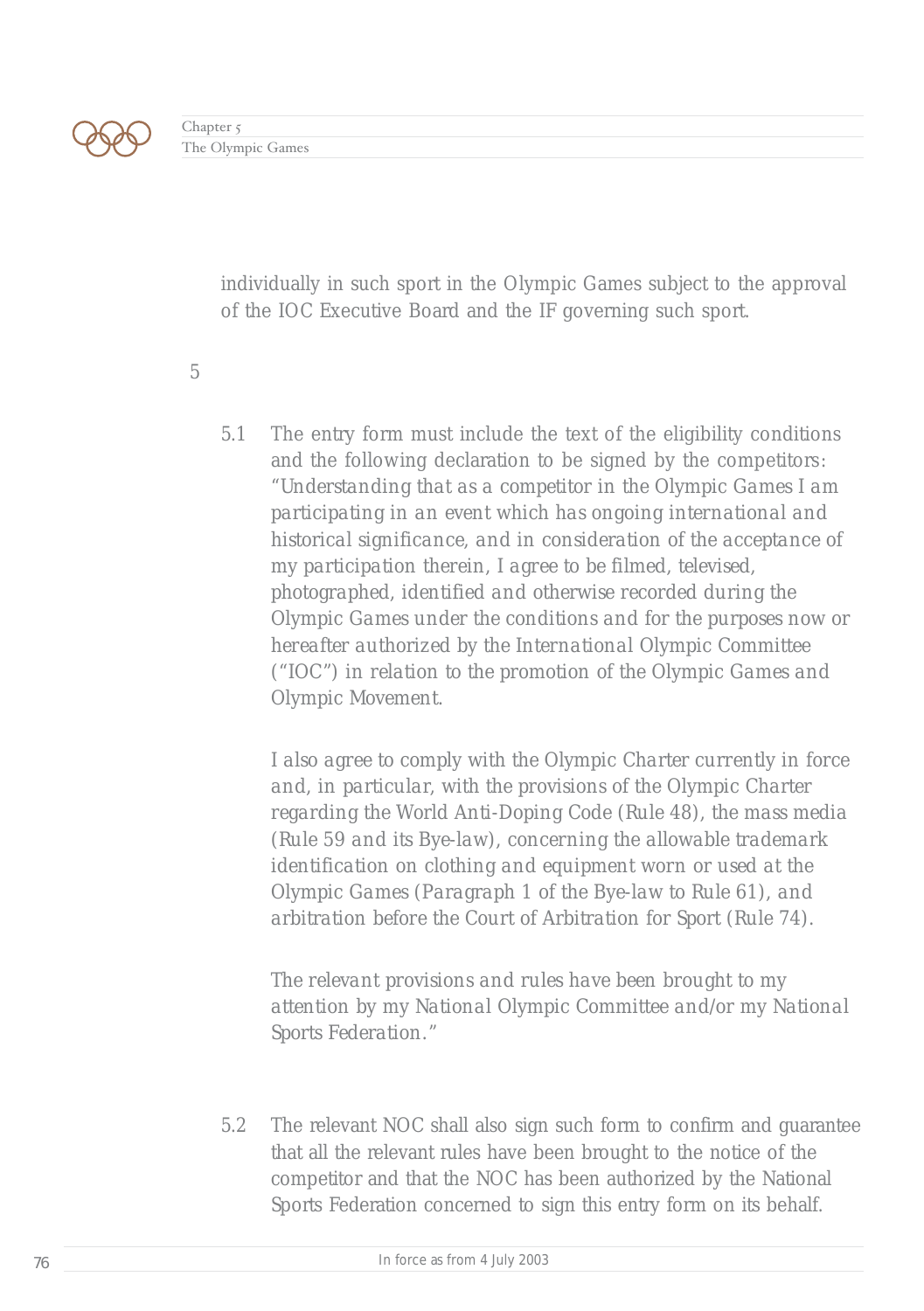individually in such sport in the Olympic Games subject to the approval of the IOC Executive Board and the IF governing such sport.

5

5.1 The entry form must include the text of the eligibility conditions and the following declaration to be signed by the competitors: *"Understanding that as a competitor in the Olympic Games I am participating in an event which has ongoing international and historical significance, and in consideration of the acceptance of my participation therein, I agree to be filmed, televised, photographed, identified and otherwise recorded during the Olympic Games under the conditions and for the purposes now or hereafter authorized by the International Olympic Committee ("IOC") in relation to the promotion of the Olympic Games and Olympic Movement.*

*I also agree to comply with the Olympic Charter currently in force and, in particular, with the provisions of the Olympic Charter regarding the World Anti-Doping Code (Rule 48), the mass media (Rule 59 and its Bye-law), concerning the allowable trademark identification on clothing and equipment worn or used at the Olympic Games (Paragraph 1 of the Bye-law to Rule 61), and arbitration before the Court of Arbitration for Sport (Rule 74).*

*The relevant provisions and rules have been brought to my attention by my National Olympic Committee and/or my National Sports Federation."*

5.2 The relevant NOC shall also sign such form to confirm and guarantee that all the relevant rules have been brought to the notice of the competitor and that the NOC has been authorized by the National Sports Federation concerned to sign this entry form on its behalf.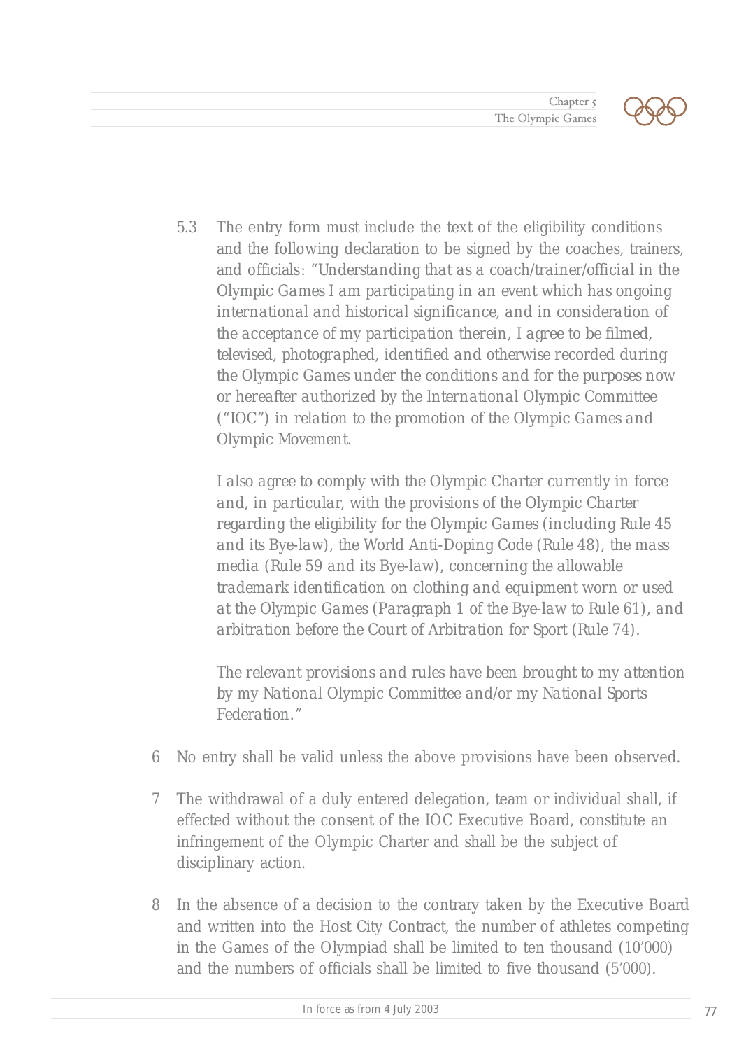5.3 The entry form must include the text of the eligibility conditions and the following declaration to be signed by the coaches, trainers, and officials: *"Understanding that as a coach/trainer/official in the Olympic Games I am participating in an event which has ongoing international and historical significance, and in consideration of the acceptance of my participation therein, I agree to be filmed, televised, photographed, identified and otherwise recorded during the Olympic Games under the conditions and for the purposes now or hereafter authorized by the International Olympic Committee ("IOC") in relation to the promotion of the Olympic Games and Olympic Movement.*

*I also agree to comply with the Olympic Charter currently in force and, in particular, with the provisions of the Olympic Charter regarding the eligibility for the Olympic Games (including Rule 45 and its Bye-law), the World Anti-Doping Code (Rule 48), the mass media (Rule 59 and its Bye-law), concerning the allowable trademark identification on clothing and equipment worn or used at the Olympic Games (Paragraph 1 of the Bye-law to Rule 61), and arbitration before the Court of Arbitration for Sport (Rule 74).*

*The relevant provisions and rules have been brought to my attention by my National Olympic Committee and/or my National Sports Federation."*

6 No entry shall be valid unless the above provisions have been observed.

7 The withdrawal of a duly entered delegation, team or individual shall, if effected without the consent of the IOC Executive Board, constitute an infringement of the Olympic Charter and shall be the subject of disciplinary action.

8 In the absence of a decision to the contrary taken by the Executive Board and written into the Host City Contract, the number of athletes competing in the Games of the Olympiad shall be limited to ten thousand (10'000) and the numbers of officials shall be limited to five thousand (5'000).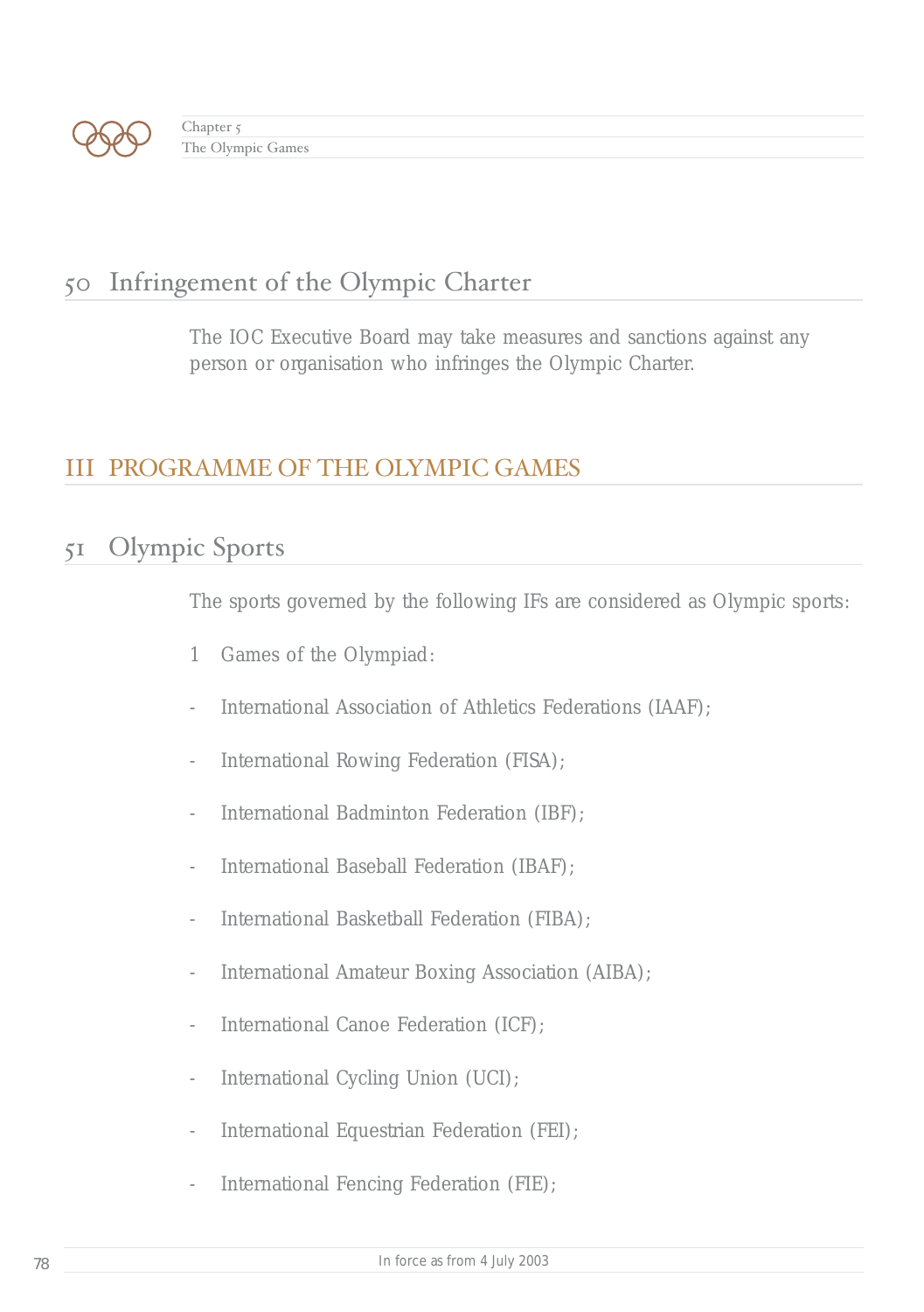## 50 Infringement of the Olympic Charter

The IOC Executive Board may take measures and sanctions against any person or organisation who infringes the Olympic Charter.

# III PROGRAMME OF THE OLYMPIC GAMES

## 51 Olympic Sports

The sports governed by the following IFs are considered as Olympic sports:

1 Games of the Olympiad:

- International Association of Athletics Federations (IAAF);
- International Rowing Federation (FISA);
- International Badminton Federation (IBF);
- International Baseball Federation (IBAF);
- International Basketball Federation (FIBA);
- International Amateur Boxing Association (AIBA);
- International Canoe Federation (ICF);
- International Cycling Union (UCI);
- International Equestrian Federation (FEI);
- International Fencing Federation (FIE);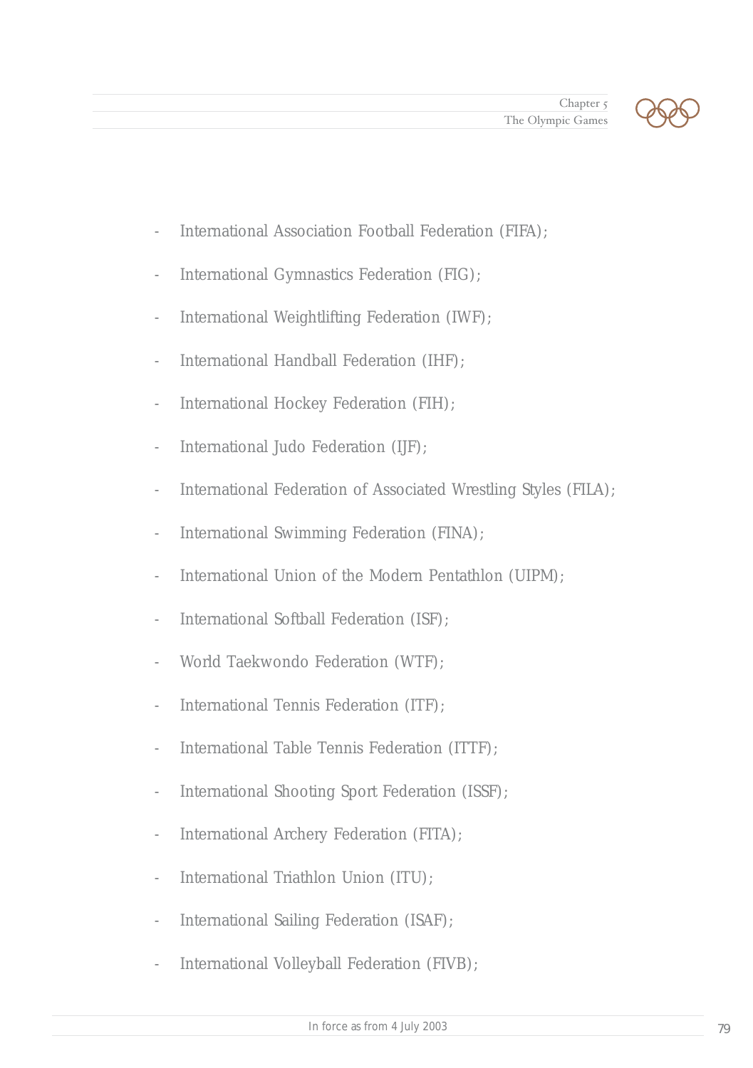- International Association Football Federation (FIFA);
- International Gymnastics Federation (FIG);
- International Weightlifting Federation (IWF);
- International Handball Federation (IHF);
- International Hockey Federation (FIH);
- International Judo Federation (IJF);
- International Federation of Associated Wrestling Styles (FILA);
- International Swimming Federation (FINA);
- International Union of the Modern Pentathlon (UIPM);
- International Softball Federation (ISF);
- World Taekwondo Federation (WTF);
- International Tennis Federation (ITF);
- International Table Tennis Federation (ITTF);
- International Shooting Sport Federation (ISSF);
- International Archery Federation (FITA);
- International Triathlon Union (ITU);
- International Sailing Federation (ISAF);
- International Volleyball Federation (FIVB);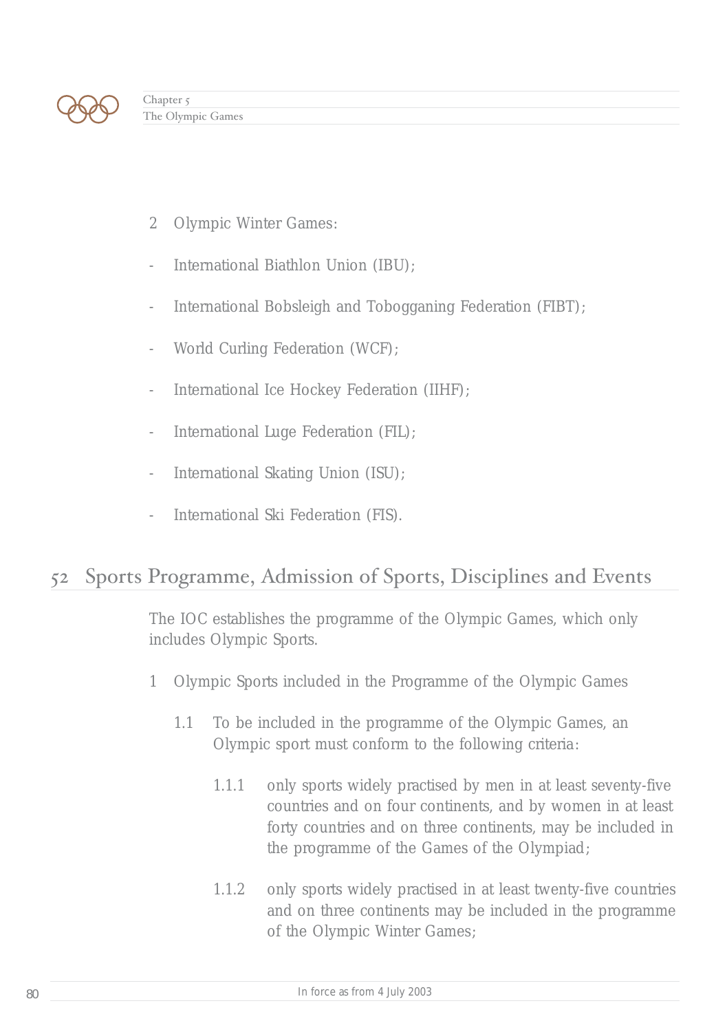2 Olympic Winter Games:

- International Biathlon Union (IBU);
- International Bobsleigh and Tobogganing Federation (FIBT);
- World Curling Federation (WCF);
- International Ice Hockey Federation (IIHF);
- International Luge Federation (FIL);
- International Skating Union (ISU);
- International Ski Federation (FIS).

## 52 Sports Programme, Admission of Sports, Disciplines and Events

The IOC establishes the programme of the Olympic Games, which only includes Olympic Sports.

1 Olympic Sports included in the Programme of the Olympic Games

1.1 To be included in the programme of the Olympic Games, an Olympic sport must conform to the following criteria:

1.1.1 only sports widely practised by men in at least seventy-five countries and on four continents, and by women in at least forty countries and on three continents, may be included in the programme of the Games of the Olympiad;

1.1.2 only sports widely practised in at least twenty-five countries and on three continents may be included in the programme of the Olympic Winter Games;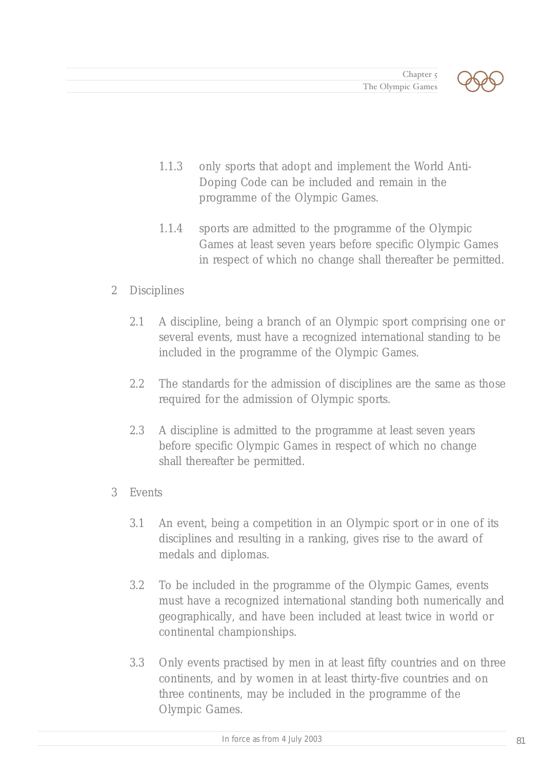1.1.3 only sports that adopt and implement the World Anti-Doping Code can be included and remain in the programme of the Olympic Games.

1.1.4 sports are admitted to the programme of the Olympic Games at least seven years before specific Olympic Games in respect of which no change shall thereafter be permitted.

2 Disciplines

2.1 A discipline, being a branch of an Olympic sport comprising one or several events, must have a recognized international standing to be included in the programme of the Olympic Games.

2.2 The standards for the admission of disciplines are the same as those required for the admission of Olympic sports.

2.3 A discipline is admitted to the programme at least seven years before specific Olympic Games in respect of which no change shall thereafter be permitted.

3 Events

3.1 An event, being a competition in an Olympic sport or in one of its disciplines and resulting in a ranking, gives rise to the award of medals and diplomas.

3.2 To be included in the programme of the Olympic Games, events must have a recognized international standing both numerically and geographically, and have been included at least twice in world or continental championships.

3.3 Only events practised by men in at least fifty countries and on three continents, and by women in at least thirty-five countries and on three continents, may be included in the programme of the Olympic Games.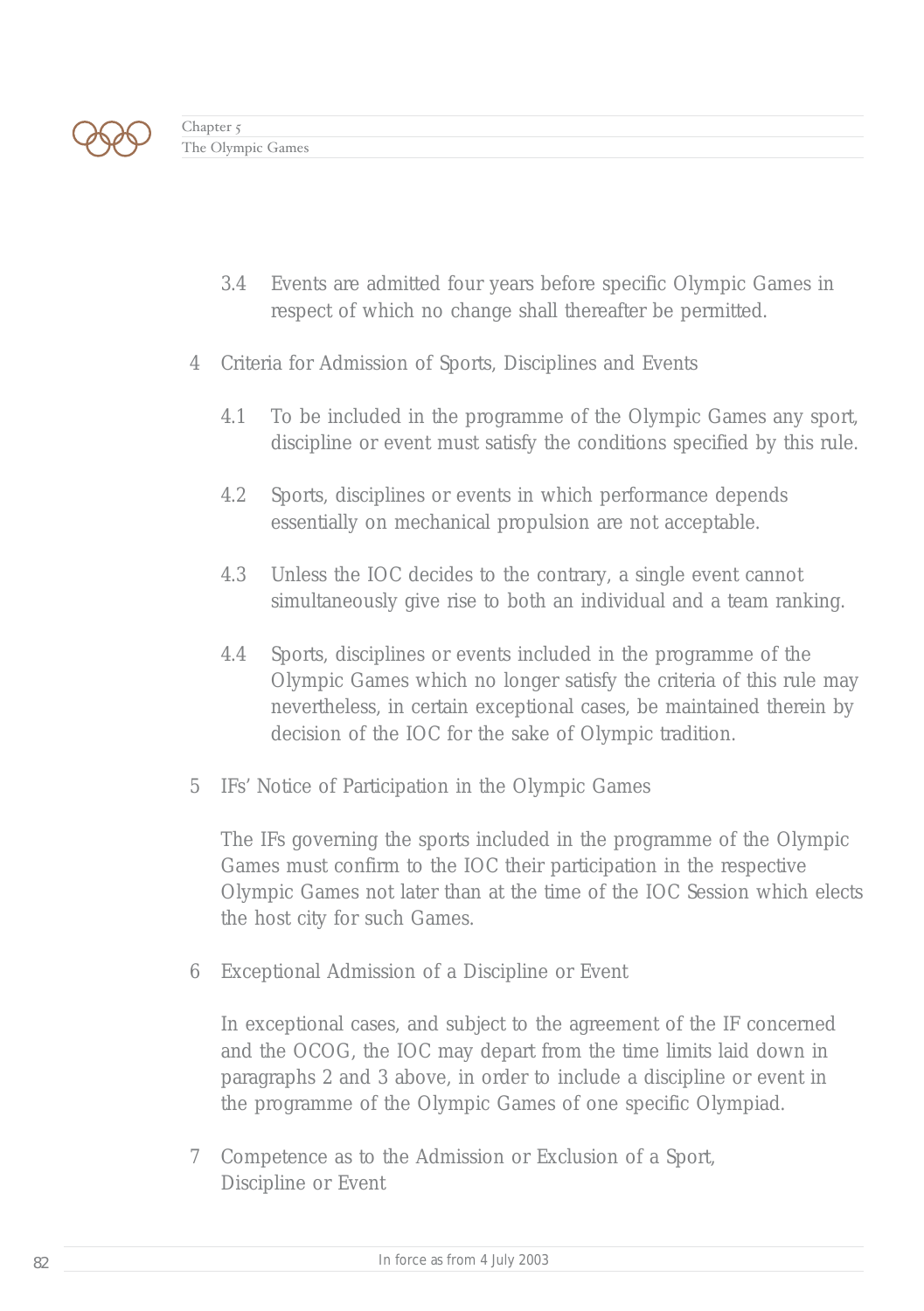3.4 Events are admitted four years before specific Olympic Games in respect of which no change shall thereafter be permitted.

4 Criteria for Admission of Sports, Disciplines and Events

4.1 To be included in the programme of the Olympic Games any sport, discipline or event must satisfy the conditions specified by this rule.

4.2 Sports, disciplines or events in which performance depends essentially on mechanical propulsion are not acceptable.

4.3 Unless the IOC decides to the contrary, a single event cannot simultaneously give rise to both an individual and a team ranking.

4.4 Sports, disciplines or events included in the programme of the Olympic Games which no longer satisfy the criteria of this rule may nevertheless, in certain exceptional cases, be maintained therein by decision of the IOC for the sake of Olympic tradition.

5 IFs' Notice of Participation in the Olympic Games

The IFs governing the sports included in the programme of the Olympic Games must confirm to the IOC their participation in the respective Olympic Games not later than at the time of the IOC Session which elects the host city for such Games.

6 Exceptional Admission of a Discipline or Event

In exceptional cases, and subject to the agreement of the IF concerned and the OCOG, the IOC may depart from the time limits laid down in paragraphs 2 and 3 above, in order to include a discipline or event in the programme of the Olympic Games of one specific Olympiad.

7 Competence as to the Admission or Exclusion of a Sport, Discipline or Event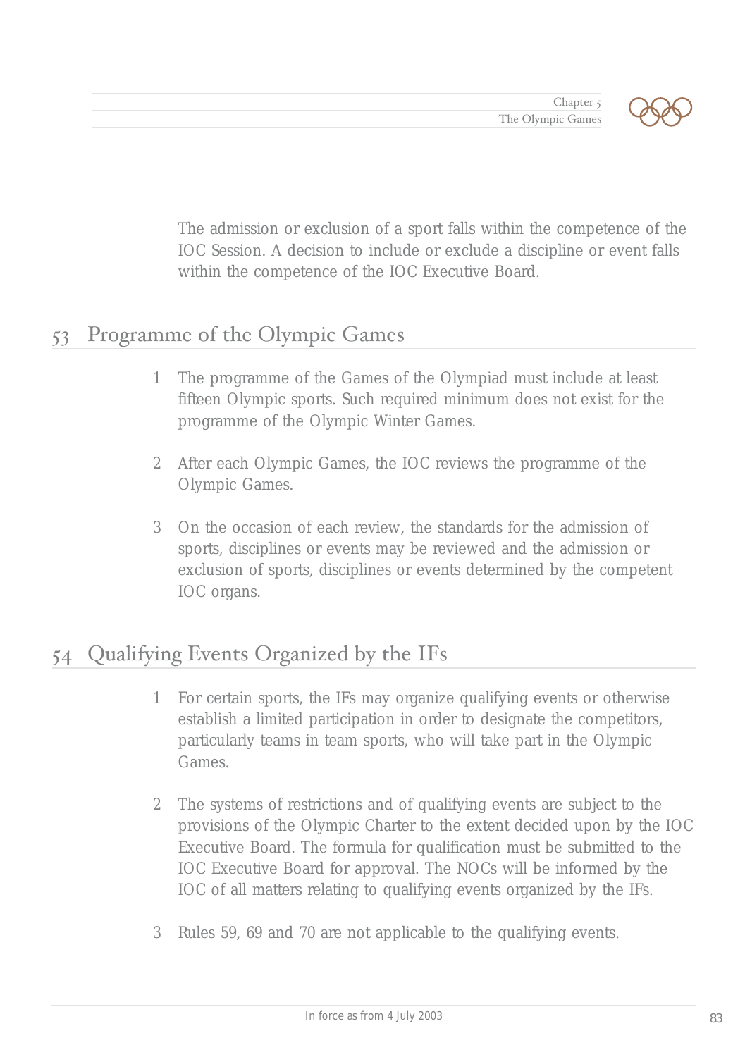The admission or exclusion of a sport falls within the competence of the IOC Session. A decision to include or exclude a discipline or event falls within the competence of the IOC Executive Board.

## 53 Programme of the Olympic Games

1. The programme of the Games of the Olympiad must include at least fifteen Olympic sports. Such required minimum does not exist for the programme of the Olympic Winter Games.

2. After each Olympic Games, the IOC reviews the programme of the Olympic Games.

3. On the occasion of each review, the standards for the admission of sports, disciplines or events may be reviewed and the admission or exclusion of sports, disciplines or events determined by the competent IOC organs.

## 54 Qualifying Events Organized by the IFs

1. For certain sports, the IFs may organize qualifying events or otherwise establish a limited participation in order to designate the competitors, particularly teams in team sports, who will take part in the Olympic Games.

2. The systems of restrictions and of qualifying events are subject to the provisions of the Olympic Charter to the extent decided upon by the IOC Executive Board. The formula for qualification must be submitted to the IOC Executive Board for approval. The NOCs will be informed by the IOC of all matters relating to qualifying events organized by the IFs.

3. Rules 59, 69 and 70 are not applicable to the qualifying events.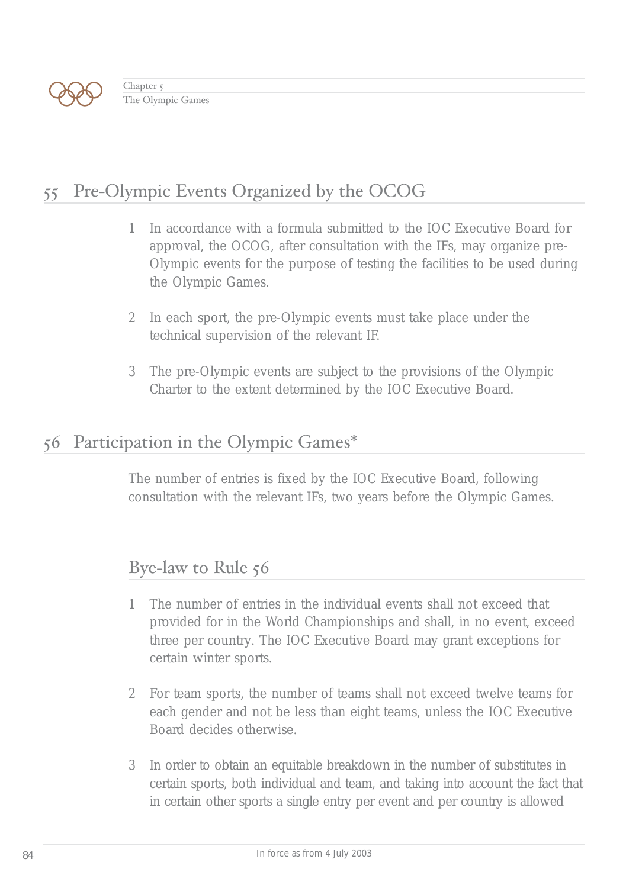## 55 Pre-Olympic Events Organized by the OCOG

1. In accordance with a formula submitted to the IOC Executive Board for approval, the OCOG, after consultation with the IFs, may organize pre-Olympic events for the purpose of testing the facilities to be used during the Olympic Games.

2. In each sport, the pre-Olympic events must take place under the technical supervision of the relevant IF.

3. The pre-Olympic events are subject to the provisions of the Olympic Charter to the extent determined by the IOC Executive Board.

## 56 Participation in the Olympic Games*

The number of entries is fixed by the IOC Executive Board, following consultation with the relevant IFs, two years before the Olympic Games.

### Bye-law to Rule 56

1. The number of entries in the individual events shall not exceed that provided for in the World Championships and shall, in no event, exceed three per country. The IOC Executive Board may grant exceptions for certain winter sports.

2. For team sports, the number of teams shall not exceed twelve teams for each gender and not be less than eight teams, unless the IOC Executive Board decides otherwise.

3. In order to obtain an equitable breakdown in the number of substitutes in certain sports, both individual and team, and taking into account the fact that in certain other sports a single entry per event and per country is allowed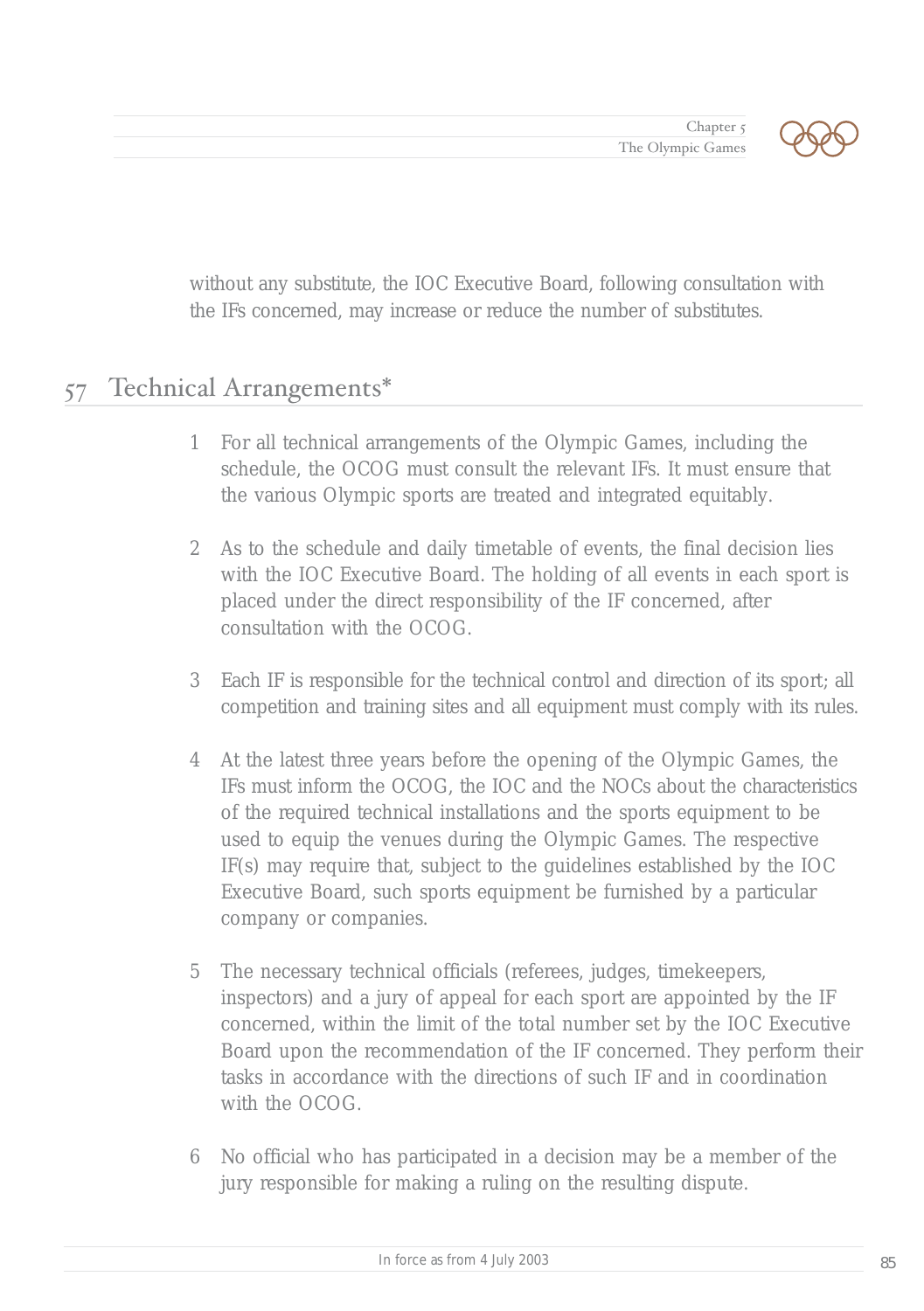without any substitute, the IOC Executive Board, following consultation with the IFs concerned, may increase or reduce the number of substitutes.

## 57 Technical Arrangements*

1. For all technical arrangements of the Olympic Games, including the schedule, the OCOG must consult the relevant IFs. It must ensure that the various Olympic sports are treated and integrated equitably.

2. As to the schedule and daily timetable of events, the final decision lies with the IOC Executive Board. The holding of all events in each sport is placed under the direct responsibility of the IF concerned, after consultation with the OCOG.

3. Each IF is responsible for the technical control and direction of its sport; all competition and training sites and all equipment must comply with its rules.

4. At the latest three years before the opening of the Olympic Games, the IFs must inform the OCOG, the IOC and the NOCs about the characteristics of the required technical installations and the sports equipment to be used to equip the venues during the Olympic Games. The respective IF(s) may require that, subject to the guidelines established by the IOC Executive Board, such sports equipment be furnished by a particular company or companies.

5. The necessary technical officials (referees, judges, timekeepers, inspectors) and a jury of appeal for each sport are appointed by the IF concerned, within the limit of the total number set by the IOC Executive Board upon the recommendation of the IF concerned. They perform their tasks in accordance with the directions of such IF and in coordination with the OCOG.

6. No official who has participated in a decision may be a member of the jury responsible for making a ruling on the resulting dispute.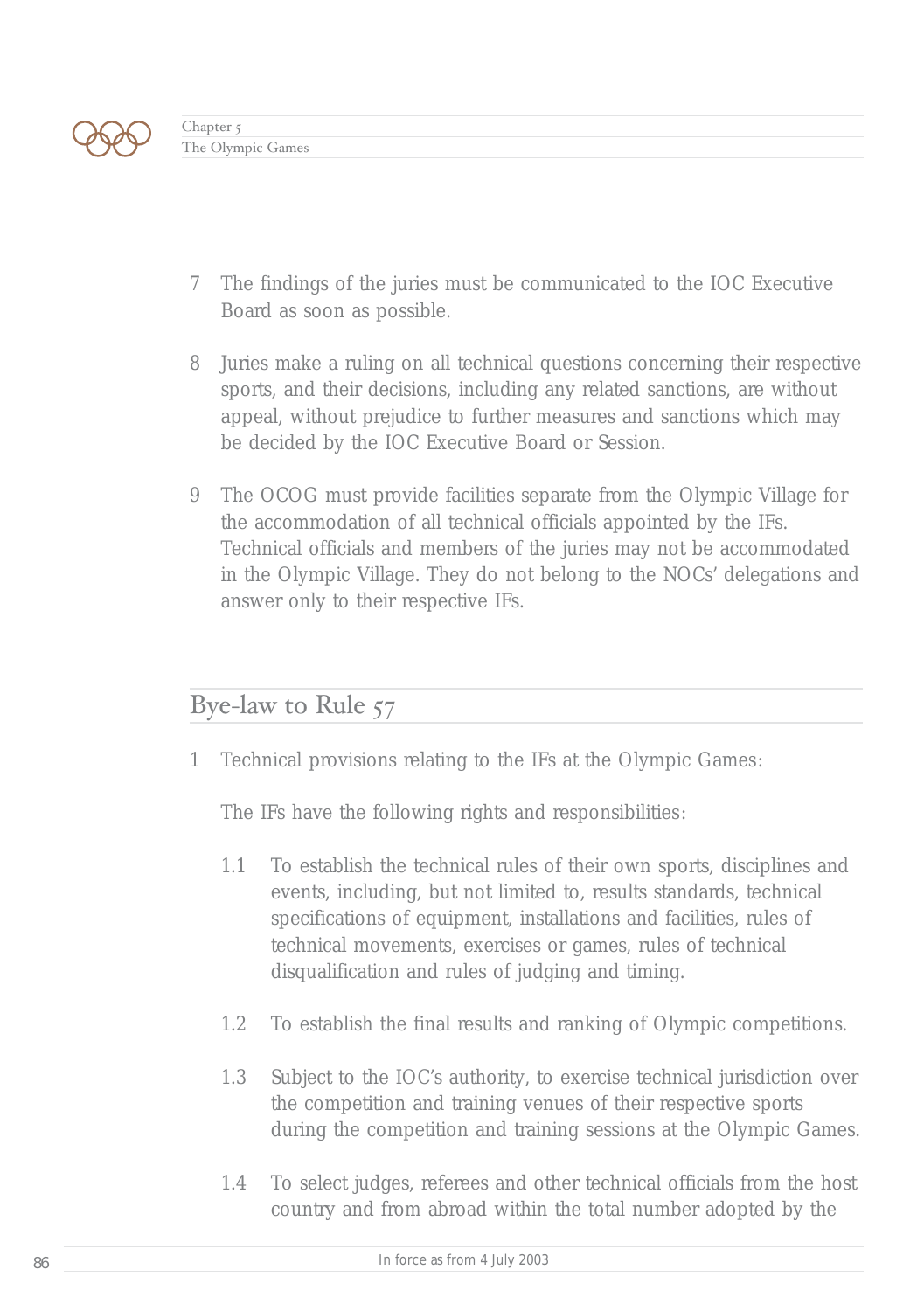7 The findings of the juries must be communicated to the IOC Executive Board as soon as possible.

8 Juries make a ruling on all technical questions concerning their respective sports, and their decisions, including any related sanctions, are without appeal, without prejudice to further measures and sanctions which may be decided by the IOC Executive Board or Session.

9 The OCOG must provide facilities separate from the Olympic Village for the accommodation of all technical officials appointed by the IFs. Technical officials and members of the juries may not be accommodated in the Olympic Village. They do not belong to the NOCs' delegations and answer only to their respective IFs.

## Bye-law to Rule 57

1 Technical provisions relating to the IFs at the Olympic Games:

The IFs have the following rights and responsibilities:

1.1 To establish the technical rules of their own sports, disciplines and events, including, but not limited to, results standards, technical specifications of equipment, installations and facilities, rules of technical movements, exercises or games, rules of technical disqualification and rules of judging and timing.

1.2 To establish the final results and ranking of Olympic competitions.

1.3 Subject to the IOC's authority, to exercise technical jurisdiction over the competition and training venues of their respective sports during the competition and training sessions at the Olympic Games.

1.4 To select judges, referees and other technical officials from the host country and from abroad within the total number adopted by the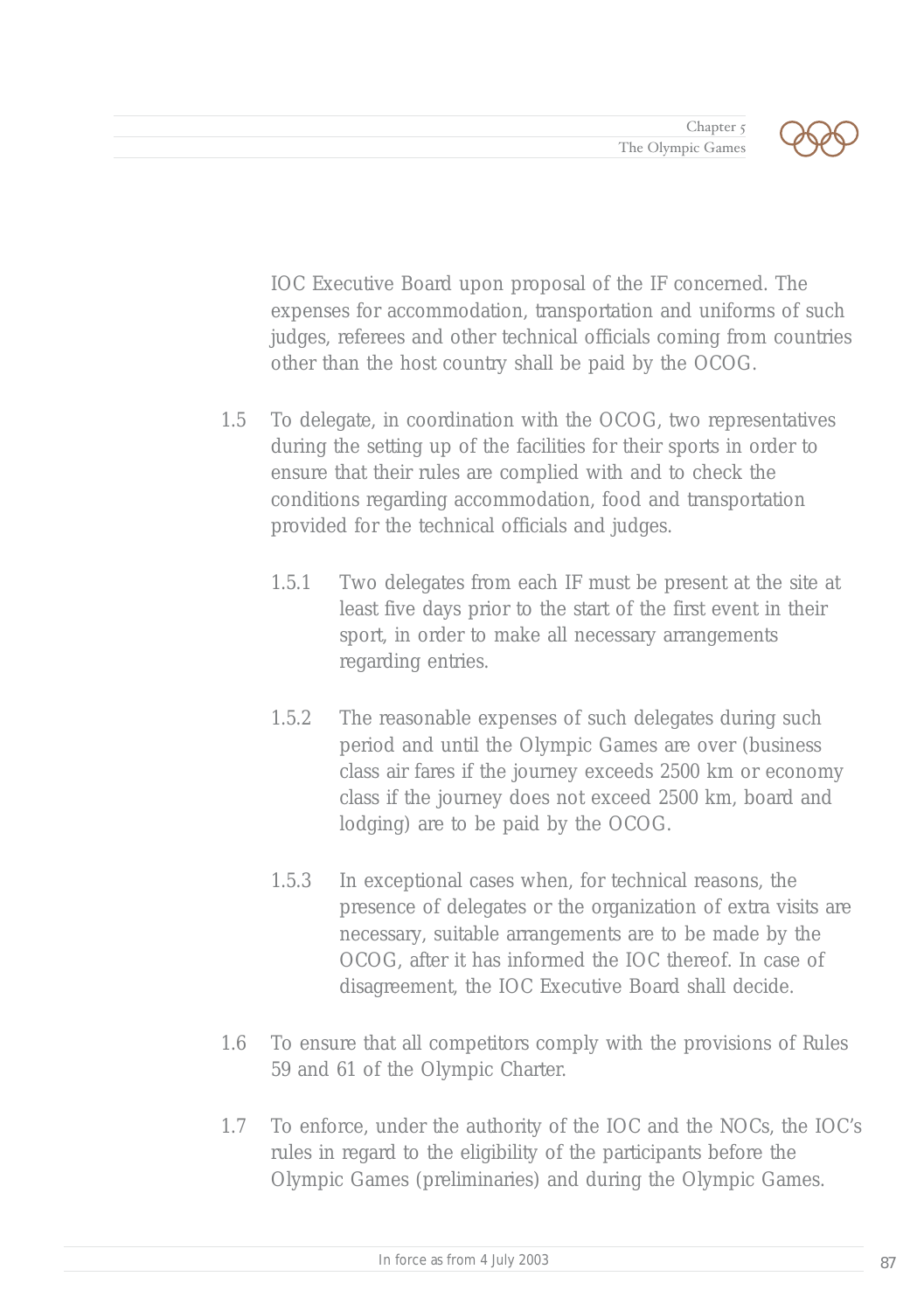IOC Executive Board upon proposal of the IF concerned. The expenses for accommodation, transportation and uniforms of such judges, referees and other technical officials coming from countries other than the host country shall be paid by the OCOG.

1.5 To delegate, in coordination with the OCOG, two representatives during the setting up of the facilities for their sports in order to ensure that their rules are complied with and to check the conditions regarding accommodation, food and transportation provided for the technical officials and judges.

  1.5.1 Two delegates from each IF must be present at the site at least five days prior to the start of the first event in their sport, in order to make all necessary arrangements regarding entries.

  1.5.2 The reasonable expenses of such delegates during such period and until the Olympic Games are over (business class air fares if the journey exceeds 2500 km or economy class if the journey does not exceed 2500 km, board and lodging) are to be paid by the OCOG.

  1.5.3 In exceptional cases when, for technical reasons, the presence of delegates or the organization of extra visits are necessary, suitable arrangements are to be made by the OCOG, after it has informed the IOC thereof. In case of disagreement, the IOC Executive Board shall decide.

1.6 To ensure that all competitors comply with the provisions of Rules 59 and 61 of the Olympic Charter.

1.7 To enforce, under the authority of the IOC and the NOCs, the IOC's rules in regard to the eligibility of the participants before the Olympic Games (preliminaries) and during the Olympic Games.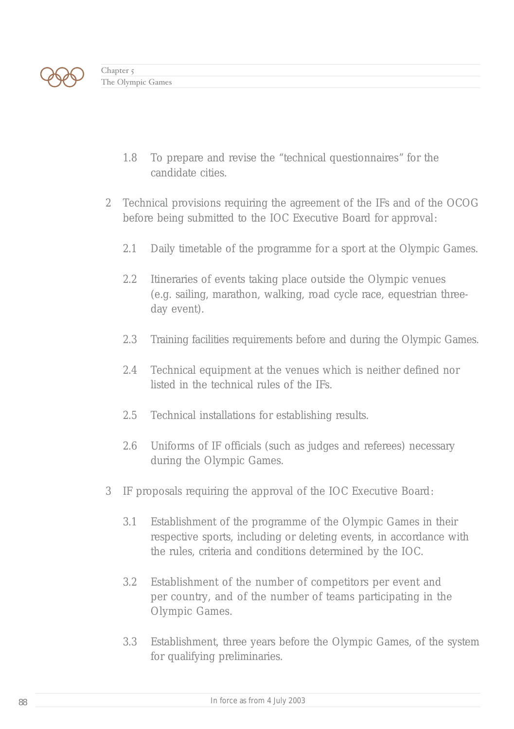1.8 To prepare and revise the “technical questionnaires” for the candidate cities.

2 Technical provisions requiring the agreement of the IFs and of the OCOG before being submitted to the IOC Executive Board for approval:

 2.1 Daily timetable of the programme for a sport at the Olympic Games.

 2.2 Itineraries of events taking place outside the Olympic venues (e.g. sailing, marathon, walking, road cycle race, equestrian three-day event).

 2.3 Training facilities requirements before and during the Olympic Games.

 2.4 Technical equipment at the venues which is neither defined nor listed in the technical rules of the IFs.

 2.5 Technical installations for establishing results.

 2.6 Uniforms of IF officials (such as judges and referees) necessary during the Olympic Games.

3 IF proposals requiring the approval of the IOC Executive Board:

 3.1 Establishment of the programme of the Olympic Games in their respective sports, including or deleting events, in accordance with the rules, criteria and conditions determined by the IOC.

 3.2 Establishment of the number of competitors per event and per country, and of the number of teams participating in the Olympic Games.

 3.3 Establishment, three years before the Olympic Games, of the system for qualifying preliminaries.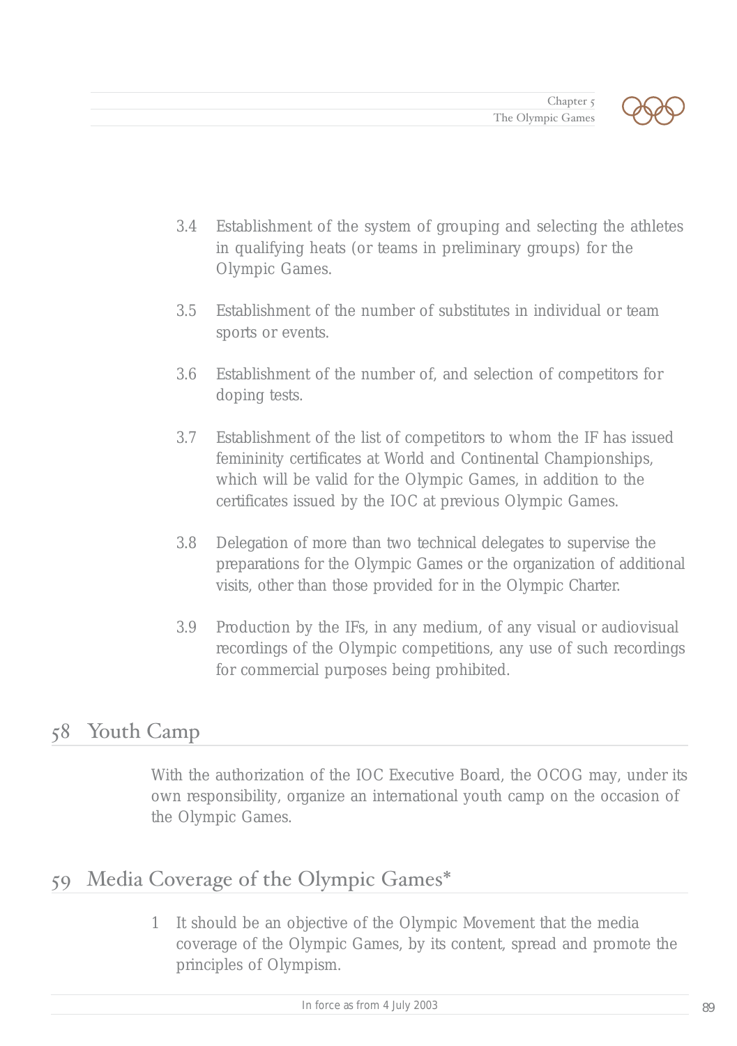3.4 Establishment of the system of grouping and selecting the athletes in qualifying heats (or teams in preliminary groups) for the Olympic Games.

3.5 Establishment of the number of substitutes in individual or team sports or events.

3.6 Establishment of the number of, and selection of competitors for doping tests.

3.7 Establishment of the list of competitors to whom the IF has issued femininity certificates at World and Continental Championships, which will be valid for the Olympic Games, in addition to the certificates issued by the IOC at previous Olympic Games.

3.8 Delegation of more than two technical delegates to supervise the preparations for the Olympic Games or the organization of additional visits, other than those provided for in the Olympic Charter.

3.9 Production by the IFs, in any medium, of any visual or audiovisual recordings of the Olympic competitions, any use of such recordings for commercial purposes being prohibited.

## 58 Youth Camp

With the authorization of the IOC Executive Board, the OCOG may, under its own responsibility, organize an international youth camp on the occasion of the Olympic Games.

## 59 Media Coverage of the Olympic Games*

1 It should be an objective of the Olympic Movement that the media coverage of the Olympic Games, by its content, spread and promote the principles of Olympism.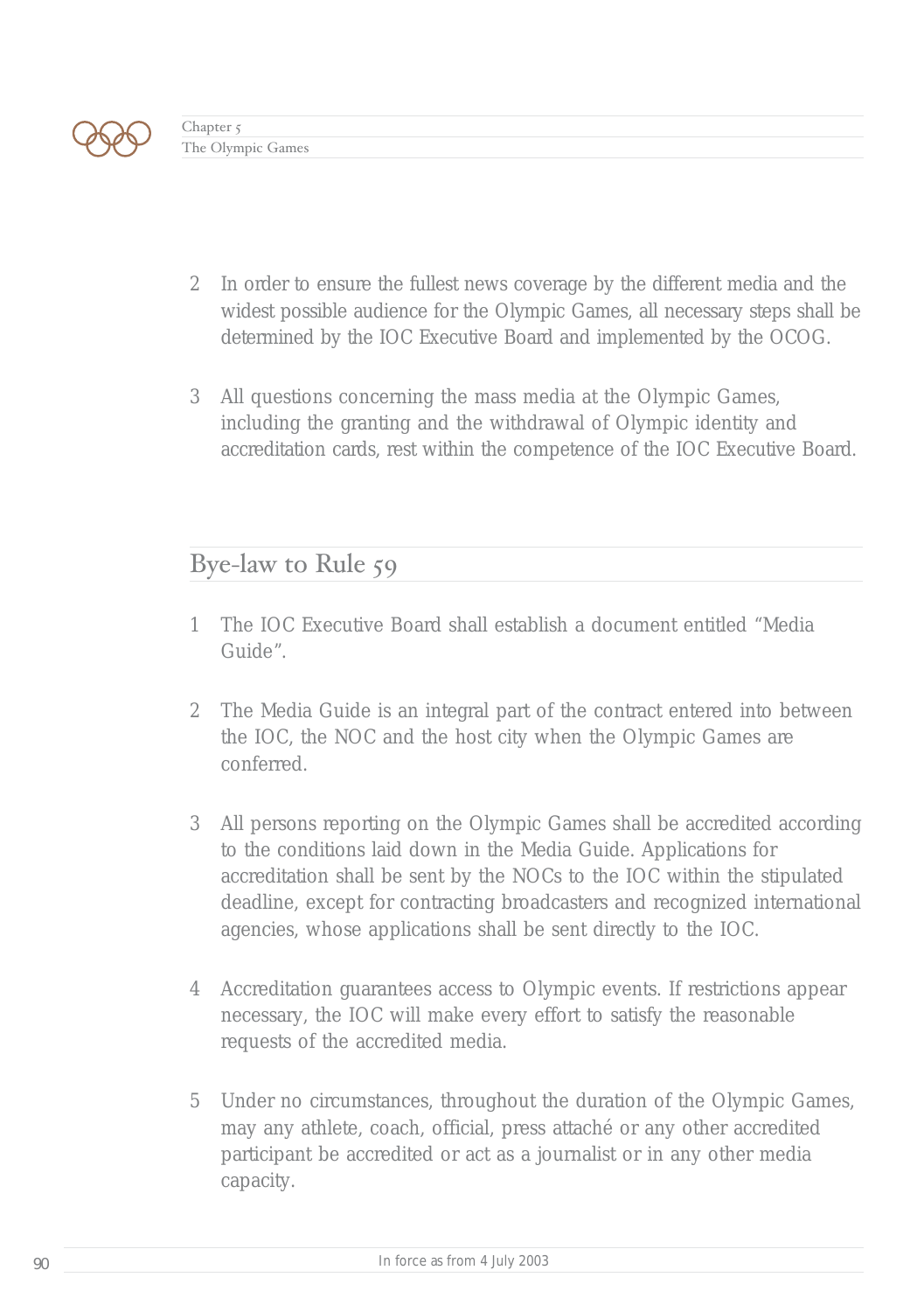2 In order to ensure the fullest news coverage by the different media and the widest possible audience for the Olympic Games, all necessary steps shall be determined by the IOC Executive Board and implemented by the OCOG.

3 All questions concerning the mass media at the Olympic Games, including the granting and the withdrawal of Olympic identity and accreditation cards, rest within the competence of the IOC Executive Board.

## Bye-law to Rule 59

1 The IOC Executive Board shall establish a document entitled “Media Guide”.

2 The Media Guide is an integral part of the contract entered into between the IOC, the NOC and the host city when the Olympic Games are conferred.

3 All persons reporting on the Olympic Games shall be accredited according to the conditions laid down in the Media Guide. Applications for accreditation shall be sent by the NOCs to the IOC within the stipulated deadline, except for contracting broadcasters and recognized international agencies, whose applications shall be sent directly to the IOC.

4 Accreditation guarantees access to Olympic events. If restrictions appear necessary, the IOC will make every effort to satisfy the reasonable requests of the accredited media.

5 Under no circumstances, throughout the duration of the Olympic Games, may any athlete, coach, official, press attaché or any other accredited participant be accredited or act as a journalist or in any other media capacity.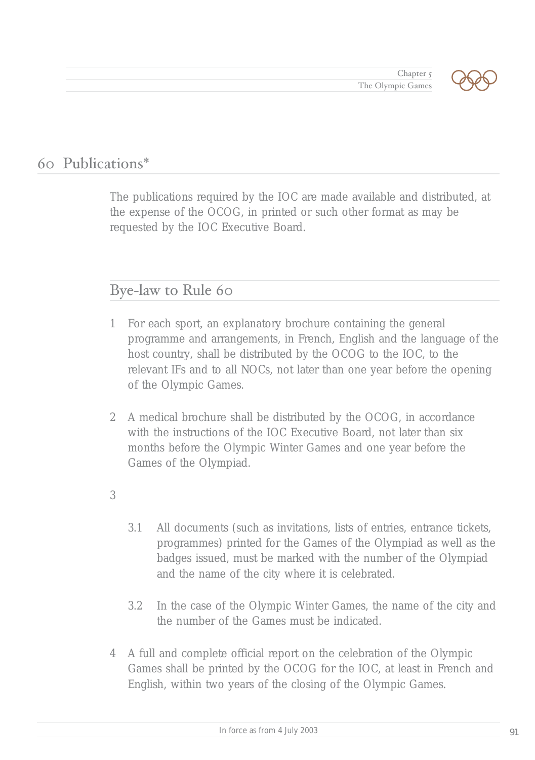## 60 Publications*

The publications required by the IOC are made available and distributed, at the expense of the OCOG, in printed or such other format as may be requested by the IOC Executive Board.

### Bye-law to Rule 60

1 For each sport, an explanatory brochure containing the general programme and arrangements, in French, English and the language of the host country, shall be distributed by the OCOG to the IOC, to the relevant IFs and to all NOCs, not later than one year before the opening of the Olympic Games.

2 A medical brochure shall be distributed by the OCOG, in accordance with the instructions of the IOC Executive Board, not later than six months before the Olympic Winter Games and one year before the Games of the Olympiad.

3

3.1 All documents (such as invitations, lists of entries, entrance tickets, programmes) printed for the Games of the Olympiad as well as the badges issued, must be marked with the number of the Olympiad and the name of the city where it is celebrated.

3.2 In the case of the Olympic Winter Games, the name of the city and the number of the Games must be indicated.

4 A full and complete official report on the celebration of the Olympic Games shall be printed by the OCOG for the IOC, at least in French and English, within two years of the closing of the Olympic Games.

In force as from 4 July 2003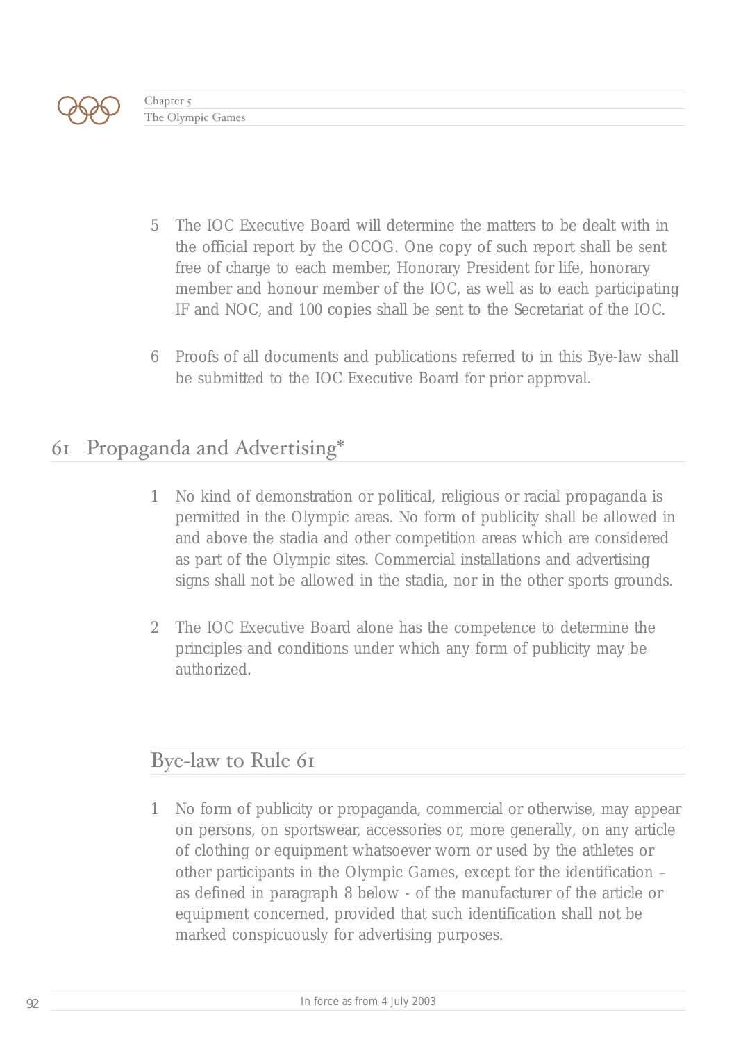5 The IOC Executive Board will determine the matters to be dealt with in the official report by the OCOG. One copy of such report shall be sent free of charge to each member, Honorary President for life, honorary member and honour member of the IOC, as well as to each participating IF and NOC, and 100 copies shall be sent to the Secretariat of the IOC.

6 Proofs of all documents and publications referred to in this Bye-law shall be submitted to the IOC Executive Board for prior approval.

## 61 Propaganda and Advertising*

1 No kind of demonstration or political, religious or racial propaganda is permitted in the Olympic areas. No form of publicity shall be allowed in and above the stadia and other competition areas which are considered as part of the Olympic sites. Commercial installations and advertising signs shall not be allowed in the stadia, nor in the other sports grounds.

2 The IOC Executive Board alone has the competence to determine the principles and conditions under which any form of publicity may be authorized.

### Bye-law to Rule 61

1 No form of publicity or propaganda, commercial or otherwise, may appear on persons, on sportswear, accessories or, more generally, on any article of clothing or equipment whatsoever worn or used by the athletes or other participants in the Olympic Games, except for the identification – as defined in paragraph 8 below - of the manufacturer of the article or equipment concerned, provided that such identification shall not be marked conspicuously for advertising purposes.

In force as from 4 July 2003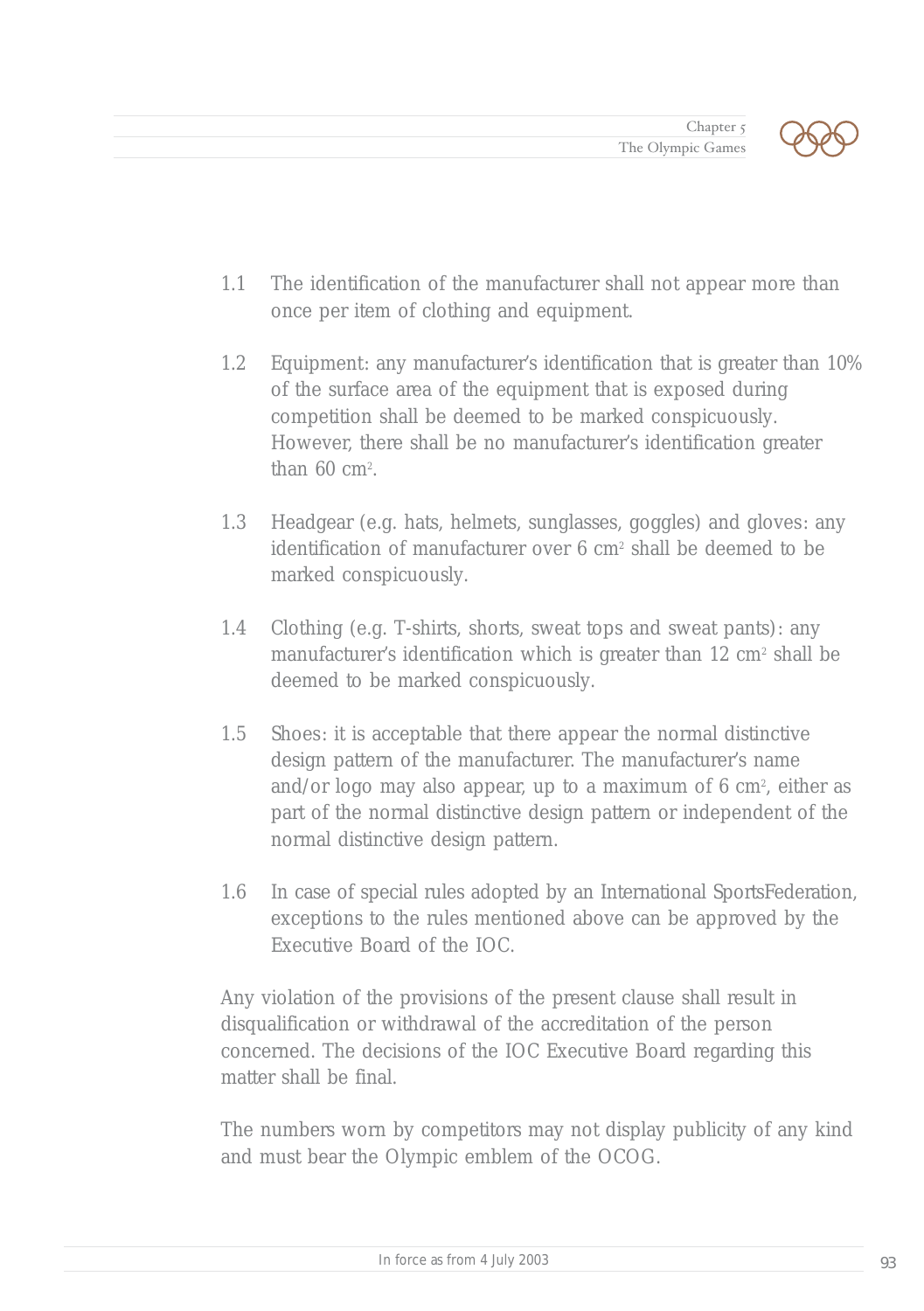1.1 The identification of the manufacturer shall not appear more than once per item of clothing and equipment.

1.2 Equipment: any manufacturer's identification that is greater than 10% of the surface area of the equipment that is exposed during competition shall be deemed to be marked conspicuously. However, there shall be no manufacturer's identification greater than 60 $cm^2$.

1.3 Headgear (e.g. hats, helmets, sunglasses, goggles) and gloves: any identification of manufacturer over 6 $cm^2$ shall be deemed to be marked conspicuously.

1.4 Clothing (e.g. T-shirts, shorts, sweat tops and sweat pants): any manufacturer's identification which is greater than 12 $cm^2$ shall be deemed to be marked conspicuously.

1.5 Shoes: it is acceptable that there appear the normal distinctive design pattern of the manufacturer. The manufacturer's name and/or logo may also appear, up to a maximum of 6 $cm^2$, either as part of the normal distinctive design pattern or independent of the normal distinctive design pattern.

1.6 In case of special rules adopted by an International SportsFederation, exceptions to the rules mentioned above can be approved by the Executive Board of the IOC.

Any violation of the provisions of the present clause shall result in disqualification or withdrawal of the accreditation of the person concerned. The decisions of the IOC Executive Board regarding this matter shall be final.

The numbers worn by competitors may not display publicity of any kind and must bear the Olympic emblem of the OCOG.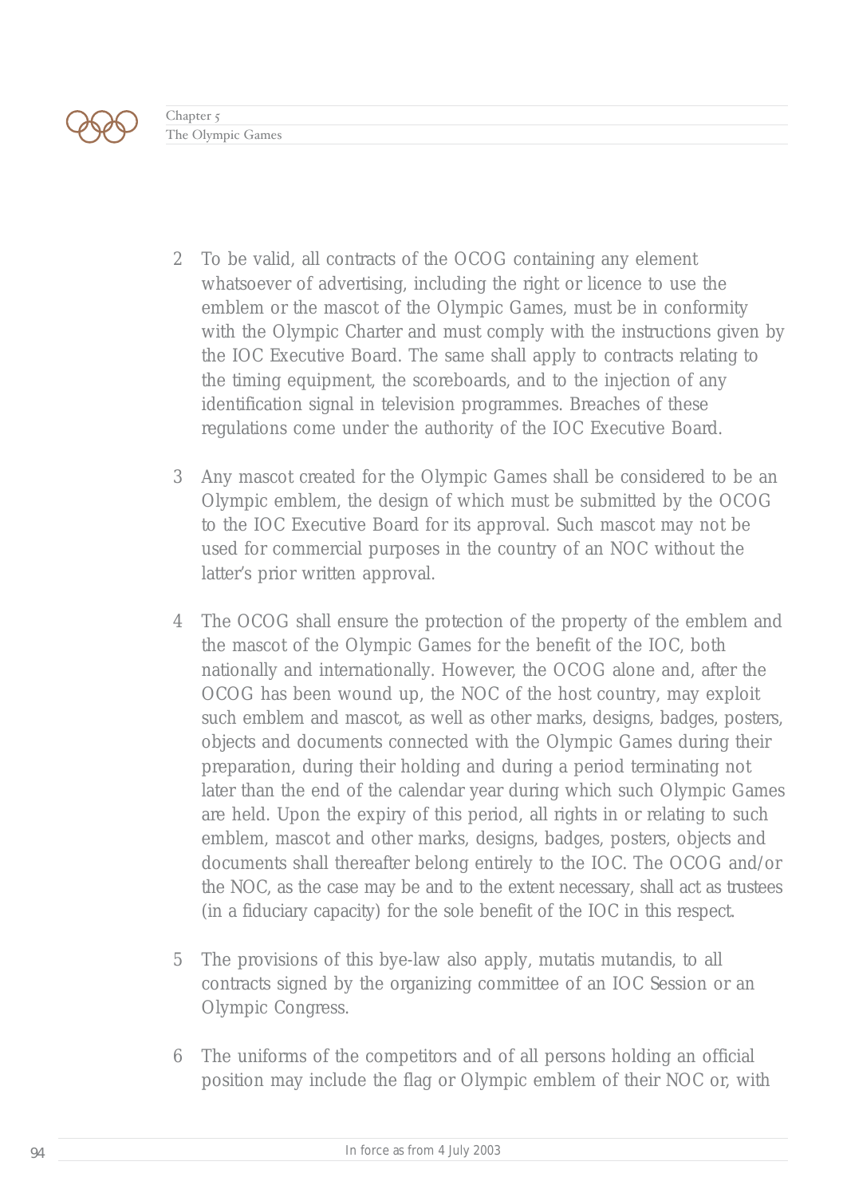2 To be valid, all contracts of the OCOG containing any element whatsoever of advertising, including the right or licence to use the emblem or the mascot of the Olympic Games, must be in conformity with the Olympic Charter and must comply with the instructions given by the IOC Executive Board. The same shall apply to contracts relating to the timing equipment, the scoreboards, and to the injection of any identification signal in television programmes. Breaches of these regulations come under the authority of the IOC Executive Board.

3 Any mascot created for the Olympic Games shall be considered to be an Olympic emblem, the design of which must be submitted by the OCOG to the IOC Executive Board for its approval. Such mascot may not be used for commercial purposes in the country of an NOC without the latter's prior written approval.

4 The OCOG shall ensure the protection of the property of the emblem and the mascot of the Olympic Games for the benefit of the IOC, both nationally and internationally. However, the OCOG alone and, after the OCOG has been wound up, the NOC of the host country, may exploit such emblem and mascot, as well as other marks, designs, badges, posters, objects and documents connected with the Olympic Games during their preparation, during their holding and during a period terminating not later than the end of the calendar year during which such Olympic Games are held. Upon the expiry of this period, all rights in or relating to such emblem, mascot and other marks, designs, badges, posters, objects and documents shall thereafter belong entirely to the IOC. The OCOG and/or the NOC, as the case may be and to the extent necessary, shall act as trustees (in a fiduciary capacity) for the sole benefit of the IOC in this respect.

5 The provisions of this bye-law also apply, mutatis mutandis, to all contracts signed by the organizing committee of an IOC Session or an Olympic Congress.

6 The uniforms of the competitors and of all persons holding an official position may include the flag or Olympic emblem of their NOC or, with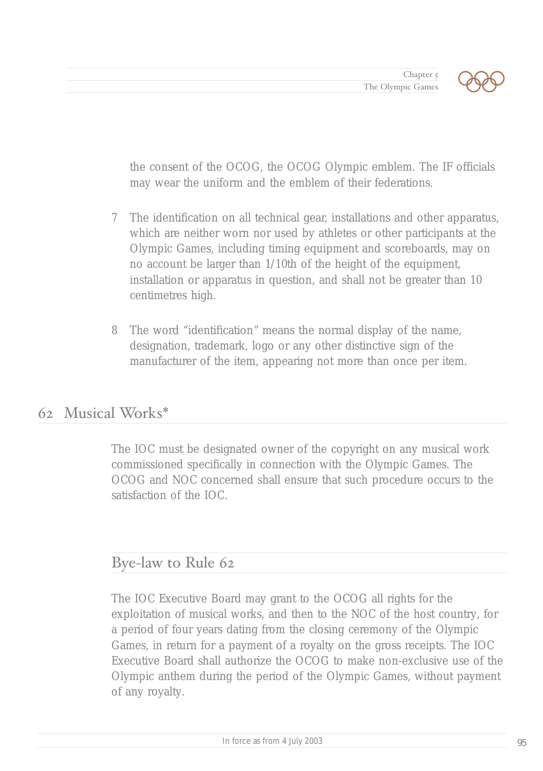the consent of the OCOG, the OCOG Olympic emblem. The IF officials may wear the uniform and the emblem of their federations.

7 The identification on all technical gear, installations and other apparatus, which are neither worn nor used by athletes or other participants at the Olympic Games, including timing equipment and scoreboards, may on no account be larger than 1/10th of the height of the equipment, installation or apparatus in question, and shall not be greater than 10 centimetres high.

8 The word "identification" means the normal display of the name, designation, trademark, logo or any other distinctive sign of the manufacturer of the item, appearing not more than once per item.

## 62 Musical Works*

The IOC must be designated owner of the copyright on any musical work commissioned specifically in connection with the Olympic Games. The OCOG and NOC concerned shall ensure that such procedure occurs to the satisfaction of the IOC.

### Bye-law to Rule 62

The IOC Executive Board may grant to the OCOG all rights for the exploitation of musical works, and then to the NOC of the host country, for a period of four years dating from the closing ceremony of the Olympic Games, in return for a payment of a royalty on the gross receipts. The IOC Executive Board shall authorize the OCOG to make non-exclusive use of the Olympic anthem during the period of the Olympic Games, without payment of any royalty.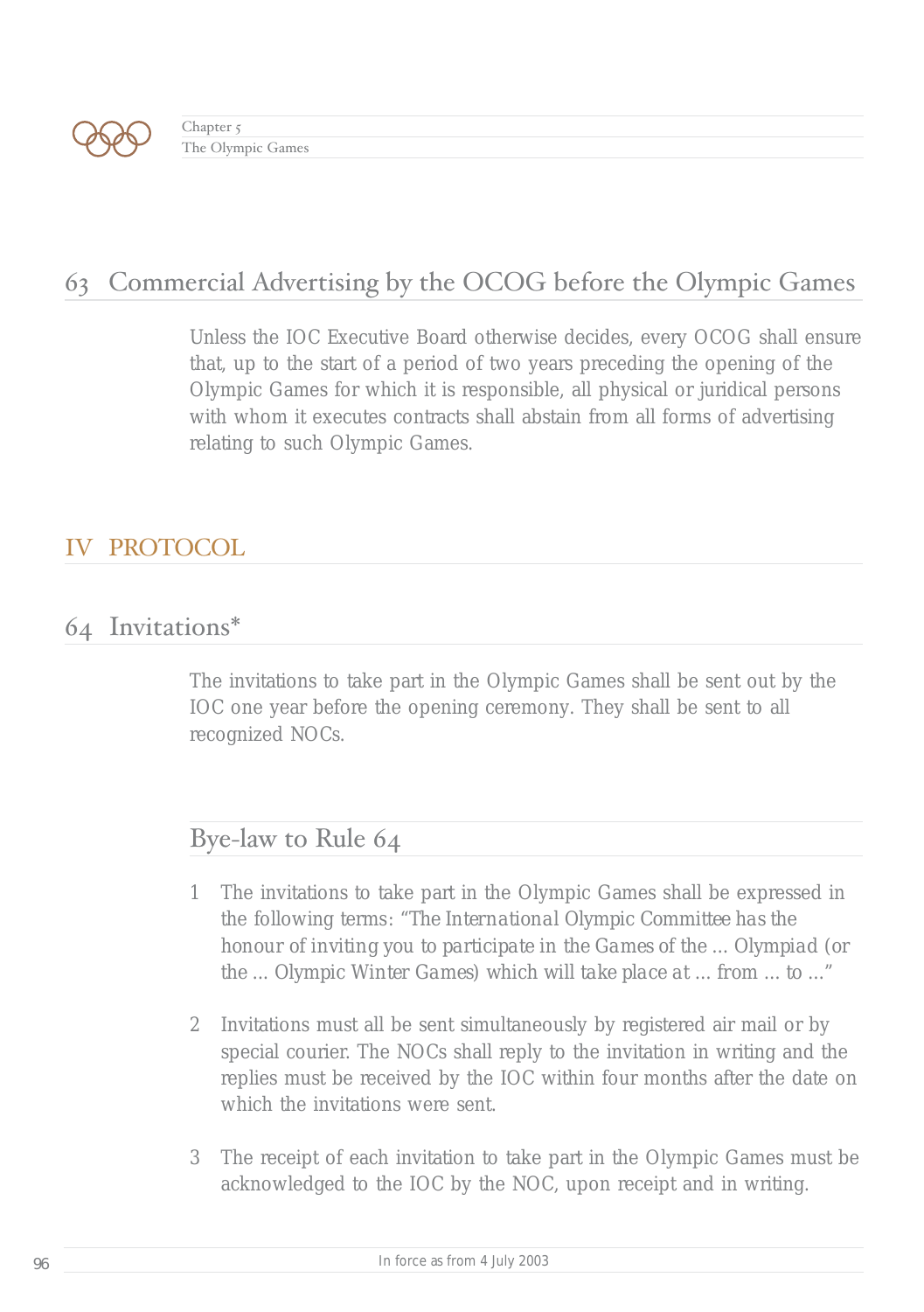## 63 Commercial Advertising by the OCOG before the Olympic Games

Unless the IOC Executive Board otherwise decides, every OCOG shall ensure that, up to the start of a period of two years preceding the opening of the Olympic Games for which it is responsible, all physical or juridical persons with whom it executes contracts shall abstain from all forms of advertising relating to such Olympic Games.

# IV PROTOCOL

## 64 Invitations*

The invitations to take part in the Olympic Games shall be sent out by the IOC one year before the opening ceremony. They shall be sent to all recognized NOCs.

### Bye-law to Rule 64

1. The invitations to take part in the Olympic Games shall be expressed in the following terms: "*The International Olympic Committee has the honour of inviting you to participate in the Games of the ... Olympiad (or the ... Olympic Winter Games) which will take place at ... from ... to ...*"
2. Invitations must all be sent simultaneously by registered air mail or by special courier. The NOCs shall reply to the invitation in writing and the replies must be received by the IOC within four months after the date on which the invitations were sent.
3. The receipt of each invitation to take part in the Olympic Games must be acknowledged to the IOC by the NOC, upon receipt and in writing.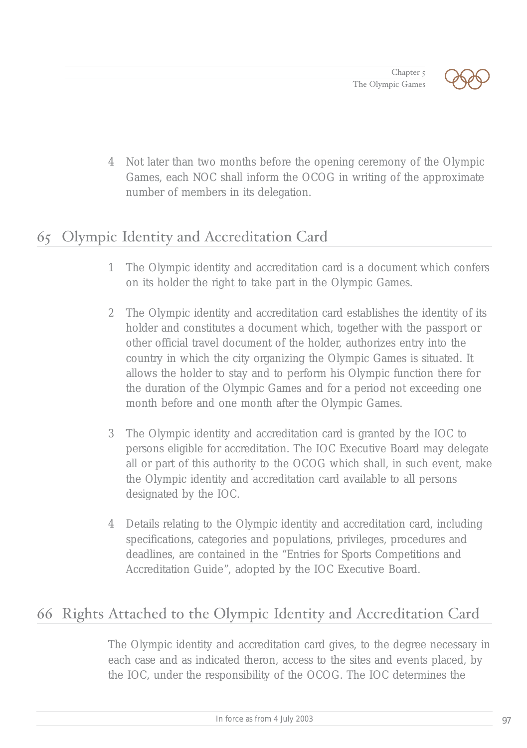4 Not later than two months before the opening ceremony of the Olympic Games, each NOC shall inform the OCOG in writing of the approximate number of members in its delegation.

## 65 Olympic Identity and Accreditation Card

1 The Olympic identity and accreditation card is a document which confers on its holder the right to take part in the Olympic Games.

2 The Olympic identity and accreditation card establishes the identity of its holder and constitutes a document which, together with the passport or other official travel document of the holder, authorizes entry into the country in which the city organizing the Olympic Games is situated. It allows the holder to stay and to perform his Olympic function there for the duration of the Olympic Games and for a period not exceeding one month before and one month after the Olympic Games.

3 The Olympic identity and accreditation card is granted by the IOC to persons eligible for accreditation. The IOC Executive Board may delegate all or part of this authority to the OCOG which shall, in such event, make the Olympic identity and accreditation card available to all persons designated by the IOC.

4 Details relating to the Olympic identity and accreditation card, including specifications, categories and populations, privileges, procedures and deadlines, are contained in the "Entries for Sports Competitions and Accreditation Guide", adopted by the IOC Executive Board.

## 66 Rights Attached to the Olympic Identity and Accreditation Card

The Olympic identity and accreditation card gives, to the degree necessary in each case and as indicated theron, access to the sites and events placed, by the IOC, under the responsibility of the OCOG. The IOC determines the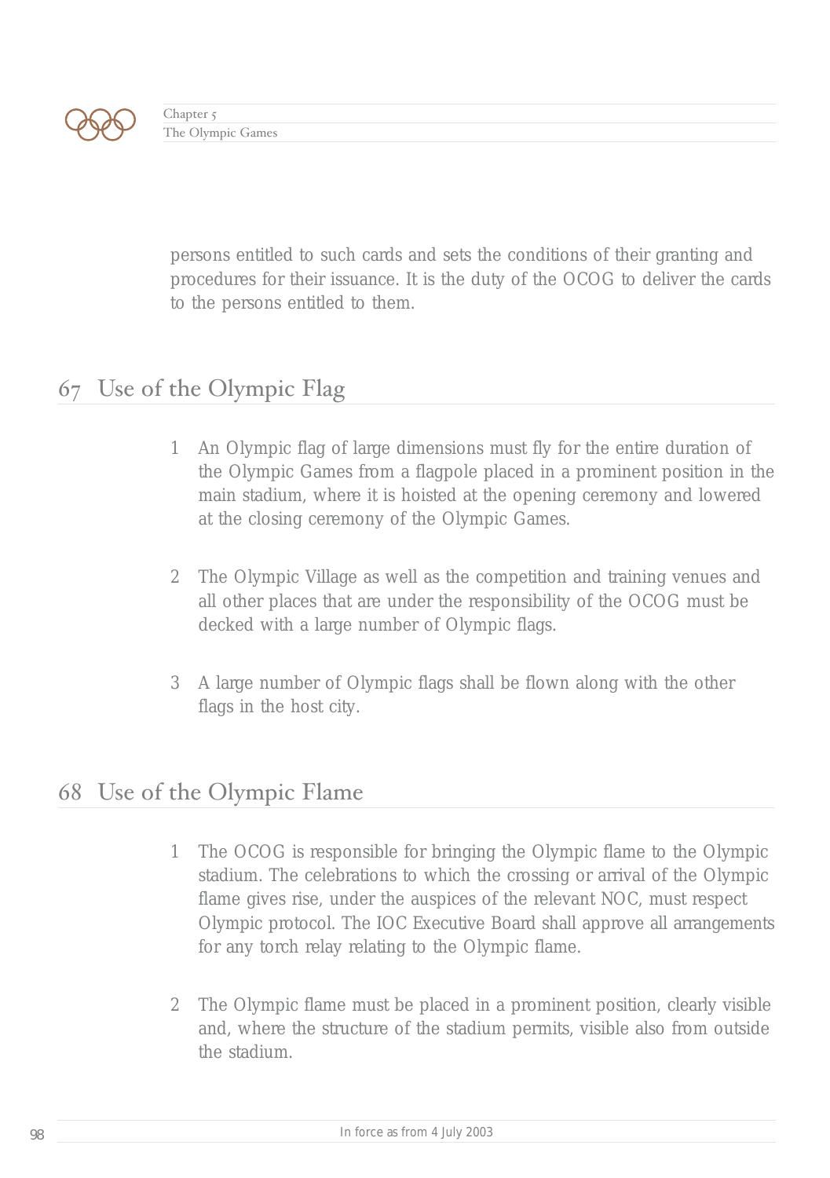persons entitled to such cards and sets the conditions of their granting and procedures for their issuance. It is the duty of the OCOG to deliver the cards to the persons entitled to them.

## 67 Use of the Olympic Flag

1 An Olympic flag of large dimensions must fly for the entire duration of the Olympic Games from a flagpole placed in a prominent position in the main stadium, where it is hoisted at the opening ceremony and lowered at the closing ceremony of the Olympic Games.

2 The Olympic Village as well as the competition and training venues and all other places that are under the responsibility of the OCOG must be decked with a large number of Olympic flags.

3 A large number of Olympic flags shall be flown along with the other flags in the host city.

## 68 Use of the Olympic Flame

1 The OCOG is responsible for bringing the Olympic flame to the Olympic stadium. The celebrations to which the crossing or arrival of the Olympic flame gives rise, under the auspices of the relevant NOC, must respect Olympic protocol. The IOC Executive Board shall approve all arrangements for any torch relay relating to the Olympic flame.

2 The Olympic flame must be placed in a prominent position, clearly visible and, where the structure of the stadium permits, visible also from outside the stadium.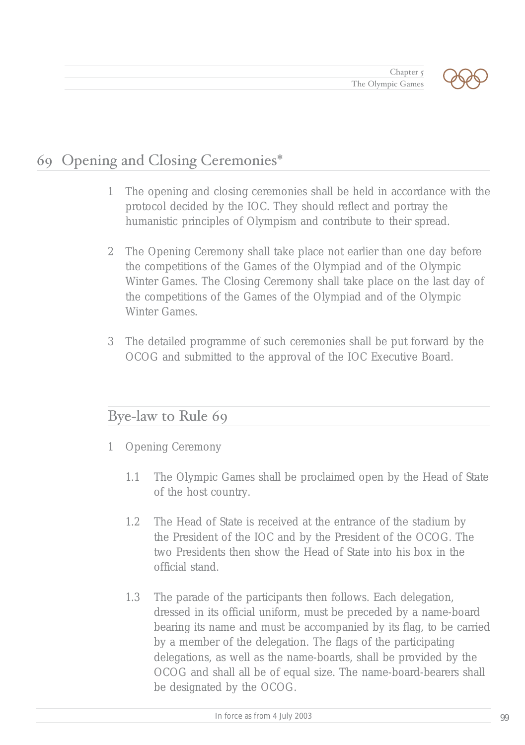## 69 Opening and Closing Ceremonies*

1 The opening and closing ceremonies shall be held in accordance with the protocol decided by the IOC. They should reflect and portray the humanistic principles of Olympism and contribute to their spread.

2 The Opening Ceremony shall take place not earlier than one day before the competitions of the Games of the Olympiad and of the Olympic Winter Games. The Closing Ceremony shall take place on the last day of the competitions of the Games of the Olympiad and of the Olympic Winter Games.

3 The detailed programme of such ceremonies shall be put forward by the OCOG and submitted to the approval of the IOC Executive Board.

### Bye-law to Rule 69

1 Opening Ceremony

1.1 The Olympic Games shall be proclaimed open by the Head of State of the host country.

1.2 The Head of State is received at the entrance of the stadium by the President of the IOC and by the President of the OCOG. The two Presidents then show the Head of State into his box in the official stand.

1.3 The parade of the participants then follows. Each delegation, dressed in its official uniform, must be preceded by a name-board bearing its name and must be accompanied by its flag, to be carried by a member of the delegation. The flags of the participating delegations, as well as the name-boards, shall be provided by the OCOG and shall all be of equal size. The name-board-bearers shall be designated by the OCOG.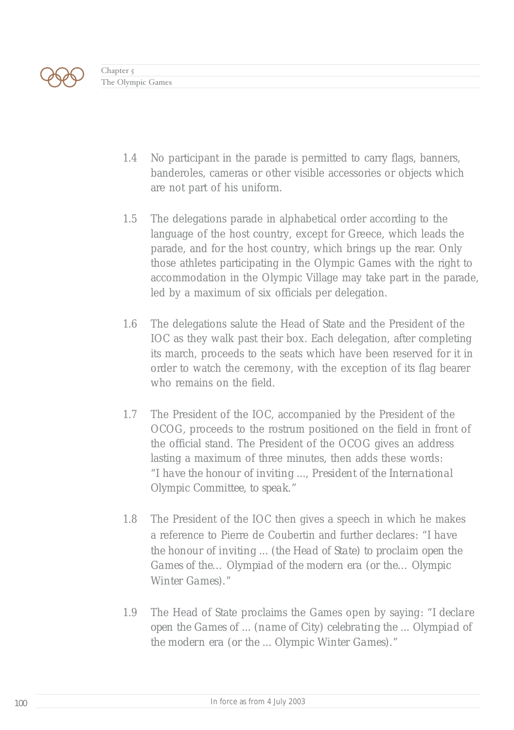1.4 No participant in the parade is permitted to carry flags, banners, banderoles, cameras or other visible accessories or objects which are not part of his uniform.

1.5 The delegations parade in alphabetical order according to the language of the host country, except for Greece, which leads the parade, and for the host country, which brings up the rear. Only those athletes participating in the Olympic Games with the right to accommodation in the Olympic Village may take part in the parade, led by a maximum of six officials per delegation.

1.6 The delegations salute the Head of State and the President of the IOC as they walk past their box. Each delegation, after completing its march, proceeds to the seats which have been reserved for it in order to watch the ceremony, with the exception of its flag bearer who remains on the field.

1.7 The President of the IOC, accompanied by the President of the OCOG, proceeds to the rostrum positioned on the field in front of the official stand. The President of the OCOG gives an address lasting a maximum of three minutes, then adds these words: *"I have the honour of inviting ..., President of the International Olympic Committee, to speak."*

1.8 The President of the IOC then gives a speech in which he makes a reference to Pierre de Coubertin and further declares: *"I have the honour of inviting ... (the Head of State) to proclaim open the Games of the... Olympiad of the modern era (or the... Olympic Winter Games)."*

1.9 The Head of State proclaims the Games open by saying: *"I declare open the Games of ... (name of City) celebrating the ... Olympiad of the modern era (or the ... Olympic Winter Games)."*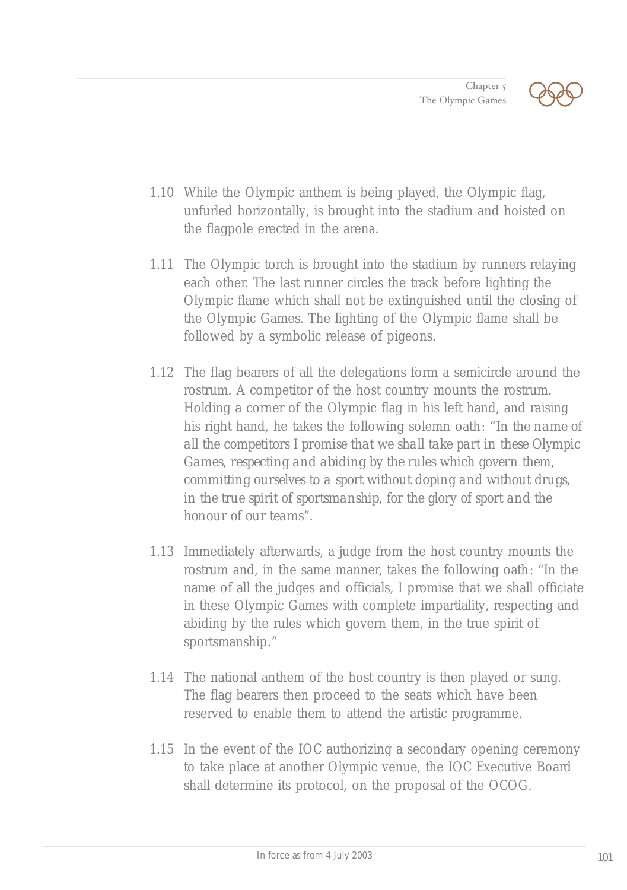1.10 While the Olympic anthem is being played, the Olympic flag, unfurled horizontally, is brought into the stadium and hoisted on the flagpole erected in the arena.

1.11 The Olympic torch is brought into the stadium by runners relaying each other. The last runner circles the track before lighting the Olympic flame which shall not be extinguished until the closing of the Olympic Games. The lighting of the Olympic flame shall be followed by a symbolic release of pigeons.

1.12 The flag bearers of all the delegations form a semicircle around the rostrum. A competitor of the host country mounts the rostrum. Holding a corner of the Olympic flag in his left hand, and raising his right hand, he takes the following solemn oath: "*In the name of all the competitors I promise that we shall take part in these Olympic Games, respecting and abiding by the rules which govern them, committing ourselves to a sport without doping and without drugs, in the true spirit of sportsmanship, for the glory of sport and the honour of our teams*".

1.13 Immediately afterwards, a judge from the host country mounts the rostrum and, in the same manner, takes the following oath: "In the name of all the judges and officials, I promise that we shall officiate in these Olympic Games with complete impartiality, respecting and abiding by the rules which govern them, in the true spirit of sportsmanship."

1.14 The national anthem of the host country is then played or sung. The flag bearers then proceed to the seats which have been reserved to enable them to attend the artistic programme.

1.15 In the event of the IOC authorizing a secondary opening ceremony to take place at another Olympic venue, the IOC Executive Board shall determine its protocol, on the proposal of the OCOG.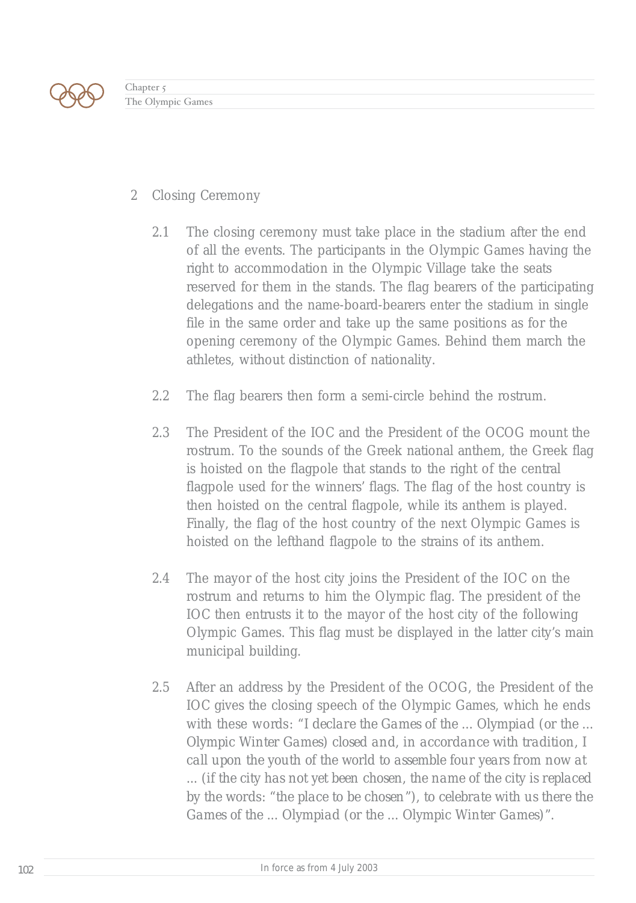## 2 Closing Ceremony

2.1 The closing ceremony must take place in the stadium after the end of all the events. The participants in the Olympic Games having the right to accommodation in the Olympic Village take the seats reserved for them in the stands. The flag bearers of the participating delegations and the name-board-bearers enter the stadium in single file in the same order and take up the same positions as for the opening ceremony of the Olympic Games. Behind them march the athletes, without distinction of nationality.

2.2 The flag bearers then form a semi-circle behind the rostrum.

2.3 The President of the IOC and the President of the OCOG mount the rostrum. To the sounds of the Greek national anthem, the Greek flag is hoisted on the flagpole that stands to the right of the central flagpole used for the winners' flags. The flag of the host country is then hoisted on the central flagpole, while its anthem is played. Finally, the flag of the host country of the next Olympic Games is hoisted on the lefthand flagpole to the strains of its anthem.

2.4 The mayor of the host city joins the President of the IOC on the rostrum and returns to him the Olympic flag. The president of the IOC then entrusts it to the mayor of the host city of the following Olympic Games. This flag must be displayed in the latter city's main municipal building.

2.5 After an address by the President of the OCOG, the President of the IOC gives the closing speech of the Olympic Games, which he ends with these words: *"I declare the Games of the ... Olympiad (or the ... Olympic Winter Games) closed and, in accordance with tradition, I call upon the youth of the world to assemble four years from now at ... (if the city has not yet been chosen, the name of the city is replaced by the words: "the place to be chosen"), to celebrate with us there the Games of the ... Olympiad (or the ... Olympic Winter Games)".*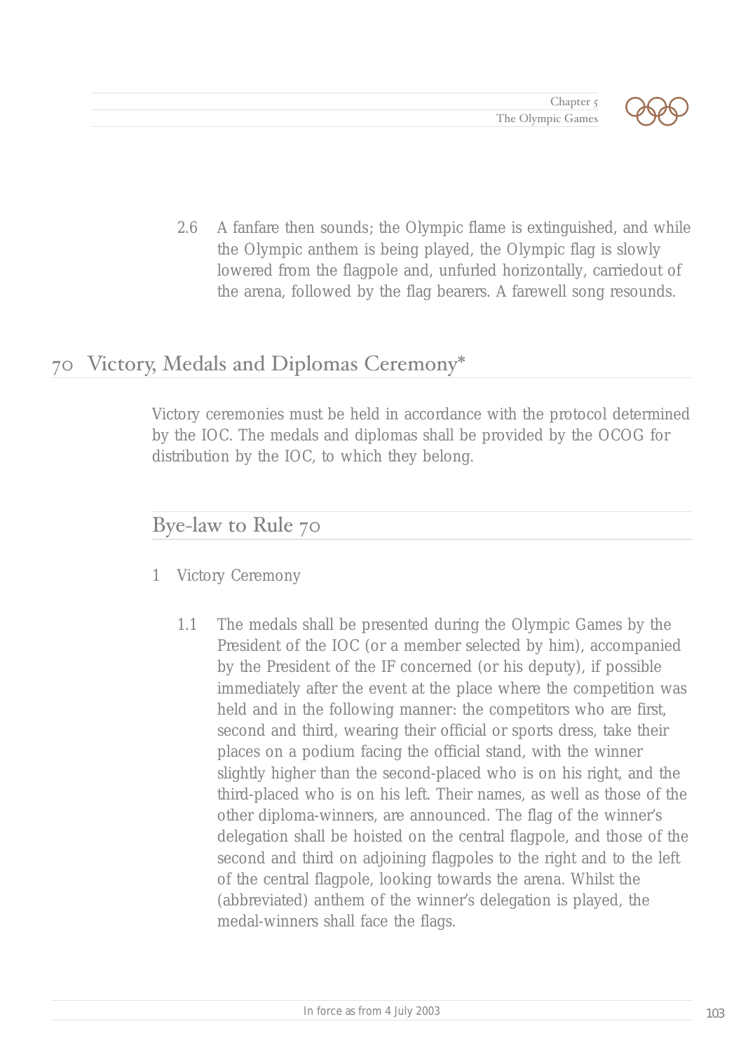2.6 A fanfare then sounds; the Olympic flame is extinguished, and while the Olympic anthem is being played, the Olympic flag is slowly lowered from the flagpole and, unfurled horizontally, carriedout of the arena, followed by the flag bearers. A farewell song resounds.

## 70 Victory, Medals and Diplomas Ceremony*

Victory ceremonies must be held in accordance with the protocol determined by the IOC. The medals and diplomas shall be provided by the OCOG for distribution by the IOC, to which they belong.

### Bye-law to Rule 70

1 Victory Ceremony

1.1 The medals shall be presented during the Olympic Games by the President of the IOC (or a member selected by him), accompanied by the President of the IF concerned (or his deputy), if possible immediately after the event at the place where the competition was held and in the following manner: the competitors who are first, second and third, wearing their official or sports dress, take their places on a podium facing the official stand, with the winner slightly higher than the second-placed who is on his right, and the third-placed who is on his left. Their names, as well as those of the other diploma-winners, are announced. The flag of the winner's delegation shall be hoisted on the central flagpole, and those of the second and third on adjoining flagpoles to the right and to the left of the central flagpole, looking towards the arena. Whilst the (abbreviated) anthem of the winner's delegation is played, the medal-winners shall face the flags.

In force as from 4 July 2003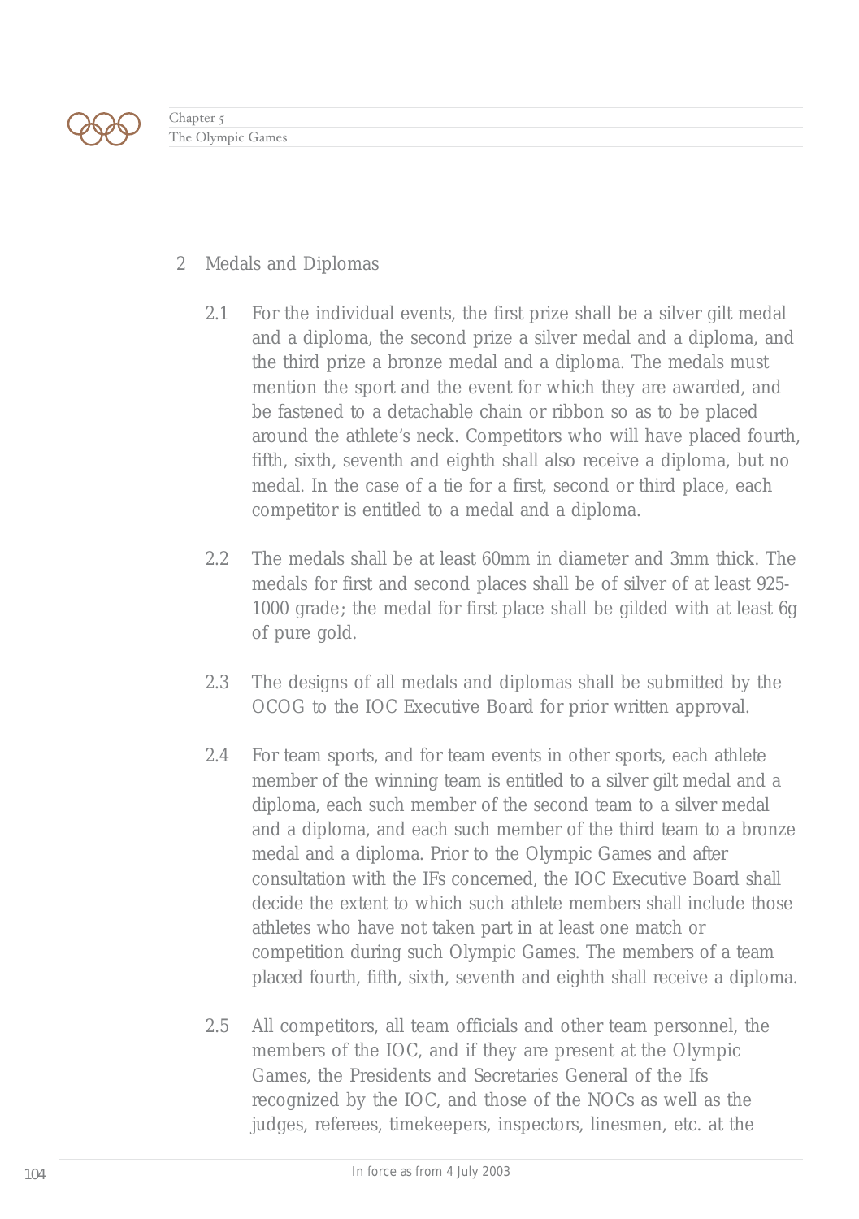## 2 Medals and Diplomas

2.1 For the individual events, the first prize shall be a silver gilt medal and a diploma, the second prize a silver medal and a diploma, and the third prize a bronze medal and a diploma. The medals must mention the sport and the event for which they are awarded, and be fastened to a detachable chain or ribbon so as to be placed around the athlete's neck. Competitors who will have placed fourth, fifth, sixth, seventh and eighth shall also receive a diploma, but no medal. In the case of a tie for a first, second or third place, each competitor is entitled to a medal and a diploma.

2.2 The medals shall be at least 60mm in diameter and 3mm thick. The medals for first and second places shall be of silver of at least 925-1000 grade; the medal for first place shall be gilded with at least 6g of pure gold.

2.3 The designs of all medals and diplomas shall be submitted by the OCOG to the IOC Executive Board for prior written approval.

2.4 For team sports, and for team events in other sports, each athlete member of the winning team is entitled to a silver gilt medal and a diploma, each such member of the second team to a silver medal and a diploma, and each such member of the third team to a bronze medal and a diploma. Prior to the Olympic Games and after consultation with the IFs concerned, the IOC Executive Board shall decide the extent to which such athlete members shall include those athletes who have not taken part in at least one match or competition during such Olympic Games. The members of a team placed fourth, fifth, sixth, seventh and eighth shall receive a diploma.

2.5 All competitors, all team officials and other team personnel, the members of the IOC, and if they are present at the Olympic Games, the Presidents and Secretaries General of the Ifs recognized by the IOC, and those of the NOCs as well as the judges, referees, timekeepers, inspectors, linesmen, etc. at the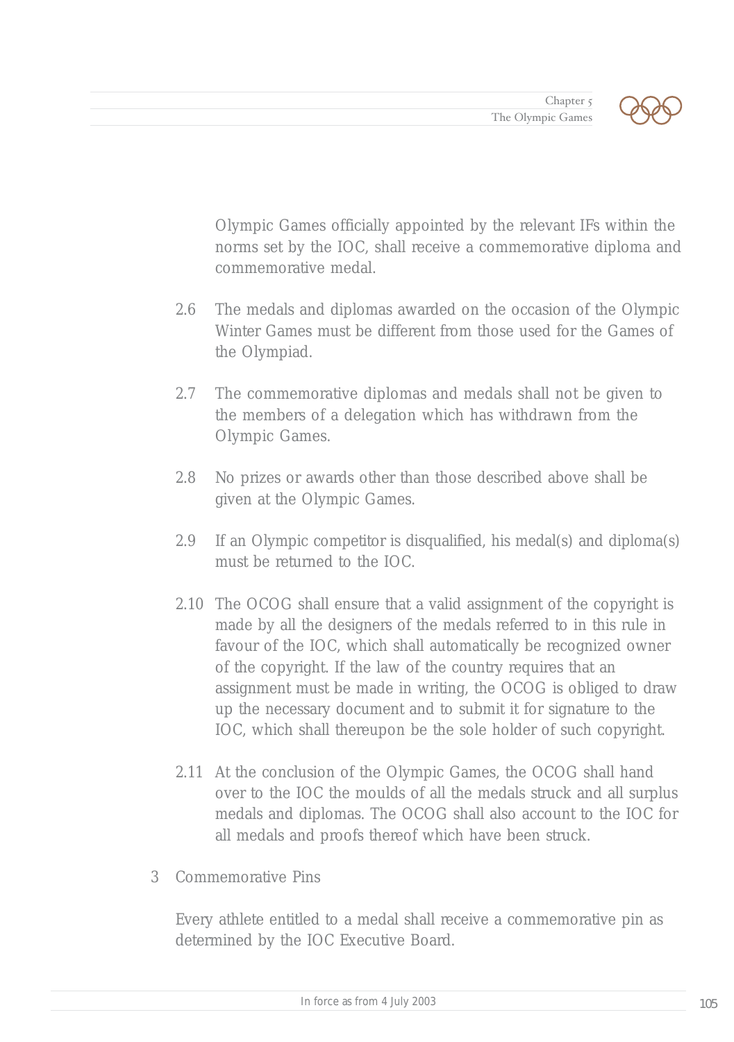Olympic Games officially appointed by the relevant IFs within the norms set by the IOC, shall receive a commemorative diploma and commemorative medal.

2.6 The medals and diplomas awarded on the occasion of the Olympic Winter Games must be different from those used for the Games of the Olympiad.

2.7 The commemorative diplomas and medals shall not be given to the members of a delegation which has withdrawn from the Olympic Games.

2.8 No prizes or awards other than those described above shall be given at the Olympic Games.

2.9 If an Olympic competitor is disqualified, his medal(s) and diploma(s) must be returned to the IOC.

2.10 The OCOG shall ensure that a valid assignment of the copyright is made by all the designers of the medals referred to in this rule in favour of the IOC, which shall automatically be recognized owner of the copyright. If the law of the country requires that an assignment must be made in writing, the OCOG is obliged to draw up the necessary document and to submit it for signature to the IOC, which shall thereupon be the sole holder of such copyright.

2.11 At the conclusion of the Olympic Games, the OCOG shall hand over to the IOC the moulds of all the medals struck and all surplus medals and diplomas. The OCOG shall also account to the IOC for all medals and proofs thereof which have been struck.

3 Commemorative Pins

Every athlete entitled to a medal shall receive a commemorative pin as determined by the IOC Executive Board.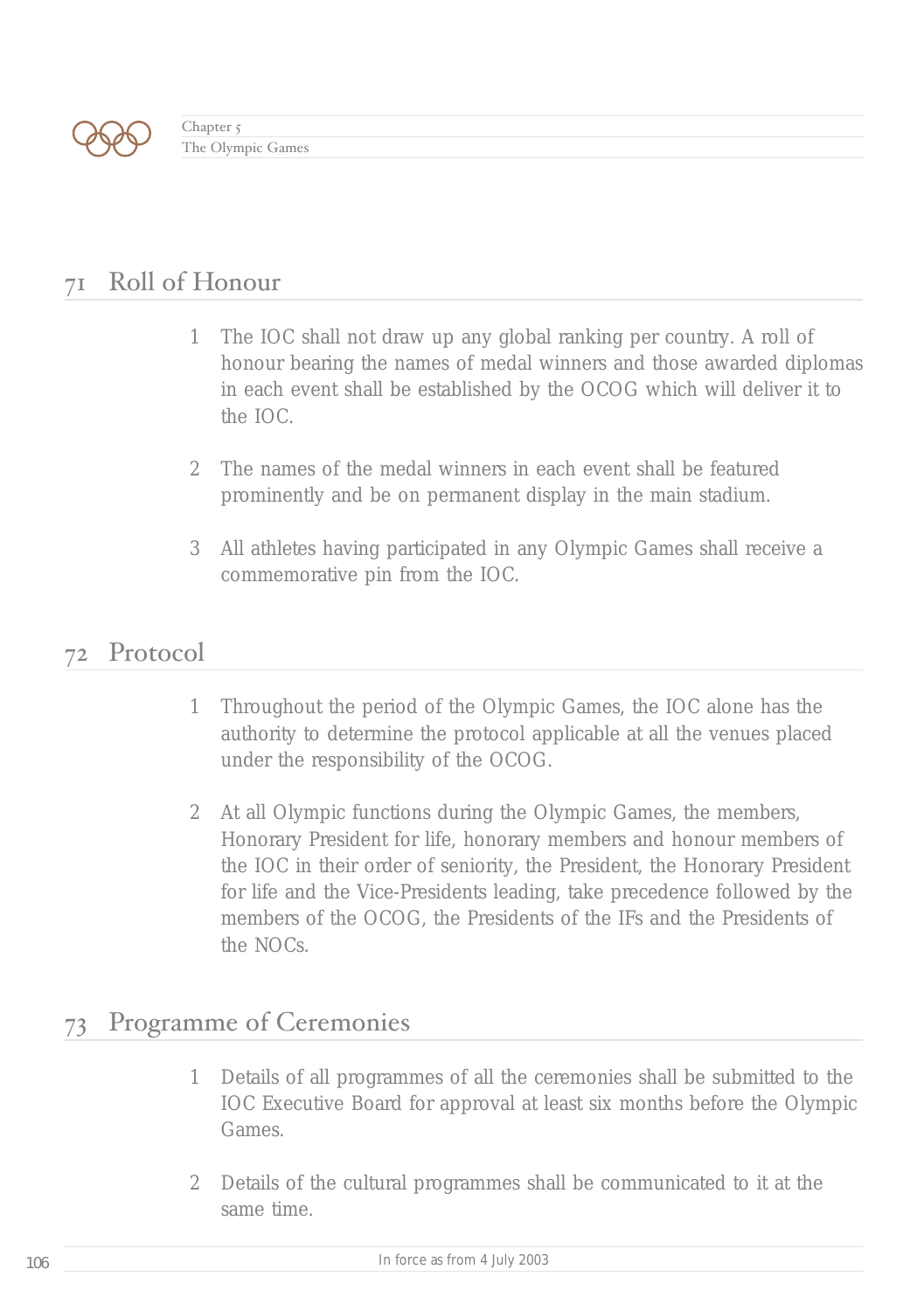## 71 Roll of Honour

1. The IOC shall not draw up any global ranking per country. A roll of honour bearing the names of medal winners and those awarded diplomas in each event shall be established by the OCOG which will deliver it to the IOC.

2. The names of the medal winners in each event shall be featured prominently and be on permanent display in the main stadium.

3. All athletes having participated in any Olympic Games shall receive a commemorative pin from the IOC.

## 72 Protocol

1. Throughout the period of the Olympic Games, the IOC alone has the authority to determine the protocol applicable at all the venues placed under the responsibility of the OCOG.

2. At all Olympic functions during the Olympic Games, the members, Honorary President for life, honorary members and honour members of the IOC in their order of seniority, the President, the Honorary President for life and the Vice-Presidents leading, take precedence followed by the members of the OCOG, the Presidents of the IFs and the Presidents of the NOCs.

## 73 Programme of Ceremonies

1. Details of all programmes of all the ceremonies shall be submitted to the IOC Executive Board for approval at least six months before the Olympic Games.

2. Details of the cultural programmes shall be communicated to it at the same time.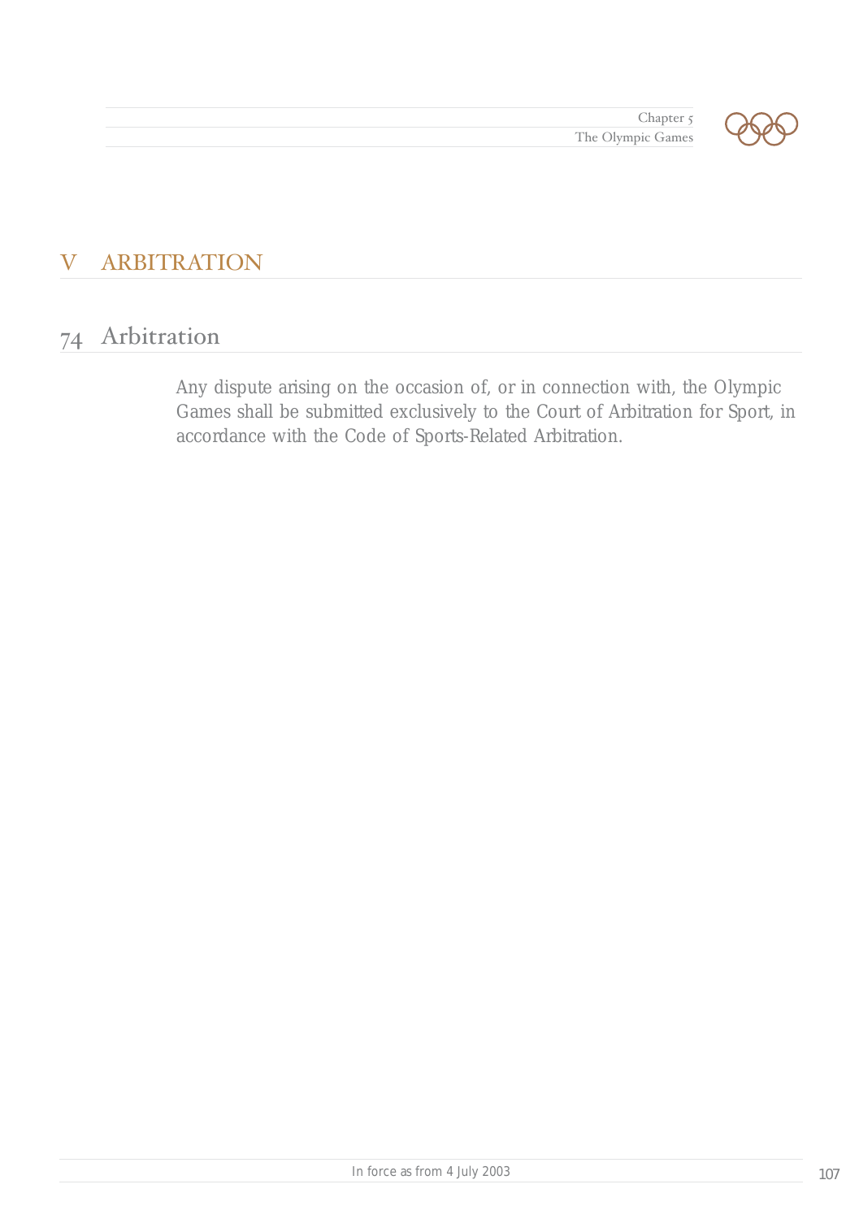# V ARBITRATION

## 74 Arbitration

Any dispute arising on the occasion of, or in connection with, the Olympic Games shall be submitted exclusively to the Court of Arbitration for Sport, in accordance with the Code of Sports-Related Arbitration.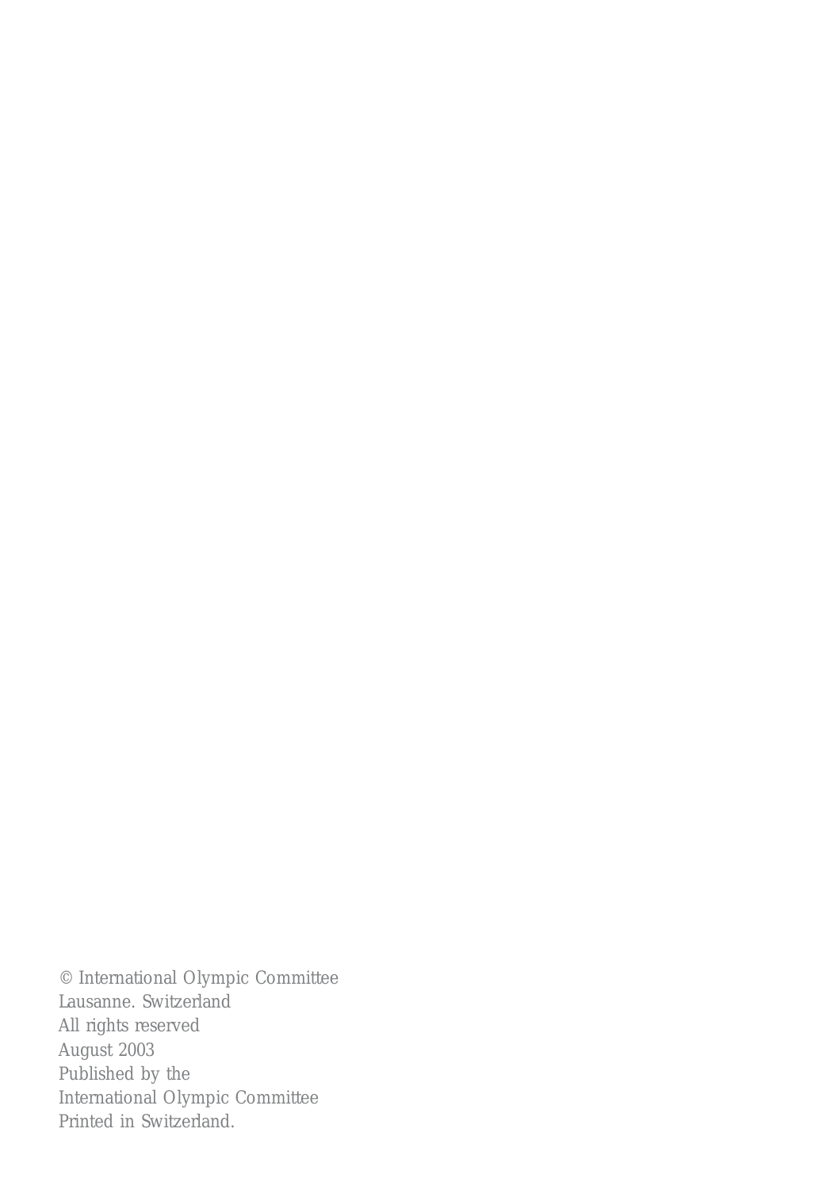© International Olympic Committee
Lausanne. Switzerland
All rights reserved
August 2003
Published by the
International Olympic Committee
Printed in Switzerland.